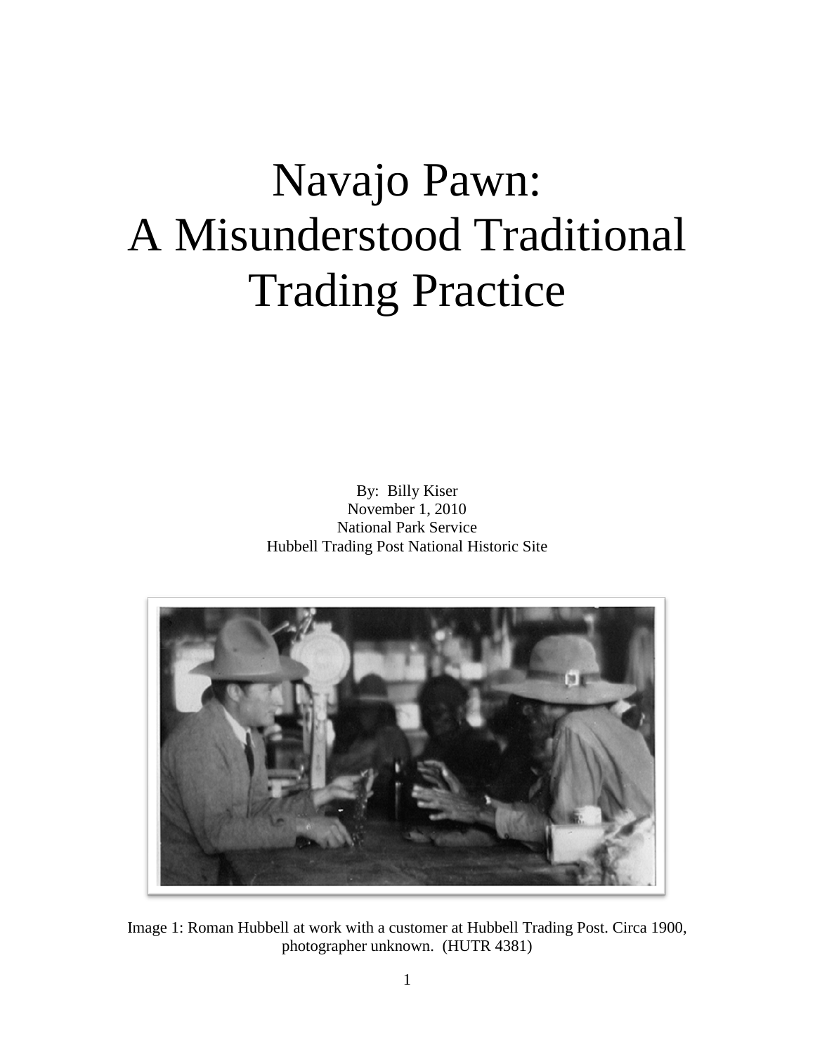# Navajo Pawn: A Misunderstood Traditional Trading Practice

By: Billy Kiser
November 1, 2010
National Park Service
Hubbell Trading Post National Historic Site

Image 1: Roman Hubbell at work with a customer at Hubbell Trading Post. Circa 1900, photographer unknown. (HUTR 4381)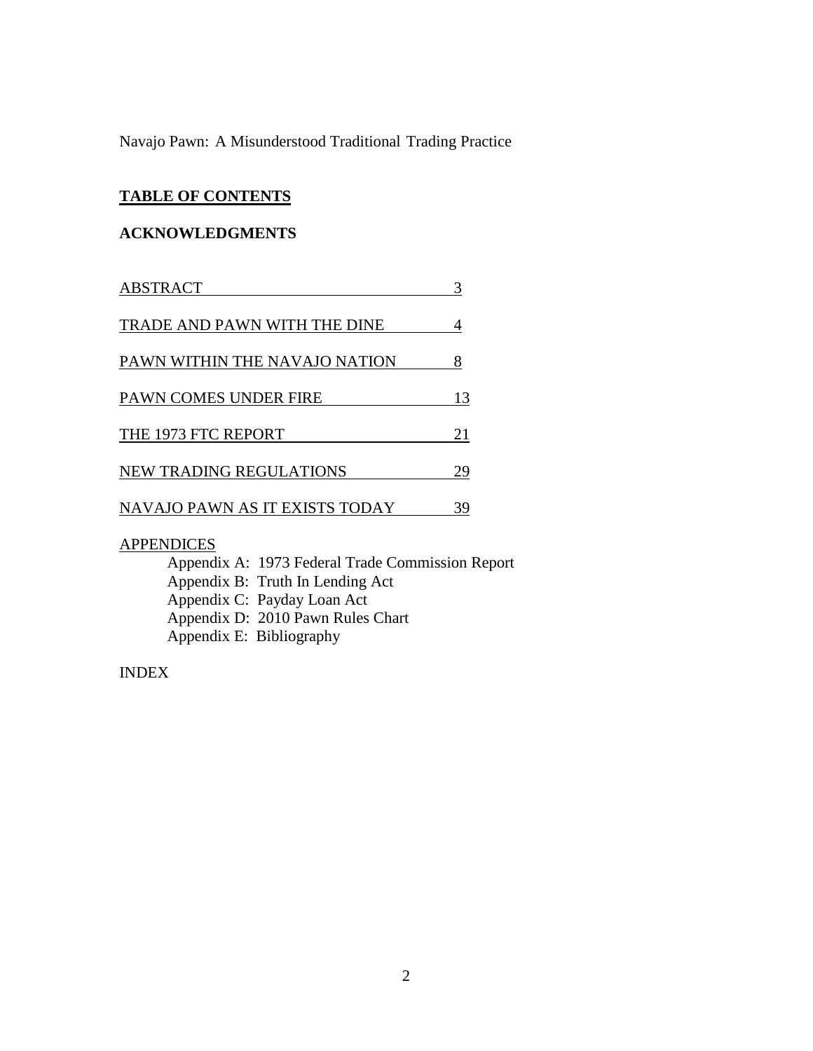Navajo Pawn: A Misunderstood Traditional Trading Practice

## TABLE OF CONTENTS

### ACKNOWLEDGMENTS

| | |
|---|---|
| ABSTRACT | 3 |
| TRADE AND PAWN WITH THE DINE | 4 |
| PAWN WITHIN THE NAVAJO NATION | 8 |
| PAWN COMES UNDER FIRE | 13 |
| THE 1973 FTC REPORT | 21 |
| NEW TRADING REGULATIONS | 29 |
| NAVAJO PAWN AS IT EXISTS TODAY | 39 |

APPENDICES

- Appendix A: 1973 Federal Trade Commission Report
- Appendix B: Truth In Lending Act
- Appendix C: Payday Loan Act
- Appendix D: 2010 Pawn Rules Chart
- Appendix E: Bibliography

INDEX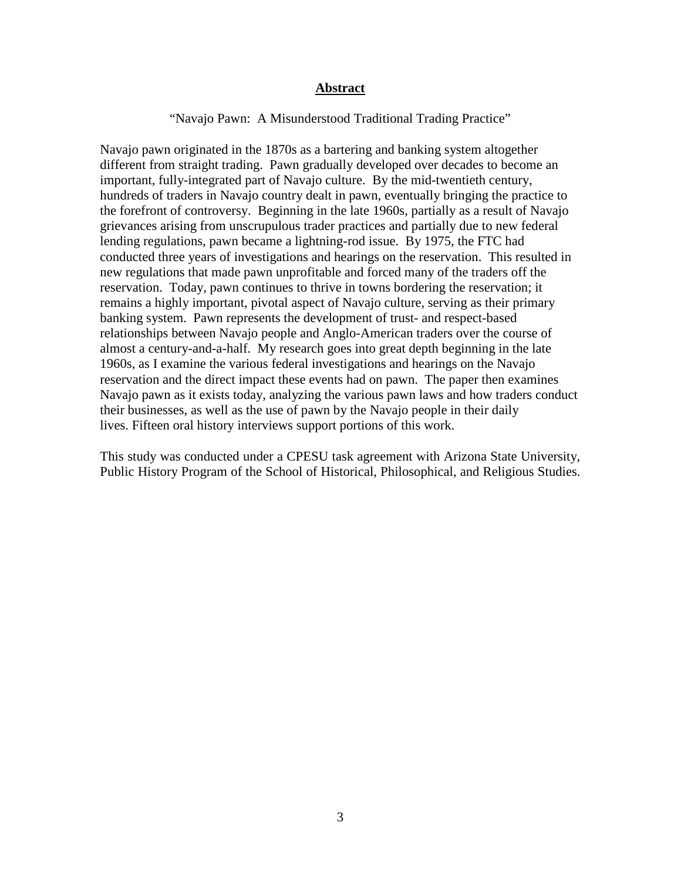# Abstract

"Navajo Pawn: A Misunderstood Traditional Trading Practice"

Navajo pawn originated in the 1870s as a bartering and banking system altogether different from straight trading. Pawn gradually developed over decades to become an important, fully-integrated part of Navajo culture. By the mid-twentieth century, hundreds of traders in Navajo country dealt in pawn, eventually bringing the practice to the forefront of controversy. Beginning in the late 1960s, partially as a result of Navajo grievances arising from unscrupulous trader practices and partially due to new federal lending regulations, pawn became a lightning-rod issue. By 1975, the FTC had conducted three years of investigations and hearings on the reservation. This resulted in new regulations that made pawn unprofitable and forced many of the traders off the reservation. Today, pawn continues to thrive in towns bordering the reservation; it remains a highly important, pivotal aspect of Navajo culture, serving as their primary banking system. Pawn represents the development of trust- and respect-based relationships between Navajo people and Anglo-American traders over the course of almost a century-and-a-half. My research goes into great depth beginning in the late 1960s, as I examine the various federal investigations and hearings on the Navajo reservation and the direct impact these events had on pawn. The paper then examines Navajo pawn as it exists today, analyzing the various pawn laws and how traders conduct their businesses, as well as the use of pawn by the Navajo people in their daily lives. Fifteen oral history interviews support portions of this work.

This study was conducted under a CPESU task agreement with Arizona State University, Public History Program of the School of Historical, Philosophical, and Religious Studies.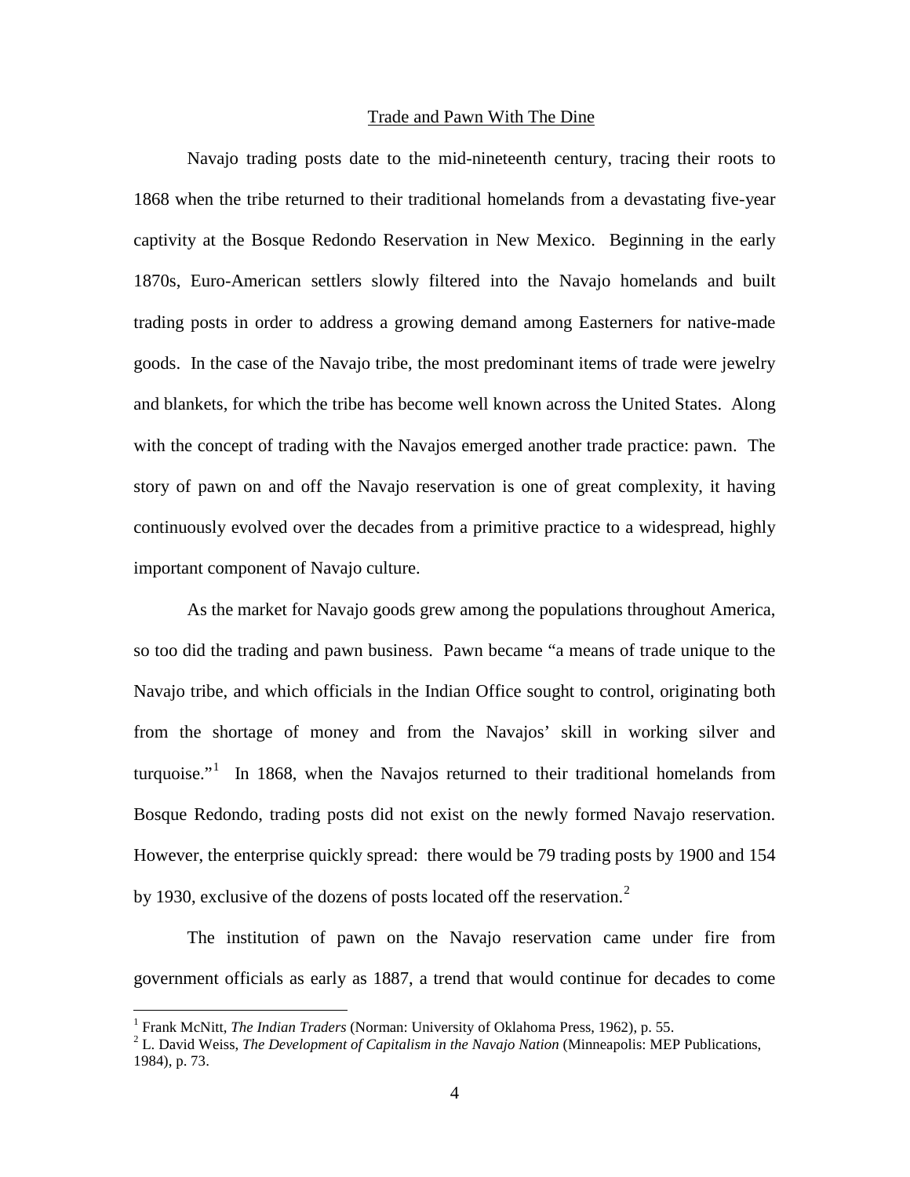## Trade and Pawn With The Dine

Navajo trading posts date to the mid-nineteenth century, tracing their roots to 1868 when the tribe returned to their traditional homelands from a devastating five-year captivity at the Bosque Redondo Reservation in New Mexico. Beginning in the early 1870s, Euro-American settlers slowly filtered into the Navajo homelands and built trading posts in order to address a growing demand among Easterners for native-made goods. In the case of the Navajo tribe, the most predominant items of trade were jewelry and blankets, for which the tribe has become well known across the United States. Along with the concept of trading with the Navajos emerged another trade practice: pawn. The story of pawn on and off the Navajo reservation is one of great complexity, it having continuously evolved over the decades from a primitive practice to a widespread, highly important component of Navajo culture.

As the market for Navajo goods grew among the populations throughout America, so too did the trading and pawn business. Pawn became "a means of trade unique to the Navajo tribe, and which officials in the Indian Office sought to control, originating both from the shortage of money and from the Navajos' skill in working silver and turquoise."[1] In 1868, when the Navajos returned to their traditional homelands from Bosque Redondo, trading posts did not exist on the newly formed Navajo reservation. However, the enterprise quickly spread: there would be 79 trading posts by 1900 and 154 by 1930, exclusive of the dozens of posts located off the reservation.[2]

The institution of pawn on the Navajo reservation came under fire from government officials as early as 1887, a trend that would continue for decades to come

---

[1] Frank McNitt, *The Indian Traders* (Norman: University of Oklahoma Press, 1962), p. 55.

[2] L. David Weiss, *The Development of Capitalism in the Navajo Nation* (Minneapolis: MEP Publications, 1984), p. 73.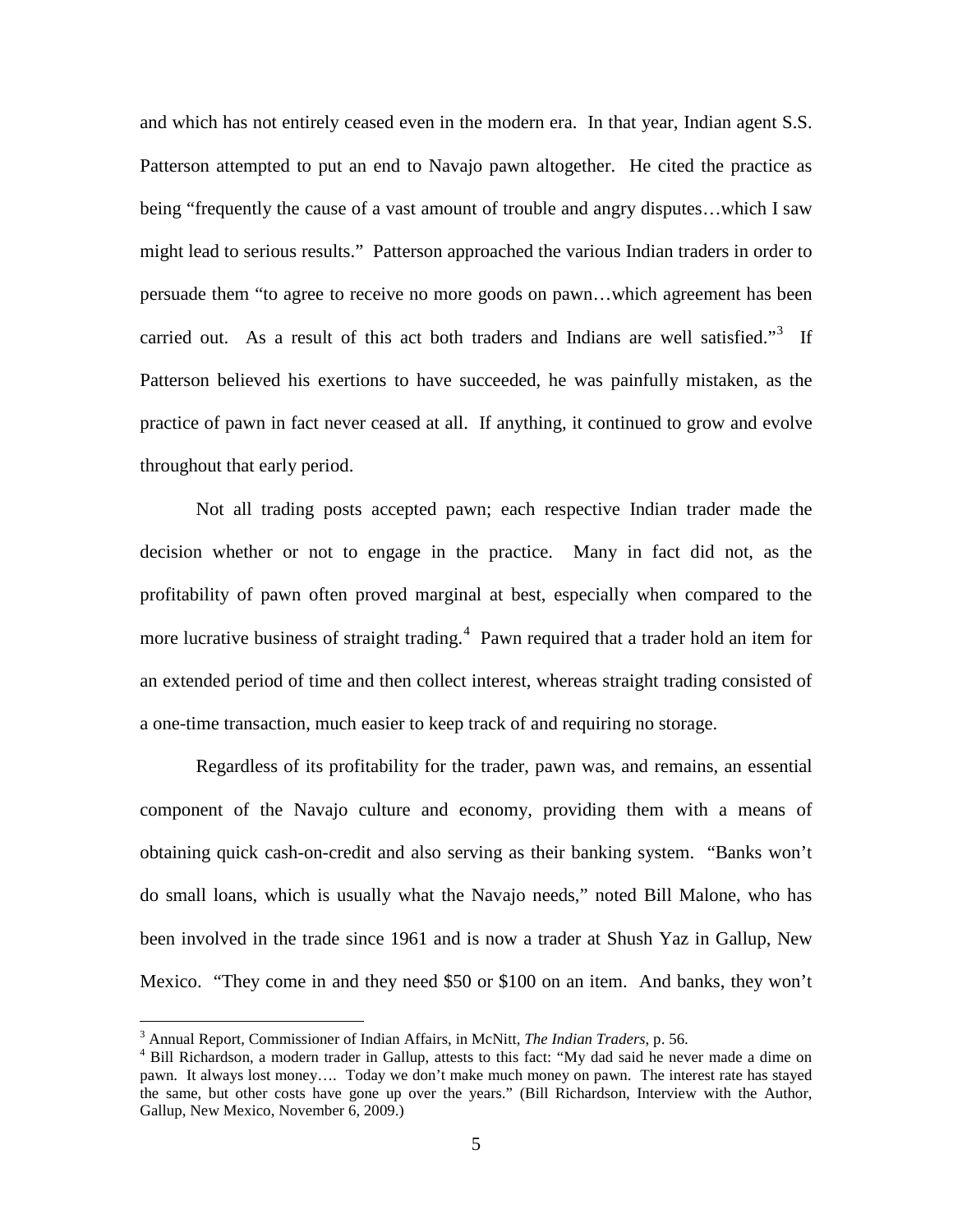and which has not entirely ceased even in the modern era. In that year, Indian agent S.S. Patterson attempted to put an end to Navajo pawn altogether. He cited the practice as being "frequently the cause of a vast amount of trouble and angry disputes…which I saw might lead to serious results." Patterson approached the various Indian traders in order to persuade them "to agree to receive no more goods on pawn…which agreement has been carried out. As a result of this act both traders and Indians are well satisfied."[3] If Patterson believed his exertions to have succeeded, he was painfully mistaken, as the practice of pawn in fact never ceased at all. If anything, it continued to grow and evolve throughout that early period.

Not all trading posts accepted pawn; each respective Indian trader made the decision whether or not to engage in the practice. Many in fact did not, as the profitability of pawn often proved marginal at best, especially when compared to the more lucrative business of straight trading.[4] Pawn required that a trader hold an item for an extended period of time and then collect interest, whereas straight trading consisted of a one-time transaction, much easier to keep track of and requiring no storage.

Regardless of its profitability for the trader, pawn was, and remains, an essential component of the Navajo culture and economy, providing them with a means of obtaining quick cash-on-credit and also serving as their banking system. "Banks won't do small loans, which is usually what the Navajo needs," noted Bill Malone, who has been involved in the trade since 1961 and is now a trader at Shush Yaz in Gallup, New Mexico. "They come in and they need $50 or $100 on an item. And banks, they won't

---

[3] Annual Report, Commissioner of Indian Affairs, in McNitt, *The Indian Traders*, p. 56.

[4] Bill Richardson, a modern trader in Gallup, attests to this fact: "My dad said he never made a dime on pawn. It always lost money…. Today we don't make much money on pawn. The interest rate has stayed the same, but other costs have gone up over the years." (Bill Richardson, Interview with the Author, Gallup, New Mexico, November 6, 2009.)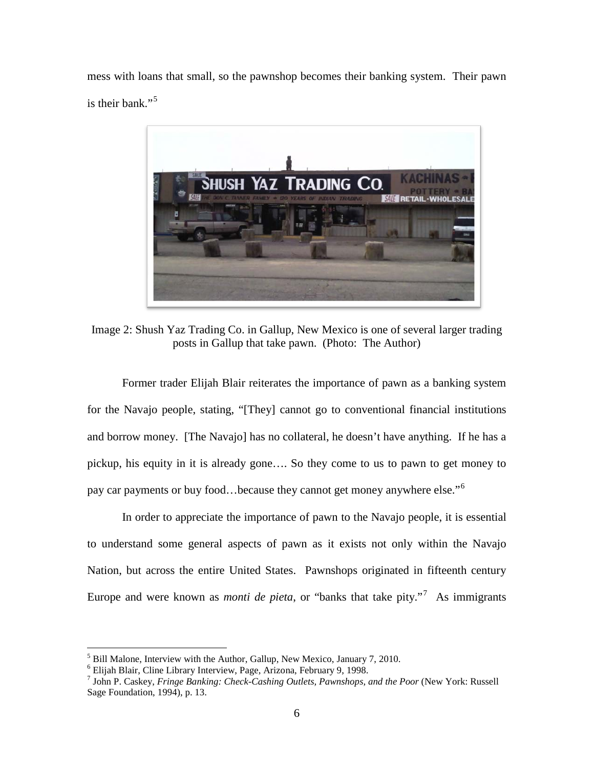mess with loans that small, so the pawnshop becomes their banking system. Their pawn is their bank."[5]

Image 2: Shush Yaz Trading Co. in Gallup, New Mexico is one of several larger trading posts in Gallup that take pawn. (Photo: The Author)

Former trader Elijah Blair reiterates the importance of pawn as a banking system for the Navajo people, stating, "[They] cannot go to conventional financial institutions and borrow money. [The Navajo] has no collateral, he doesn't have anything. If he has a pickup, his equity in it is already gone…. So they come to us to pawn to get money to pay car payments or buy food…because they cannot get money anywhere else."[6]

In order to appreciate the importance of pawn to the Navajo people, it is essential to understand some general aspects of pawn as it exists not only within the Navajo Nation, but across the entire United States. Pawnshops originated in fifteenth century Europe and were known as *monti de pieta*, or "banks that take pity."[7] As immigrants

---

[5] Bill Malone, Interview with the Author, Gallup, New Mexico, January 7, 2010.

[6] Elijah Blair, Cline Library Interview, Page, Arizona, February 9, 1998.

[7] John P. Caskey, *Fringe Banking: Check-Cashing Outlets, Pawnshops, and the Poor* (New York: Russell Sage Foundation, 1994), p. 13.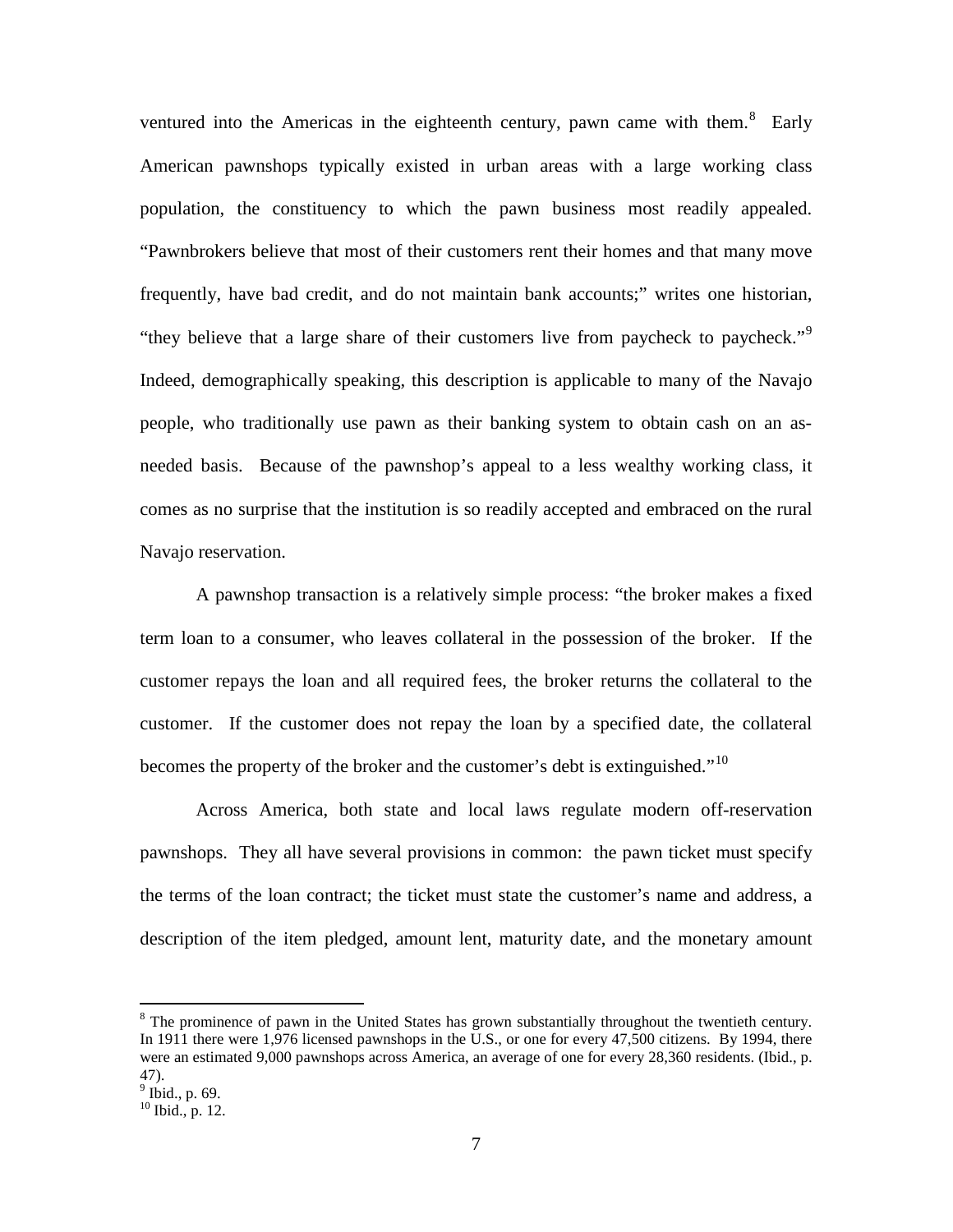ventured into the Americas in the eighteenth century, pawn came with them.[8] Early American pawnshops typically existed in urban areas with a large working class population, the constituency to which the pawn business most readily appealed. "Pawnbrokers believe that most of their customers rent their homes and that many move frequently, have bad credit, and do not maintain bank accounts;" writes one historian, "they believe that a large share of their customers live from paycheck to paycheck."[9] Indeed, demographically speaking, this description is applicable to many of the Navajo people, who traditionally use pawn as their banking system to obtain cash on an as-needed basis. Because of the pawnshop's appeal to a less wealthy working class, it comes as no surprise that the institution is so readily accepted and embraced on the rural Navajo reservation.

A pawnshop transaction is a relatively simple process: "the broker makes a fixed term loan to a consumer, who leaves collateral in the possession of the broker. If the customer repays the loan and all required fees, the broker returns the collateral to the customer. If the customer does not repay the loan by a specified date, the collateral becomes the property of the broker and the customer's debt is extinguished."[10]

Across America, both state and local laws regulate modern off-reservation pawnshops. They all have several provisions in common: the pawn ticket must specify the terms of the loan contract; the ticket must state the customer's name and address, a description of the item pledged, amount lent, maturity date, and the monetary amount

---

[8] The prominence of pawn in the United States has grown substantially throughout the twentieth century. In 1911 there were 1,976 licensed pawnshops in the U.S., or one for every 47,500 citizens. By 1994, there were an estimated 9,000 pawnshops across America, an average of one for every 28,360 residents. (Ibid., p. 47).

[9] Ibid., p. 69.

[10] Ibid., p. 12.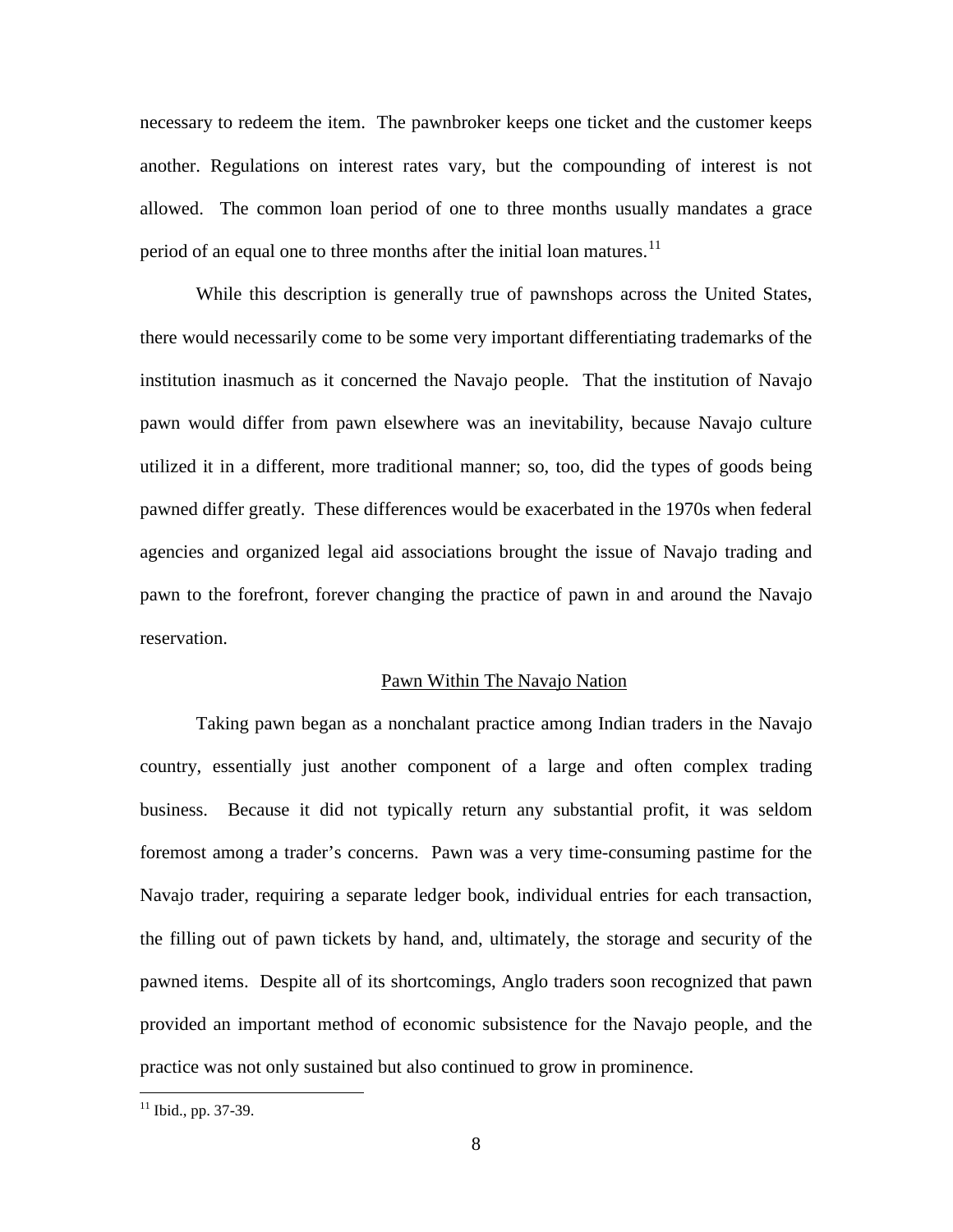necessary to redeem the item. The pawnbroker keeps one ticket and the customer keeps another. Regulations on interest rates vary, but the compounding of interest is not allowed. The common loan period of one to three months usually mandates a grace period of an equal one to three months after the initial loan matures.[11]

While this description is generally true of pawnshops across the United States, there would necessarily come to be some very important differentiating trademarks of the institution inasmuch as it concerned the Navajo people. That the institution of Navajo pawn would differ from pawn elsewhere was an inevitability, because Navajo culture utilized it in a different, more traditional manner; so, too, did the types of goods being pawned differ greatly. These differences would be exacerbated in the 1970s when federal agencies and organized legal aid associations brought the issue of Navajo trading and pawn to the forefront, forever changing the practice of pawn in and around the Navajo reservation.

## Pawn Within The Navajo Nation

Taking pawn began as a nonchalant practice among Indian traders in the Navajo country, essentially just another component of a large and often complex trading business. Because it did not typically return any substantial profit, it was seldom foremost among a trader's concerns. Pawn was a very time-consuming pastime for the Navajo trader, requiring a separate ledger book, individual entries for each transaction, the filling out of pawn tickets by hand, and, ultimately, the storage and security of the pawned items. Despite all of its shortcomings, Anglo traders soon recognized that pawn provided an important method of economic subsistence for the Navajo people, and the practice was not only sustained but also continued to grow in prominence.

[11] Ibid., pp. 37-39.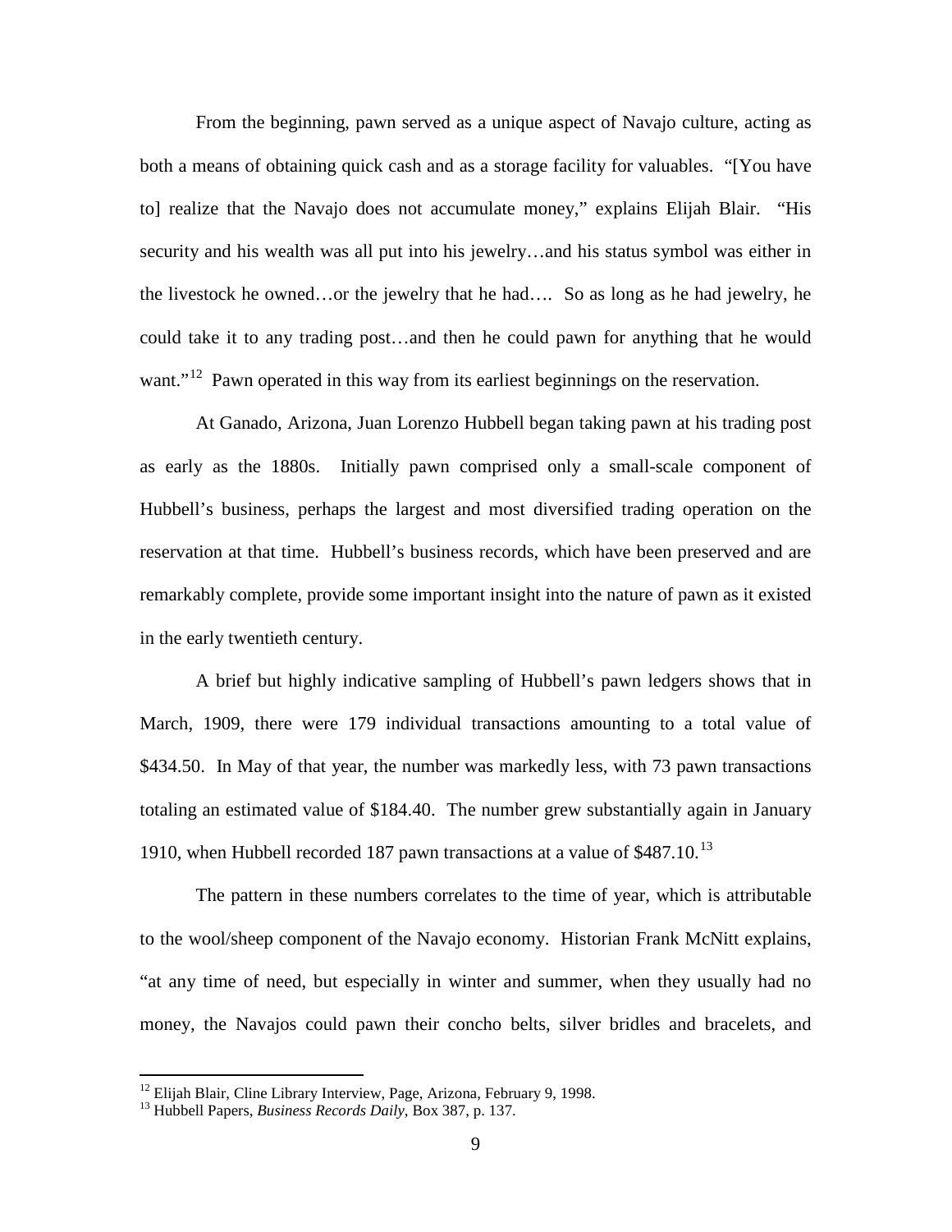From the beginning, pawn served as a unique aspect of Navajo culture, acting as both a means of obtaining quick cash and as a storage facility for valuables. "[You have to] realize that the Navajo does not accumulate money," explains Elijah Blair. "His security and his wealth was all put into his jewelry…and his status symbol was either in the livestock he owned…or the jewelry that he had…. So as long as he had jewelry, he could take it to any trading post…and then he could pawn for anything that he would want."[12] Pawn operated in this way from its earliest beginnings on the reservation.

At Ganado, Arizona, Juan Lorenzo Hubbell began taking pawn at his trading post as early as the 1880s. Initially pawn comprised only a small-scale component of Hubbell's business, perhaps the largest and most diversified trading operation on the reservation at that time. Hubbell's business records, which have been preserved and are remarkably complete, provide some important insight into the nature of pawn as it existed in the early twentieth century.

A brief but highly indicative sampling of Hubbell's pawn ledgers shows that in March, 1909, there were 179 individual transactions amounting to a total value of $434.50. In May of that year, the number was markedly less, with 73 pawn transactions totaling an estimated value of $184.40. The number grew substantially again in January 1910, when Hubbell recorded 187 pawn transactions at a value of $487.10.[13]

The pattern in these numbers correlates to the time of year, which is attributable to the wool/sheep component of the Navajo economy. Historian Frank McNitt explains, "at any time of need, but especially in winter and summer, when they usually had no money, the Navajos could pawn their concho belts, silver bridles and bracelets, and

---

[12] Elijah Blair, Cline Library Interview, Page, Arizona, February 9, 1998.

[13] Hubbell Papers, *Business Records Daily*, Box 387, p. 137.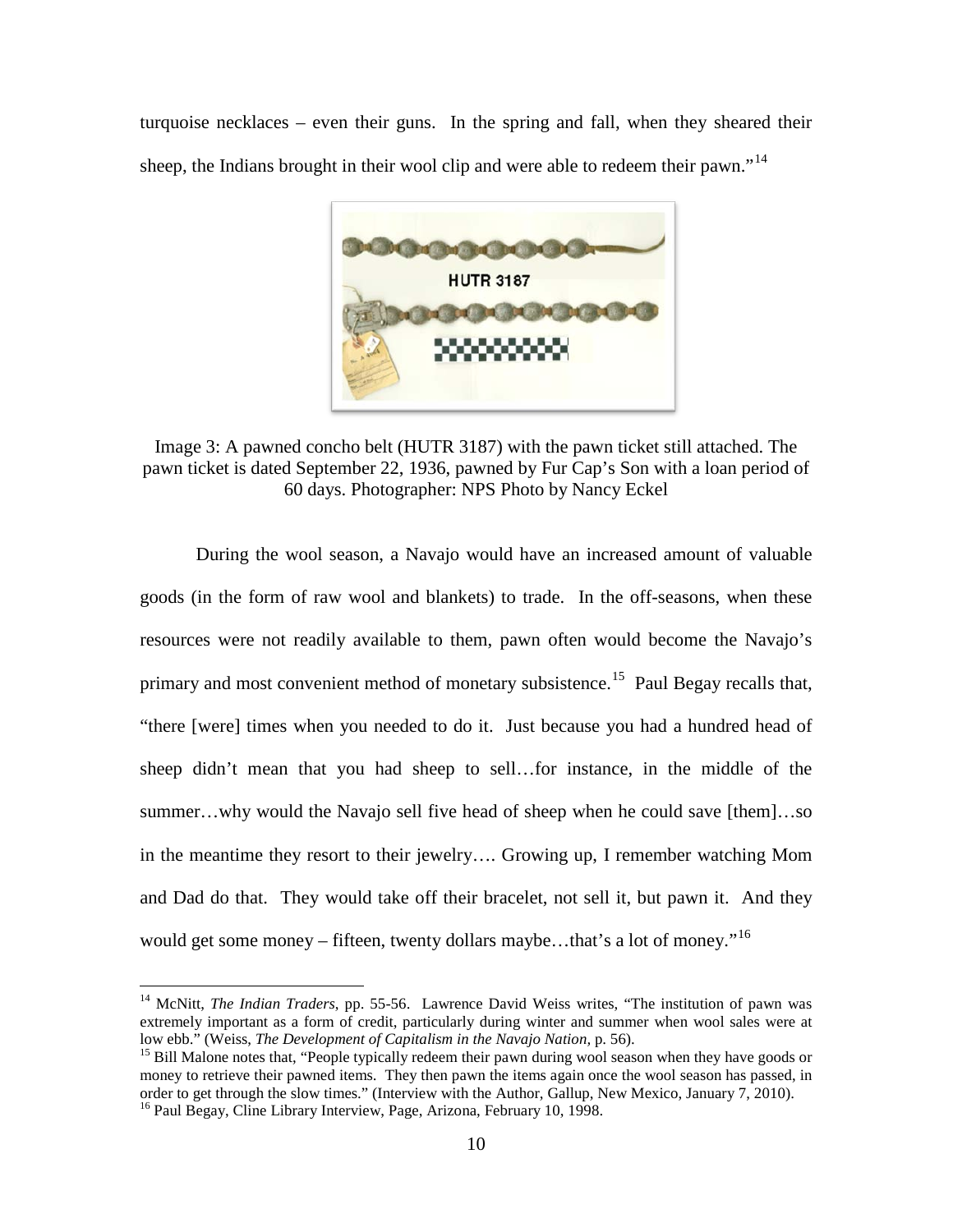turquoise necklaces – even their guns. In the spring and fall, when they sheared their sheep, the Indians brought in their wool clip and were able to redeem their pawn."[14]

Image 3: A pawned concho belt (HUTR 3187) with the pawn ticket still attached. The pawn ticket is dated September 22, 1936, pawned by Fur Cap's Son with a loan period of 60 days. Photographer: NPS Photo by Nancy Eckel

During the wool season, a Navajo would have an increased amount of valuable goods (in the form of raw wool and blankets) to trade. In the off-seasons, when these resources were not readily available to them, pawn often would become the Navajo's primary and most convenient method of monetary subsistence.[15] Paul Begay recalls that, "there [were] times when you needed to do it. Just because you had a hundred head of sheep didn't mean that you had sheep to sell…for instance, in the middle of the summer…why would the Navajo sell five head of sheep when he could save [them]…so in the meantime they resort to their jewelry…. Growing up, I remember watching Mom and Dad do that. They would take off their bracelet, not sell it, but pawn it. And they would get some money – fifteen, twenty dollars maybe…that's a lot of money."[16]

---

[14] McNitt, *The Indian Traders*, pp. 55-56. Lawrence David Weiss writes, "The institution of pawn was extremely important as a form of credit, particularly during winter and summer when wool sales were at low ebb." (Weiss, *The Development of Capitalism in the Navajo Nation*, p. 56).

[15] Bill Malone notes that, "People typically redeem their pawn during wool season when they have goods or money to retrieve their pawned items. They then pawn the items again once the wool season has passed, in order to get through the slow times." (Interview with the Author, Gallup, New Mexico, January 7, 2010).

[16] Paul Begay, Cline Library Interview, Page, Arizona, February 10, 1998.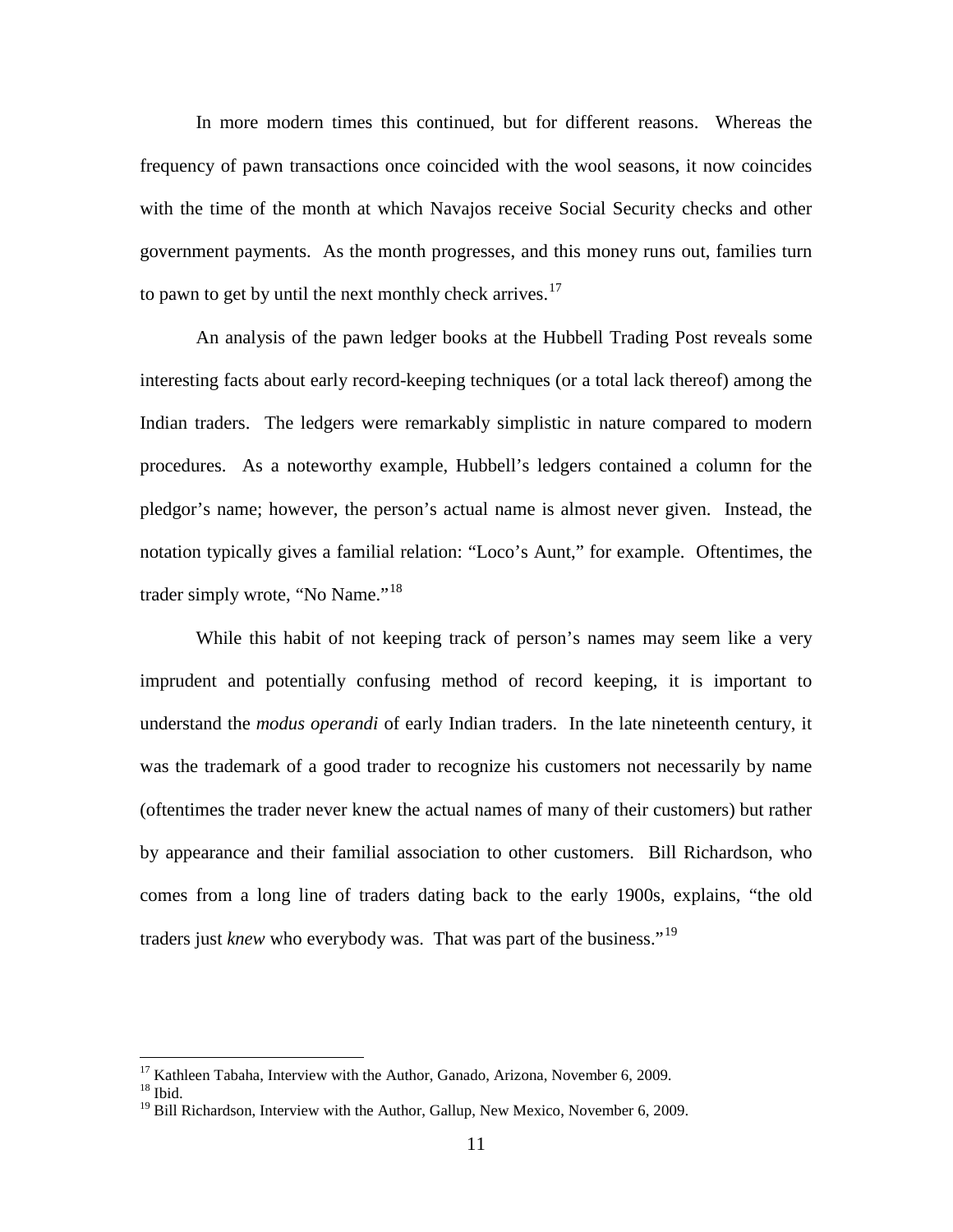In more modern times this continued, but for different reasons. Whereas the frequency of pawn transactions once coincided with the wool seasons, it now coincides with the time of the month at which Navajos receive Social Security checks and other government payments. As the month progresses, and this money runs out, families turn to pawn to get by until the next monthly check arrives.[17]

An analysis of the pawn ledger books at the Hubbell Trading Post reveals some interesting facts about early record-keeping techniques (or a total lack thereof) among the Indian traders. The ledgers were remarkably simplistic in nature compared to modern procedures. As a noteworthy example, Hubbell's ledgers contained a column for the pledgor's name; however, the person's actual name is almost never given. Instead, the notation typically gives a familial relation: "Loco's Aunt," for example. Oftentimes, the trader simply wrote, "No Name."[18]

While this habit of not keeping track of person's names may seem like a very imprudent and potentially confusing method of record keeping, it is important to understand the *modus operandi* of early Indian traders. In the late nineteenth century, it was the trademark of a good trader to recognize his customers not necessarily by name (oftentimes the trader never knew the actual names of many of their customers) but rather by appearance and their familial association to other customers. Bill Richardson, who comes from a long line of traders dating back to the early 1900s, explains, "the old traders just *knew* who everybody was. That was part of the business."[19]

---

[17] Kathleen Tabaha, Interview with the Author, Ganado, Arizona, November 6, 2009.
[18] Ibid.
[19] Bill Richardson, Interview with the Author, Gallup, New Mexico, November 6, 2009.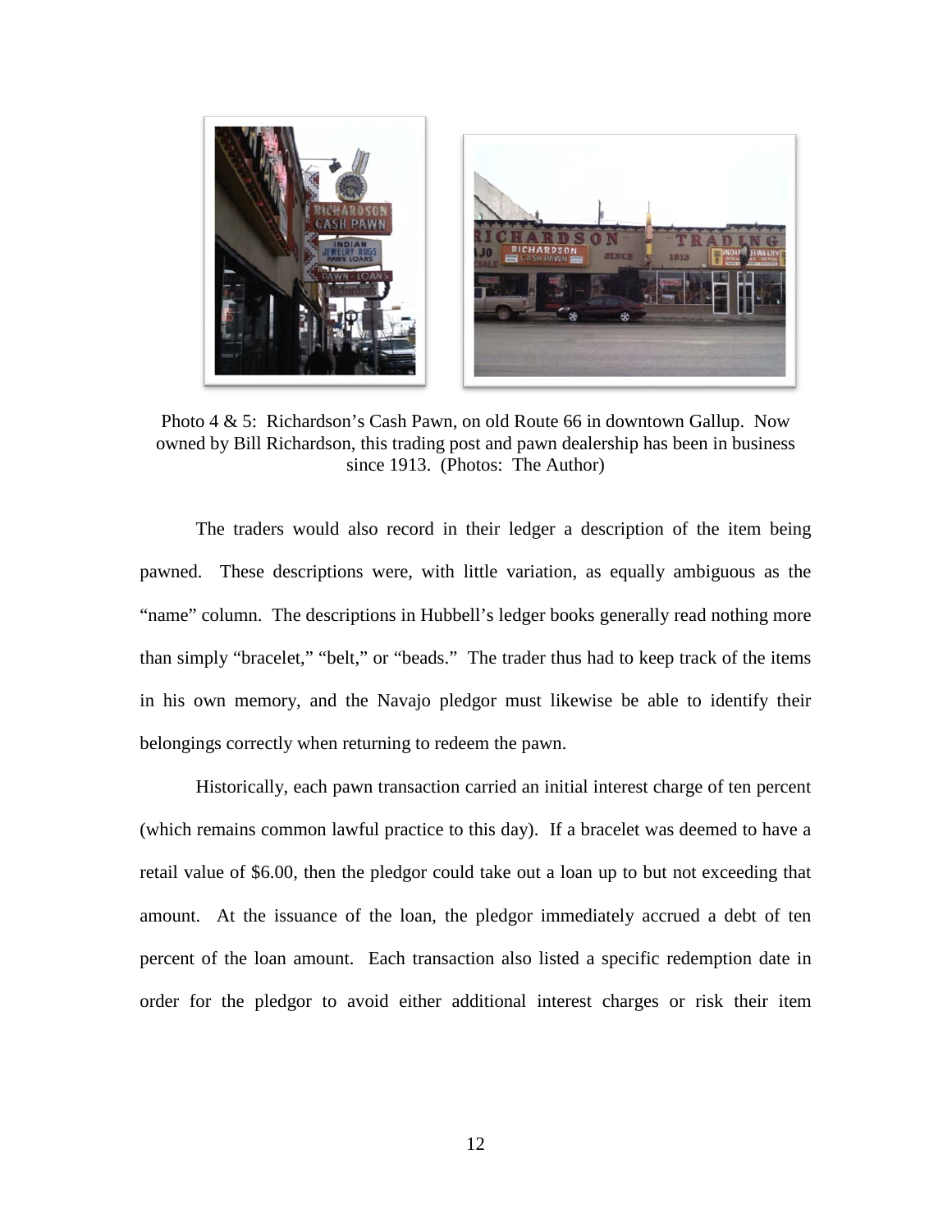Photo 4 & 5: Richardson's Cash Pawn, on old Route 66 in downtown Gallup. Now owned by Bill Richardson, this trading post and pawn dealership has been in business since 1913. (Photos: The Author)

The traders would also record in their ledger a description of the item being pawned. These descriptions were, with little variation, as equally ambiguous as the "name" column. The descriptions in Hubbell's ledger books generally read nothing more than simply "bracelet," "belt," or "beads." The trader thus had to keep track of the items in his own memory, and the Navajo pledgor must likewise be able to identify their belongings correctly when returning to redeem the pawn.

Historically, each pawn transaction carried an initial interest charge of ten percent (which remains common lawful practice to this day). If a bracelet was deemed to have a retail value of $6.00, then the pledgor could take out a loan up to but not exceeding that amount. At the issuance of the loan, the pledgor immediately accrued a debt of ten percent of the loan amount. Each transaction also listed a specific redemption date in order for the pledgor to avoid either additional interest charges or risk their item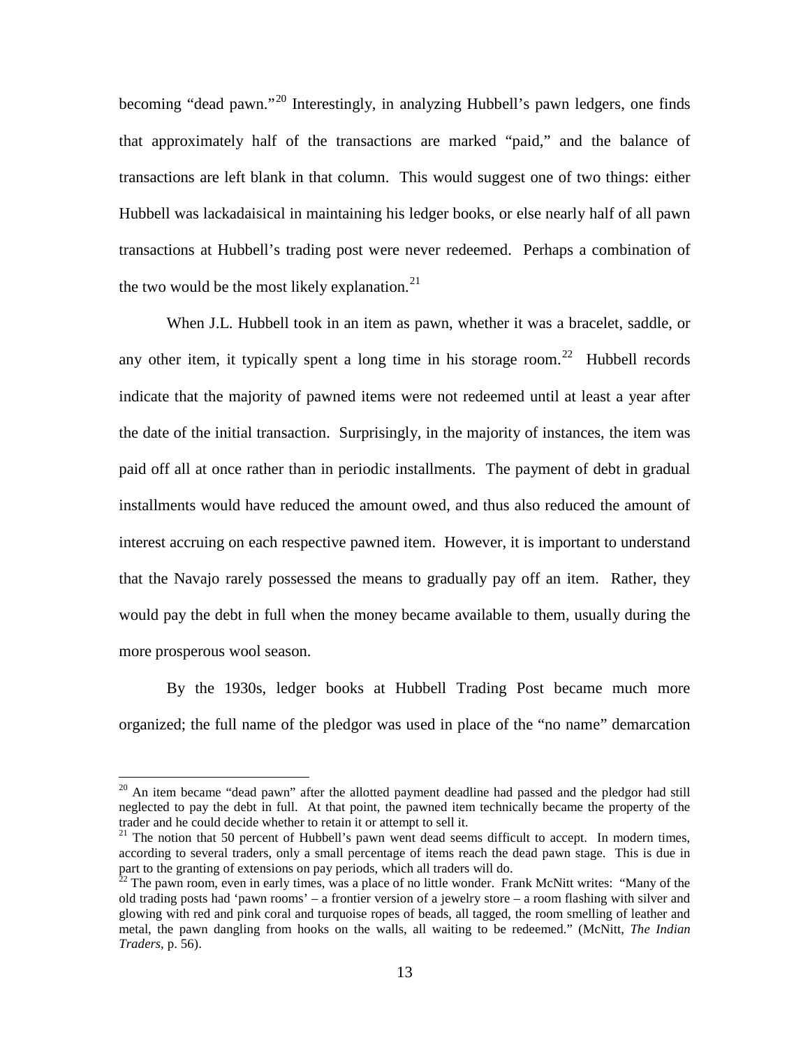becoming "dead pawn."[20] Interestingly, in analyzing Hubbell's pawn ledgers, one finds that approximately half of the transactions are marked "paid," and the balance of transactions are left blank in that column. This would suggest one of two things: either Hubbell was lackadaisical in maintaining his ledger books, or else nearly half of all pawn transactions at Hubbell's trading post were never redeemed. Perhaps a combination of the two would be the most likely explanation.[21]

When J.L. Hubbell took in an item as pawn, whether it was a bracelet, saddle, or any other item, it typically spent a long time in his storage room.[22] Hubbell records indicate that the majority of pawned items were not redeemed until at least a year after the date of the initial transaction. Surprisingly, in the majority of instances, the item was paid off all at once rather than in periodic installments. The payment of debt in gradual installments would have reduced the amount owed, and thus also reduced the amount of interest accruing on each respective pawned item. However, it is important to understand that the Navajo rarely possessed the means to gradually pay off an item. Rather, they would pay the debt in full when the money became available to them, usually during the more prosperous wool season.

By the 1930s, ledger books at Hubbell Trading Post became much more organized; the full name of the pledgor was used in place of the "no name" demarcation

---

[20] An item became "dead pawn" after the allotted payment deadline had passed and the pledgor had still neglected to pay the debt in full. At that point, the pawned item technically became the property of the trader and he could decide whether to retain it or attempt to sell it.

[21] The notion that 50 percent of Hubbell's pawn went dead seems difficult to accept. In modern times, according to several traders, only a small percentage of items reach the dead pawn stage. This is due in part to the granting of extensions on pay periods, which all traders will do.

[22] The pawn room, even in early times, was a place of no little wonder. Frank McNitt writes: "Many of the old trading posts had 'pawn rooms' – a frontier version of a jewelry store – a room flashing with silver and glowing with red and pink coral and turquoise ropes of beads, all tagged, the room smelling of leather and metal, the pawn dangling from hooks on the walls, all waiting to be redeemed." (McNitt, *The Indian Traders*, p. 56).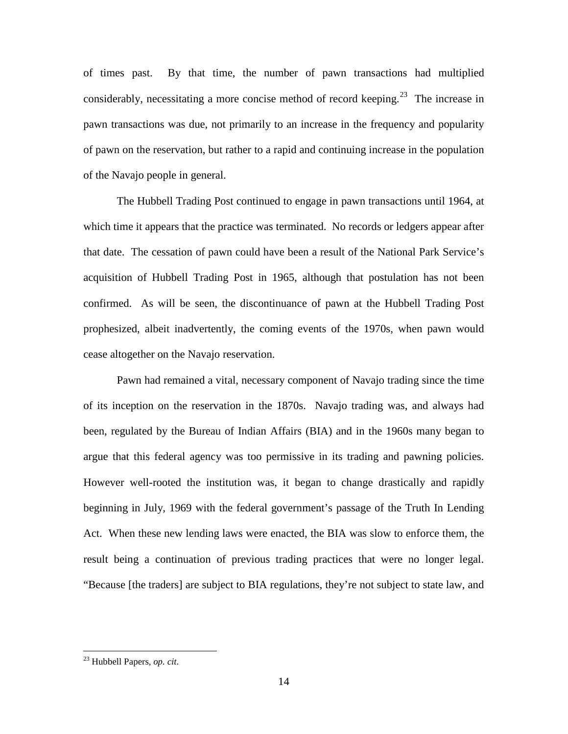of times past. By that time, the number of pawn transactions had multiplied considerably, necessitating a more concise method of record keeping.[23] The increase in pawn transactions was due, not primarily to an increase in the frequency and popularity of pawn on the reservation, but rather to a rapid and continuing increase in the population of the Navajo people in general.

The Hubbell Trading Post continued to engage in pawn transactions until 1964, at which time it appears that the practice was terminated. No records or ledgers appear after that date. The cessation of pawn could have been a result of the National Park Service's acquisition of Hubbell Trading Post in 1965, although that postulation has not been confirmed. As will be seen, the discontinuance of pawn at the Hubbell Trading Post prophesized, albeit inadvertently, the coming events of the 1970s, when pawn would cease altogether on the Navajo reservation.

Pawn had remained a vital, necessary component of Navajo trading since the time of its inception on the reservation in the 1870s. Navajo trading was, and always had been, regulated by the Bureau of Indian Affairs (BIA) and in the 1960s many began to argue that this federal agency was too permissive in its trading and pawning policies. However well-rooted the institution was, it began to change drastically and rapidly beginning in July, 1969 with the federal government's passage of the Truth In Lending Act. When these new lending laws were enacted, the BIA was slow to enforce them, the result being a continuation of previous trading practices that were no longer legal. "Because [the traders] are subject to BIA regulations, they're not subject to state law, and

[23] Hubbell Papers, *op. cit.*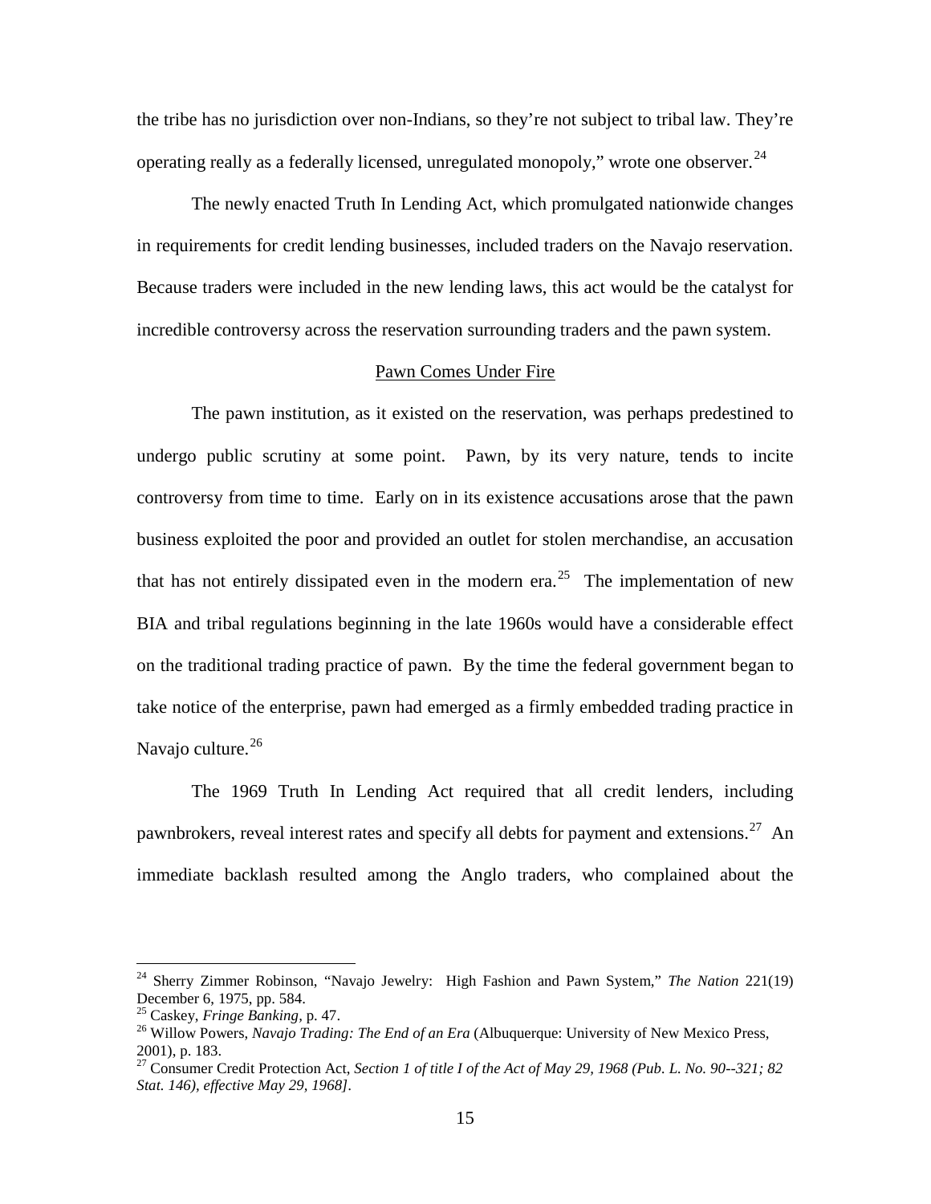the tribe has no jurisdiction over non-Indians, so they're not subject to tribal law. They're operating really as a federally licensed, unregulated monopoly," wrote one observer.[24]

The newly enacted Truth In Lending Act, which promulgated nationwide changes in requirements for credit lending businesses, included traders on the Navajo reservation. Because traders were included in the new lending laws, this act would be the catalyst for incredible controversy across the reservation surrounding traders and the pawn system.

## Pawn Comes Under Fire

The pawn institution, as it existed on the reservation, was perhaps predestined to undergo public scrutiny at some point. Pawn, by its very nature, tends to incite controversy from time to time. Early on in its existence accusations arose that the pawn business exploited the poor and provided an outlet for stolen merchandise, an accusation that has not entirely dissipated even in the modern era.[25] The implementation of new BIA and tribal regulations beginning in the late 1960s would have a considerable effect on the traditional trading practice of pawn. By the time the federal government began to take notice of the enterprise, pawn had emerged as a firmly embedded trading practice in Navajo culture.[26]

The 1969 Truth In Lending Act required that all credit lenders, including pawnbrokers, reveal interest rates and specify all debts for payment and extensions.[27] An immediate backlash resulted among the Anglo traders, who complained about the

---

[24] Sherry Zimmer Robinson, "Navajo Jewelry: High Fashion and Pawn System," *The Nation* 221(19) December 6, 1975, pp. 584.

[25] Caskey, *Fringe Banking,* p. 47.

[26] Willow Powers, *Navajo Trading: The End of an Era* (Albuquerque: University of New Mexico Press, 2001), p. 183.

[27] Consumer Credit Protection Act, *Section 1 of title I of the Act of May 29, 1968 (Pub. L. No. 90--321; 82 Stat. 146), effective May 29, 1968].*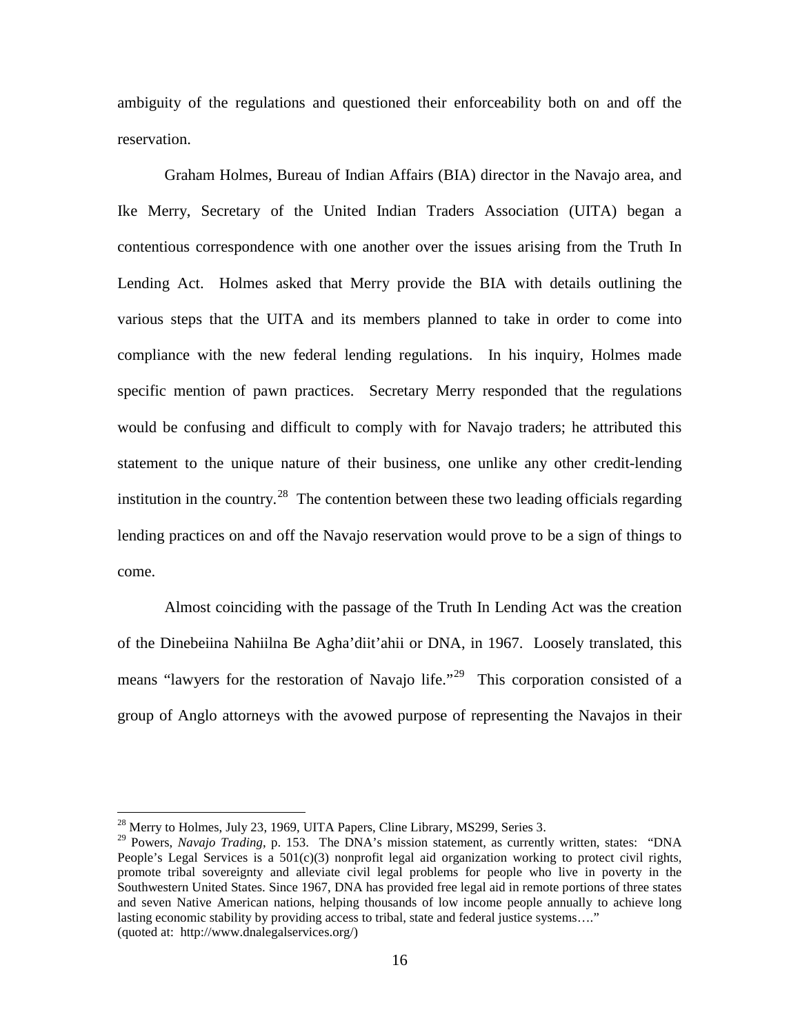ambiguity of the regulations and questioned their enforceability both on and off the reservation.

Graham Holmes, Bureau of Indian Affairs (BIA) director in the Navajo area, and Ike Merry, Secretary of the United Indian Traders Association (UITA) began a contentious correspondence with one another over the issues arising from the Truth In Lending Act. Holmes asked that Merry provide the BIA with details outlining the various steps that the UITA and its members planned to take in order to come into compliance with the new federal lending regulations. In his inquiry, Holmes made specific mention of pawn practices. Secretary Merry responded that the regulations would be confusing and difficult to comply with for Navajo traders; he attributed this statement to the unique nature of their business, one unlike any other credit-lending institution in the country.[28] The contention between these two leading officials regarding lending practices on and off the Navajo reservation would prove to be a sign of things to come.

Almost coinciding with the passage of the Truth In Lending Act was the creation of the Dinebeiina Nahiilna Be Agha'diit'ahii or DNA, in 1967. Loosely translated, this means "lawyers for the restoration of Navajo life."[29] This corporation consisted of a group of Anglo attorneys with the avowed purpose of representing the Navajos in their

---

[28] Merry to Holmes, July 23, 1969, UITA Papers, Cline Library, MS299, Series 3.

[29] Powers, *Navajo Trading*, p. 153. The DNA's mission statement, as currently written, states: "DNA People's Legal Services is a 501(c)(3) nonprofit legal aid organization working to protect civil rights, promote tribal sovereignty and alleviate civil legal problems for people who live in poverty in the Southwestern United States. Since 1967, DNA has provided free legal aid in remote portions of three states and seven Native American nations, helping thousands of low income people annually to achieve long lasting economic stability by providing access to tribal, state and federal justice systems…." (quoted at: http://www.dnalegalservices.org/)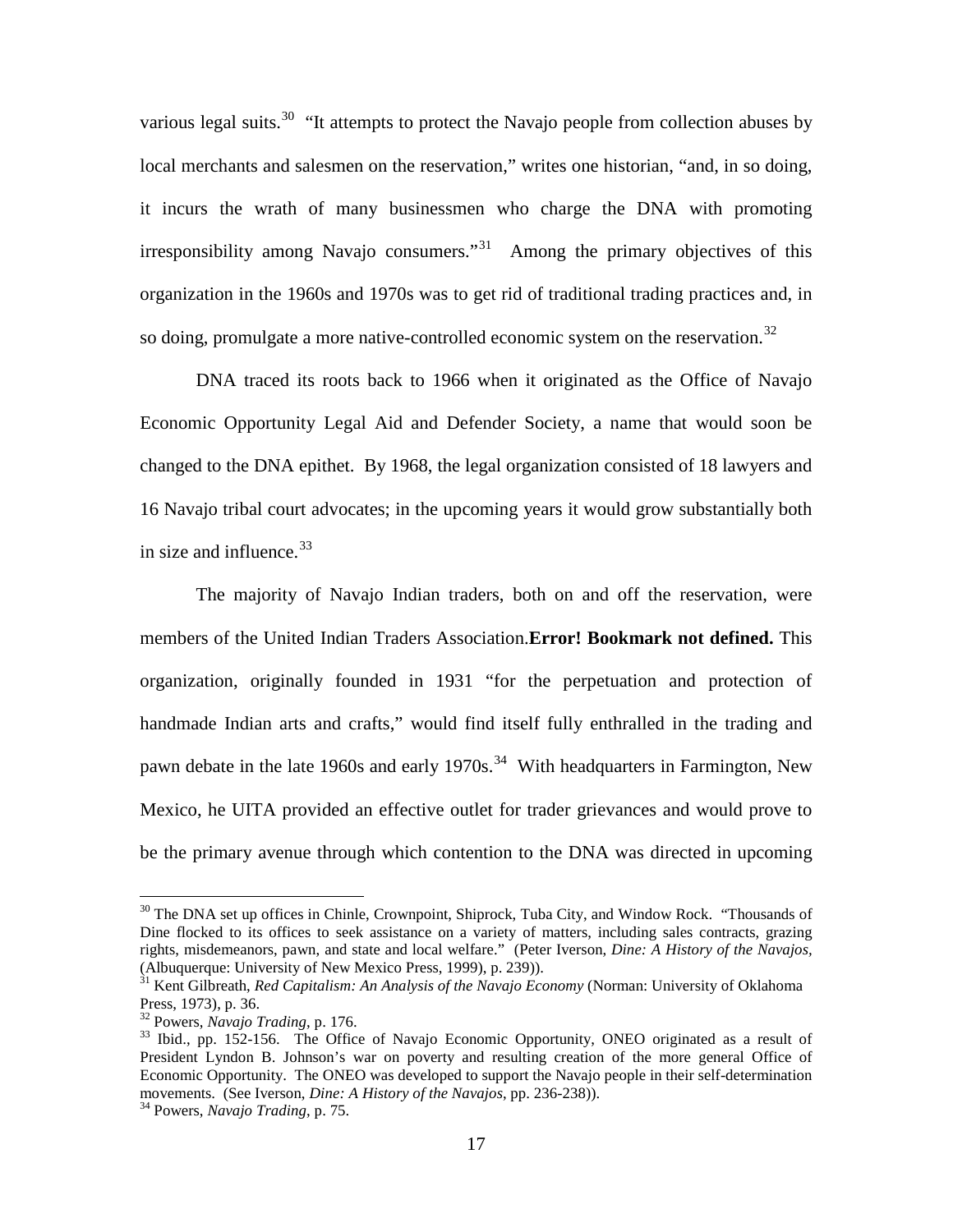various legal suits.[30] "It attempts to protect the Navajo people from collection abuses by local merchants and salesmen on the reservation," writes one historian, "and, in so doing, it incurs the wrath of many businessmen who charge the DNA with promoting irresponsibility among Navajo consumers."[31] Among the primary objectives of this organization in the 1960s and 1970s was to get rid of traditional trading practices and, in so doing, promulgate a more native-controlled economic system on the reservation.[32]

DNA traced its roots back to 1966 when it originated as the Office of Navajo Economic Opportunity Legal Aid and Defender Society, a name that would soon be changed to the DNA epithet. By 1968, the legal organization consisted of 18 lawyers and 16 Navajo tribal court advocates; in the upcoming years it would grow substantially both in size and influence.[33]

The majority of Navajo Indian traders, both on and off the reservation, were members of the United Indian Traders Association.**Error! Bookmark not defined.** This organization, originally founded in 1931 "for the perpetuation and protection of handmade Indian arts and crafts," would find itself fully enthralled in the trading and pawn debate in the late 1960s and early 1970s.[34] With headquarters in Farmington, New Mexico, he UITA provided an effective outlet for trader grievances and would prove to be the primary avenue through which contention to the DNA was directed in upcoming

---

[30] The DNA set up offices in Chinle, Crownpoint, Shiprock, Tuba City, and Window Rock. "Thousands of Dine flocked to its offices to seek assistance on a variety of matters, including sales contracts, grazing rights, misdemeanors, pawn, and state and local welfare." (Peter Iverson, *Dine: A History of the Navajos,* (Albuquerque: University of New Mexico Press, 1999), p. 239)).

[31] Kent Gilbreath, *Red Capitalism: An Analysis of the Navajo Economy* (Norman: University of Oklahoma Press, 1973), p. 36.

[32] Powers, *Navajo Trading*, p. 176.

[33] Ibid., pp. 152-156. The Office of Navajo Economic Opportunity, ONEO originated as a result of President Lyndon B. Johnson's war on poverty and resulting creation of the more general Office of Economic Opportunity. The ONEO was developed to support the Navajo people in their self-determination movements. (See Iverson, *Dine: A History of the Navajos*, pp. 236-238)).

[34] Powers, *Navajo Trading*, p. 75.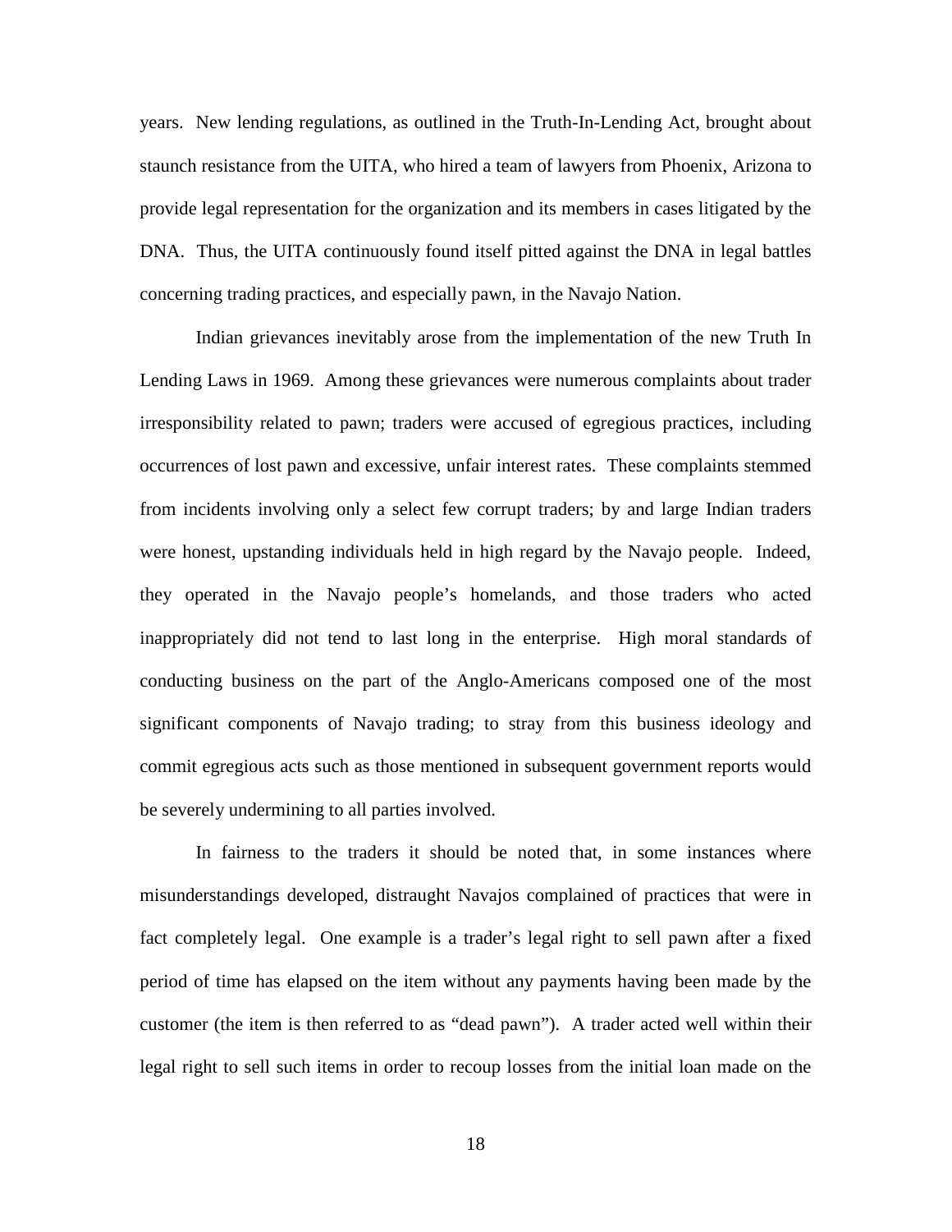years. New lending regulations, as outlined in the Truth-In-Lending Act, brought about staunch resistance from the UITA, who hired a team of lawyers from Phoenix, Arizona to provide legal representation for the organization and its members in cases litigated by the DNA. Thus, the UITA continuously found itself pitted against the DNA in legal battles concerning trading practices, and especially pawn, in the Navajo Nation.

Indian grievances inevitably arose from the implementation of the new Truth In Lending Laws in 1969. Among these grievances were numerous complaints about trader irresponsibility related to pawn; traders were accused of egregious practices, including occurrences of lost pawn and excessive, unfair interest rates. These complaints stemmed from incidents involving only a select few corrupt traders; by and large Indian traders were honest, upstanding individuals held in high regard by the Navajo people. Indeed, they operated in the Navajo people's homelands, and those traders who acted inappropriately did not tend to last long in the enterprise. High moral standards of conducting business on the part of the Anglo-Americans composed one of the most significant components of Navajo trading; to stray from this business ideology and commit egregious acts such as those mentioned in subsequent government reports would be severely undermining to all parties involved.

In fairness to the traders it should be noted that, in some instances where misunderstandings developed, distraught Navajos complained of practices that were in fact completely legal. One example is a trader's legal right to sell pawn after a fixed period of time has elapsed on the item without any payments having been made by the customer (the item is then referred to as "dead pawn"). A trader acted well within their legal right to sell such items in order to recoup losses from the initial loan made on the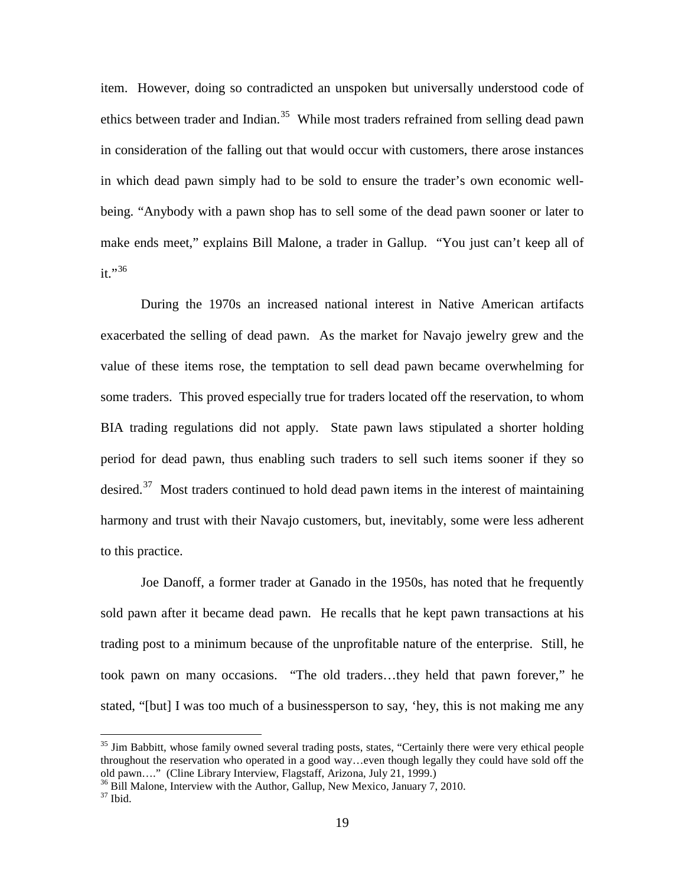item. However, doing so contradicted an unspoken but universally understood code of ethics between trader and Indian.[35] While most traders refrained from selling dead pawn in consideration of the falling out that would occur with customers, there arose instances in which dead pawn simply had to be sold to ensure the trader's own economic well-being. "Anybody with a pawn shop has to sell some of the dead pawn sooner or later to make ends meet," explains Bill Malone, a trader in Gallup. "You just can't keep all of it."[36]

During the 1970s an increased national interest in Native American artifacts exacerbated the selling of dead pawn. As the market for Navajo jewelry grew and the value of these items rose, the temptation to sell dead pawn became overwhelming for some traders. This proved especially true for traders located off the reservation, to whom BIA trading regulations did not apply. State pawn laws stipulated a shorter holding period for dead pawn, thus enabling such traders to sell such items sooner if they so desired.[37] Most traders continued to hold dead pawn items in the interest of maintaining harmony and trust with their Navajo customers, but, inevitably, some were less adherent to this practice.

Joe Danoff, a former trader at Ganado in the 1950s, has noted that he frequently sold pawn after it became dead pawn. He recalls that he kept pawn transactions at his trading post to a minimum because of the unprofitable nature of the enterprise. Still, he took pawn on many occasions. "The old traders…they held that pawn forever," he stated, "[but] I was too much of a businessperson to say, 'hey, this is not making me any

---

[35] Jim Babbitt, whose family owned several trading posts, states, "Certainly there were very ethical people throughout the reservation who operated in a good way…even though legally they could have sold off the old pawn…." (Cline Library Interview, Flagstaff, Arizona, July 21, 1999.)

[36] Bill Malone, Interview with the Author, Gallup, New Mexico, January 7, 2010.

[37] Ibid.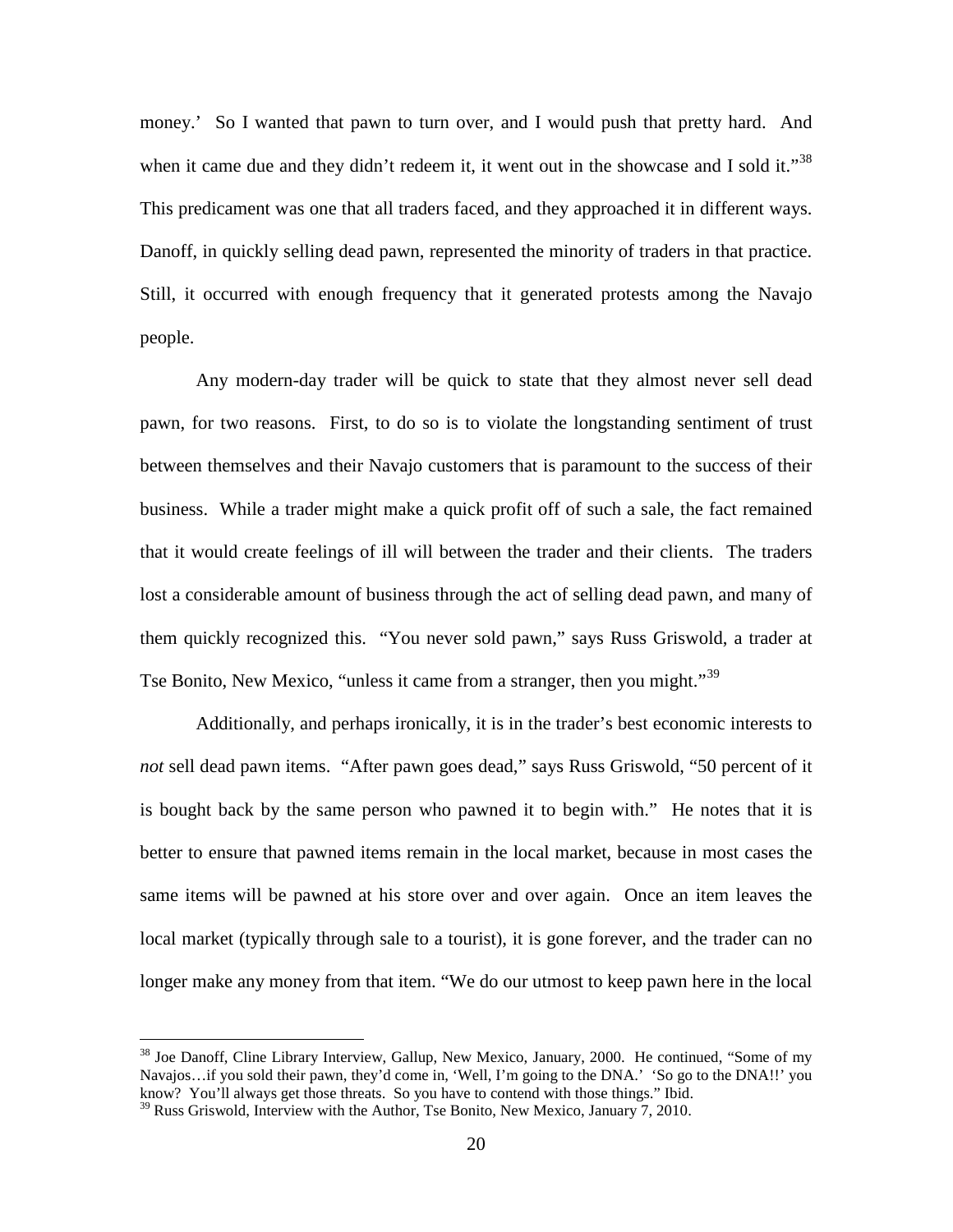money.' So I wanted that pawn to turn over, and I would push that pretty hard. And when it came due and they didn't redeem it, it went out in the showcase and I sold it."[38] This predicament was one that all traders faced, and they approached it in different ways. Danoff, in quickly selling dead pawn, represented the minority of traders in that practice. Still, it occurred with enough frequency that it generated protests among the Navajo people.

Any modern-day trader will be quick to state that they almost never sell dead pawn, for two reasons. First, to do so is to violate the longstanding sentiment of trust between themselves and their Navajo customers that is paramount to the success of their business. While a trader might make a quick profit off of such a sale, the fact remained that it would create feelings of ill will between the trader and their clients. The traders lost a considerable amount of business through the act of selling dead pawn, and many of them quickly recognized this. "You never sold pawn," says Russ Griswold, a trader at Tse Bonito, New Mexico, "unless it came from a stranger, then you might."[39]

Additionally, and perhaps ironically, it is in the trader's best economic interests to *not* sell dead pawn items. "After pawn goes dead," says Russ Griswold, "50 percent of it is bought back by the same person who pawned it to begin with." He notes that it is better to ensure that pawned items remain in the local market, because in most cases the same items will be pawned at his store over and over again. Once an item leaves the local market (typically through sale to a tourist), it is gone forever, and the trader can no longer make any money from that item. "We do our utmost to keep pawn here in the local

[38] Joe Danoff, Cline Library Interview, Gallup, New Mexico, January, 2000. He continued, "Some of my Navajos…if you sold their pawn, they'd come in, 'Well, I'm going to the DNA.' 'So go to the DNA!!' you know? You'll always get those threats. So you have to contend with those things." Ibid.

[39] Russ Griswold, Interview with the Author, Tse Bonito, New Mexico, January 7, 2010.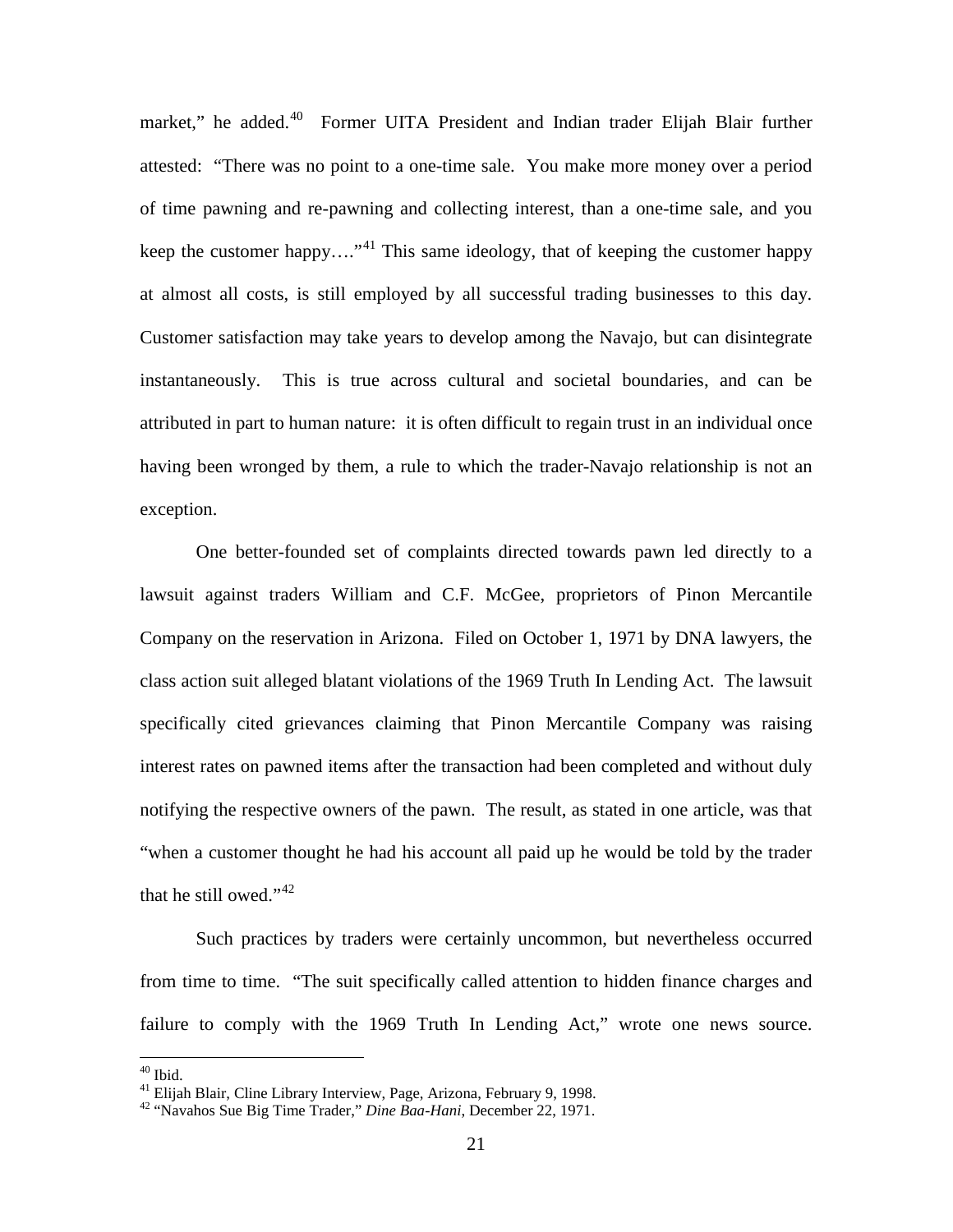market," he added.[40] Former UITA President and Indian trader Elijah Blair further attested: "There was no point to a one-time sale. You make more money over a period of time pawning and re-pawning and collecting interest, than a one-time sale, and you keep the customer happy…."[41] This same ideology, that of keeping the customer happy at almost all costs, is still employed by all successful trading businesses to this day. Customer satisfaction may take years to develop among the Navajo, but can disintegrate instantaneously. This is true across cultural and societal boundaries, and can be attributed in part to human nature: it is often difficult to regain trust in an individual once having been wronged by them, a rule to which the trader-Navajo relationship is not an exception.

One better-founded set of complaints directed towards pawn led directly to a lawsuit against traders William and C.F. McGee, proprietors of Pinon Mercantile Company on the reservation in Arizona. Filed on October 1, 1971 by DNA lawyers, the class action suit alleged blatant violations of the 1969 Truth In Lending Act. The lawsuit specifically cited grievances claiming that Pinon Mercantile Company was raising interest rates on pawned items after the transaction had been completed and without duly notifying the respective owners of the pawn. The result, as stated in one article, was that "when a customer thought he had his account all paid up he would be told by the trader that he still owed."[42]

Such practices by traders were certainly uncommon, but nevertheless occurred from time to time. "The suit specifically called attention to hidden finance charges and failure to comply with the 1969 Truth In Lending Act," wrote one news source.

---

[40] Ibid.

[41] Elijah Blair, Cline Library Interview, Page, Arizona, February 9, 1998.

[42] "Navahos Sue Big Time Trader," *Dine Baa-Hani*, December 22, 1971.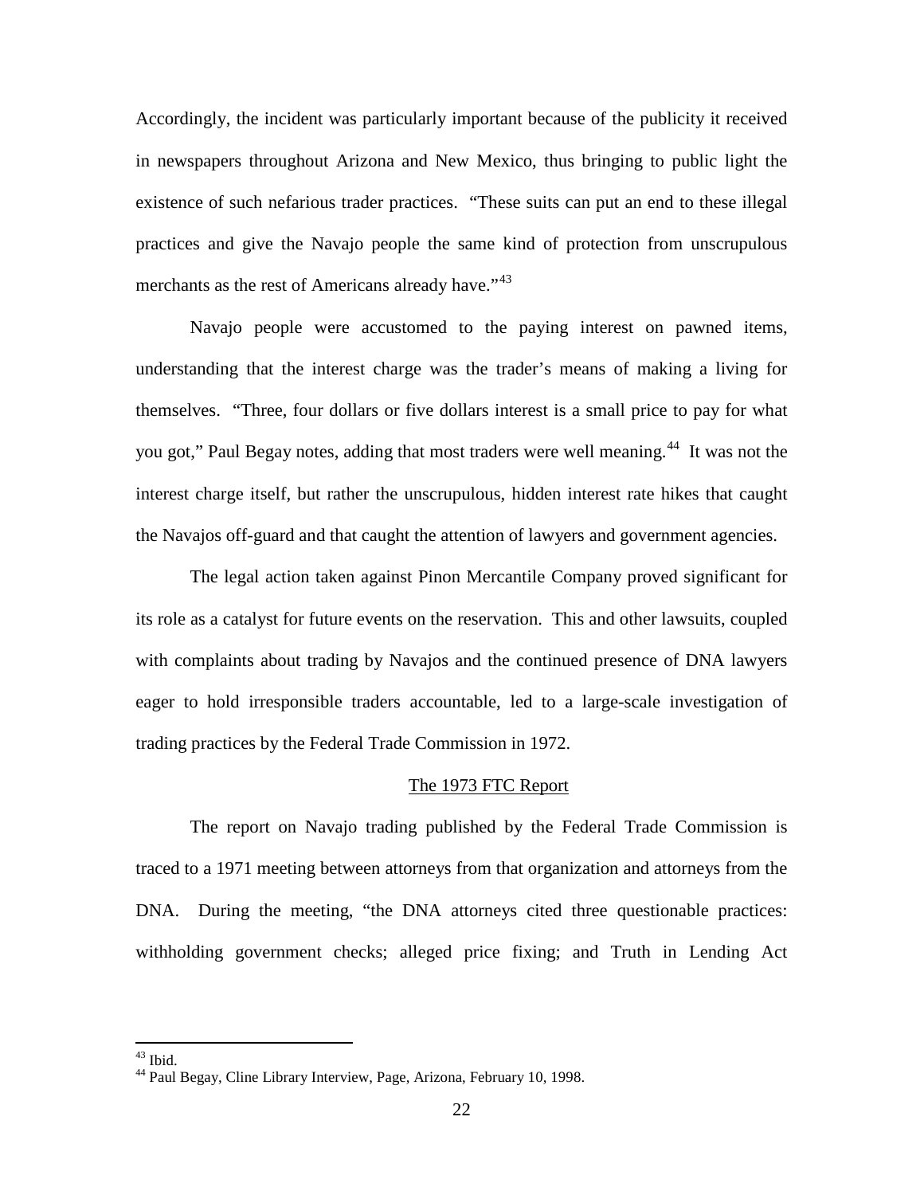Accordingly, the incident was particularly important because of the publicity it received in newspapers throughout Arizona and New Mexico, thus bringing to public light the existence of such nefarious trader practices. "These suits can put an end to these illegal practices and give the Navajo people the same kind of protection from unscrupulous merchants as the rest of Americans already have."[43]

Navajo people were accustomed to the paying interest on pawned items, understanding that the interest charge was the trader's means of making a living for themselves. "Three, four dollars or five dollars interest is a small price to pay for what you got," Paul Begay notes, adding that most traders were well meaning.[44] It was not the interest charge itself, but rather the unscrupulous, hidden interest rate hikes that caught the Navajos off-guard and that caught the attention of lawyers and government agencies.

The legal action taken against Pinon Mercantile Company proved significant for its role as a catalyst for future events on the reservation. This and other lawsuits, coupled with complaints about trading by Navajos and the continued presence of DNA lawyers eager to hold irresponsible traders accountable, led to a large-scale investigation of trading practices by the Federal Trade Commission in 1972.

## The 1973 FTC Report

The report on Navajo trading published by the Federal Trade Commission is traced to a 1971 meeting between attorneys from that organization and attorneys from the DNA. During the meeting, "the DNA attorneys cited three questionable practices: withholding government checks; alleged price fixing; and Truth in Lending Act

---

[43] Ibid.

[44] Paul Begay, Cline Library Interview, Page, Arizona, February 10, 1998.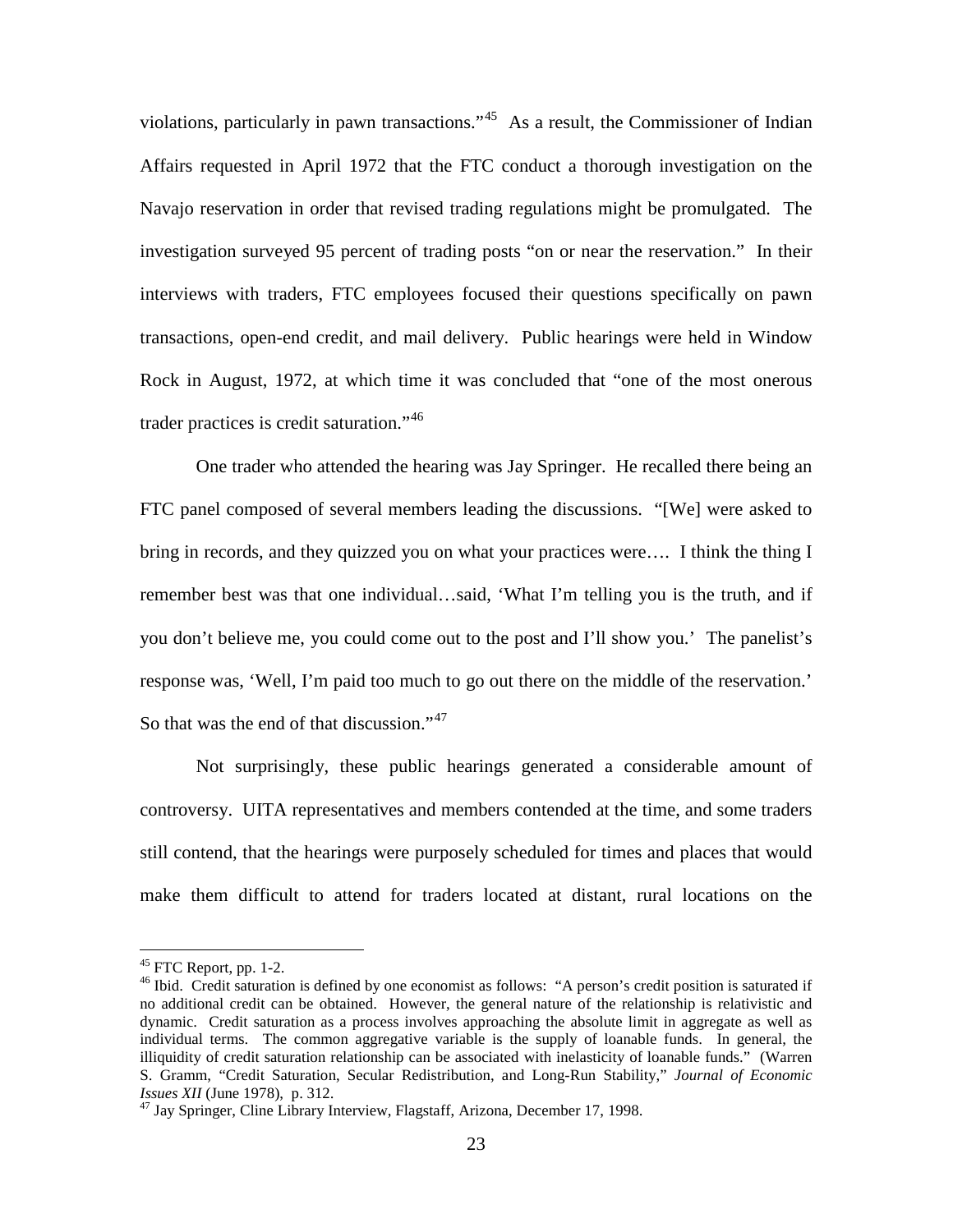violations, particularly in pawn transactions."[45] As a result, the Commissioner of Indian Affairs requested in April 1972 that the FTC conduct a thorough investigation on the Navajo reservation in order that revised trading regulations might be promulgated. The investigation surveyed 95 percent of trading posts "on or near the reservation." In their interviews with traders, FTC employees focused their questions specifically on pawn transactions, open-end credit, and mail delivery. Public hearings were held in Window Rock in August, 1972, at which time it was concluded that "one of the most onerous trader practices is credit saturation."[46]

One trader who attended the hearing was Jay Springer. He recalled there being an FTC panel composed of several members leading the discussions. "[We] were asked to bring in records, and they quizzed you on what your practices were…. I think the thing I remember best was that one individual…said, 'What I'm telling you is the truth, and if you don't believe me, you could come out to the post and I'll show you.' The panelist's response was, 'Well, I'm paid too much to go out there on the middle of the reservation.' So that was the end of that discussion."[47]

Not surprisingly, these public hearings generated a considerable amount of controversy. UITA representatives and members contended at the time, and some traders still contend, that the hearings were purposely scheduled for times and places that would make them difficult to attend for traders located at distant, rural locations on the

---

[45] FTC Report, pp. 1-2.

[46] Ibid. Credit saturation is defined by one economist as follows: "A person's credit position is saturated if no additional credit can be obtained. However, the general nature of the relationship is relativistic and dynamic. Credit saturation as a process involves approaching the absolute limit in aggregate as well as individual terms. The common aggregative variable is the supply of loanable funds. In general, the illiquidity of credit saturation relationship can be associated with inelasticity of loanable funds." (Warren S. Gramm, "Credit Saturation, Secular Redistribution, and Long-Run Stability," *Journal of Economic Issues XII* (June 1978), p. 312.

[47] Jay Springer, Cline Library Interview, Flagstaff, Arizona, December 17, 1998.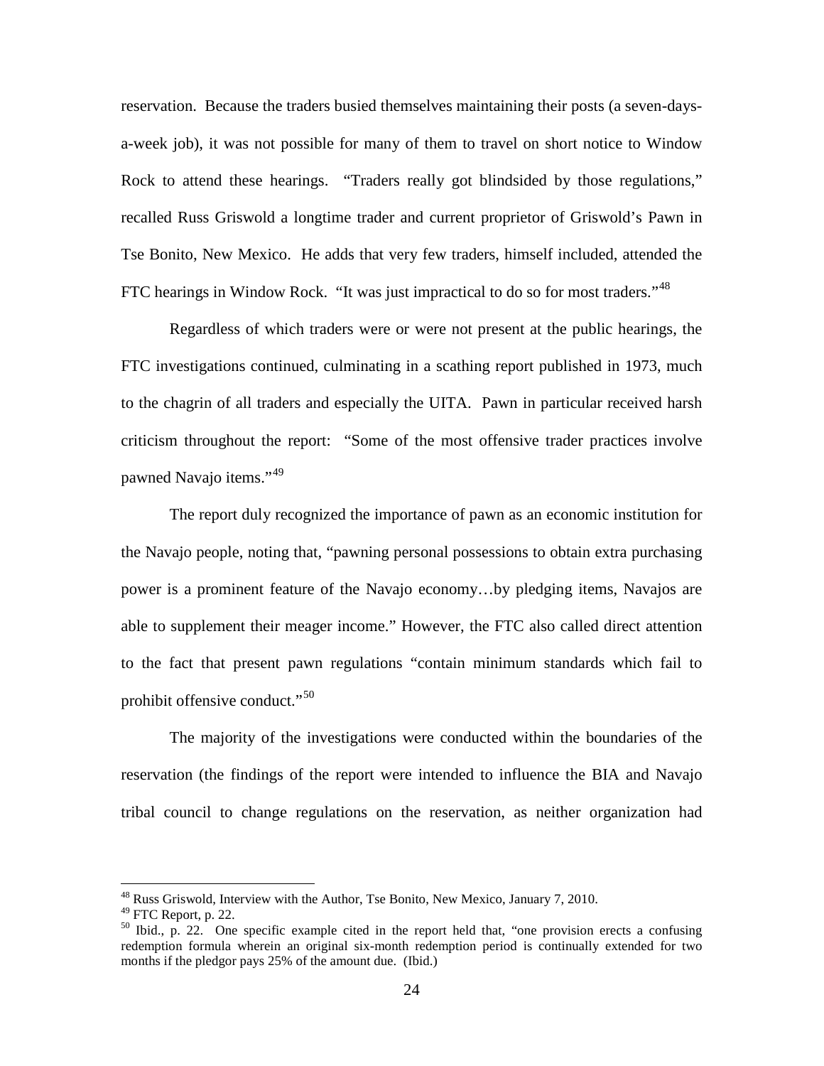reservation. Because the traders busied themselves maintaining their posts (a seven-days-a-week job), it was not possible for many of them to travel on short notice to Window Rock to attend these hearings. "Traders really got blindsided by those regulations," recalled Russ Griswold a longtime trader and current proprietor of Griswold's Pawn in Tse Bonito, New Mexico. He adds that very few traders, himself included, attended the FTC hearings in Window Rock. "It was just impractical to do so for most traders."[48]

Regardless of which traders were or were not present at the public hearings, the FTC investigations continued, culminating in a scathing report published in 1973, much to the chagrin of all traders and especially the UITA. Pawn in particular received harsh criticism throughout the report: "Some of the most offensive trader practices involve pawned Navajo items."[49]

The report duly recognized the importance of pawn as an economic institution for the Navajo people, noting that, "pawning personal possessions to obtain extra purchasing power is a prominent feature of the Navajo economy…by pledging items, Navajos are able to supplement their meager income." However, the FTC also called direct attention to the fact that present pawn regulations "contain minimum standards which fail to prohibit offensive conduct."[50]

The majority of the investigations were conducted within the boundaries of the reservation (the findings of the report were intended to influence the BIA and Navajo tribal council to change regulations on the reservation, as neither organization had

---

[48] Russ Griswold, Interview with the Author, Tse Bonito, New Mexico, January 7, 2010.

[49] FTC Report, p. 22.

[50] Ibid., p. 22. One specific example cited in the report held that, "one provision erects a confusing redemption formula wherein an original six-month redemption period is continually extended for two months if the pledgor pays 25% of the amount due. (Ibid.)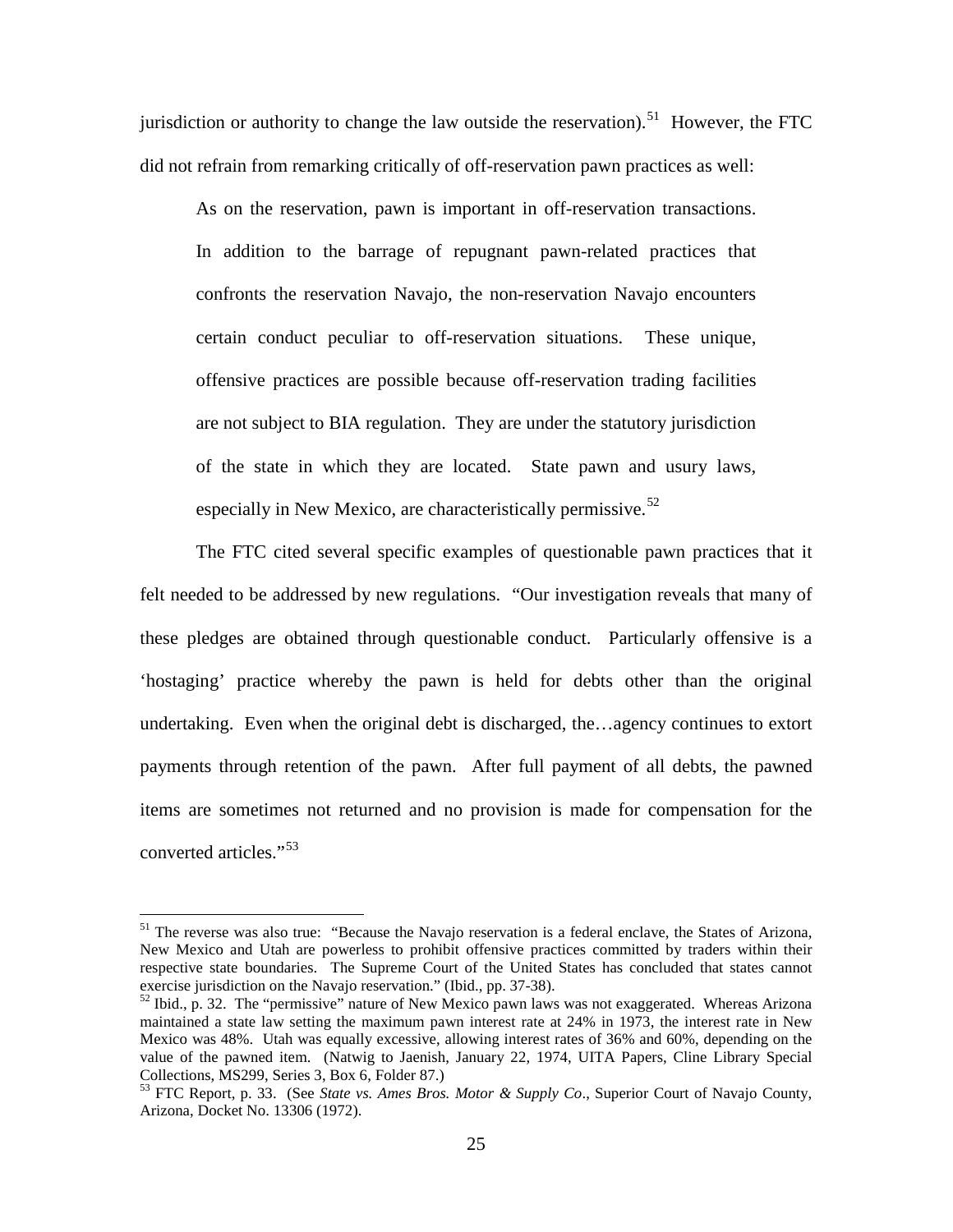jurisdiction or authority to change the law outside the reservation).[51] However, the FTC did not refrain from remarking critically of off-reservation pawn practices as well:

> As on the reservation, pawn is important in off-reservation transactions. In addition to the barrage of repugnant pawn-related practices that confronts the reservation Navajo, the non-reservation Navajo encounters certain conduct peculiar to off-reservation situations. These unique, offensive practices are possible because off-reservation trading facilities are not subject to BIA regulation. They are under the statutory jurisdiction of the state in which they are located. State pawn and usury laws, especially in New Mexico, are characteristically permissive.[52]

The FTC cited several specific examples of questionable pawn practices that it felt needed to be addressed by new regulations. "Our investigation reveals that many of these pledges are obtained through questionable conduct. Particularly offensive is a 'hostaging' practice whereby the pawn is held for debts other than the original undertaking. Even when the original debt is discharged, the…agency continues to extort payments through retention of the pawn. After full payment of all debts, the pawned items are sometimes not returned and no provision is made for compensation for the converted articles."[53]

---

[51] The reverse was also true: "Because the Navajo reservation is a federal enclave, the States of Arizona, New Mexico and Utah are powerless to prohibit offensive practices committed by traders within their respective state boundaries. The Supreme Court of the United States has concluded that states cannot exercise jurisdiction on the Navajo reservation." (Ibid., pp. 37-38).

[52] Ibid., p. 32. The "permissive" nature of New Mexico pawn laws was not exaggerated. Whereas Arizona maintained a state law setting the maximum pawn interest rate at 24% in 1973, the interest rate in New Mexico was 48%. Utah was equally excessive, allowing interest rates of 36% and 60%, depending on the value of the pawned item. (Natwig to Jaenish, January 22, 1974, UITA Papers, Cline Library Special Collections, MS299, Series 3, Box 6, Folder 87.)

[53] FTC Report, p. 33. (See *State vs. Ames Bros. Motor & Supply Co*., Superior Court of Navajo County, Arizona, Docket No. 13306 (1972).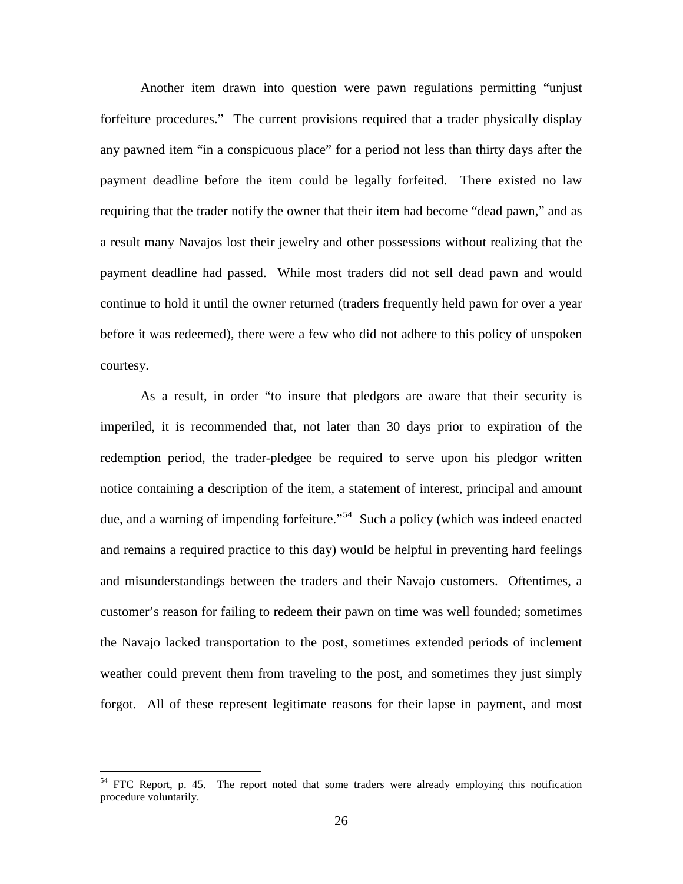Another item drawn into question were pawn regulations permitting "unjust forfeiture procedures." The current provisions required that a trader physically display any pawned item "in a conspicuous place" for a period not less than thirty days after the payment deadline before the item could be legally forfeited. There existed no law requiring that the trader notify the owner that their item had become "dead pawn," and as a result many Navajos lost their jewelry and other possessions without realizing that the payment deadline had passed. While most traders did not sell dead pawn and would continue to hold it until the owner returned (traders frequently held pawn for over a year before it was redeemed), there were a few who did not adhere to this policy of unspoken courtesy.

As a result, in order "to insure that pledgors are aware that their security is imperiled, it is recommended that, not later than 30 days prior to expiration of the redemption period, the trader-pledgee be required to serve upon his pledgor written notice containing a description of the item, a statement of interest, principal and amount due, and a warning of impending forfeiture."[54] Such a policy (which was indeed enacted and remains a required practice to this day) would be helpful in preventing hard feelings and misunderstandings between the traders and their Navajo customers. Oftentimes, a customer's reason for failing to redeem their pawn on time was well founded; sometimes the Navajo lacked transportation to the post, sometimes extended periods of inclement weather could prevent them from traveling to the post, and sometimes they just simply forgot. All of these represent legitimate reasons for their lapse in payment, and most

---

[54] FTC Report, p. 45. The report noted that some traders were already employing this notification procedure voluntarily.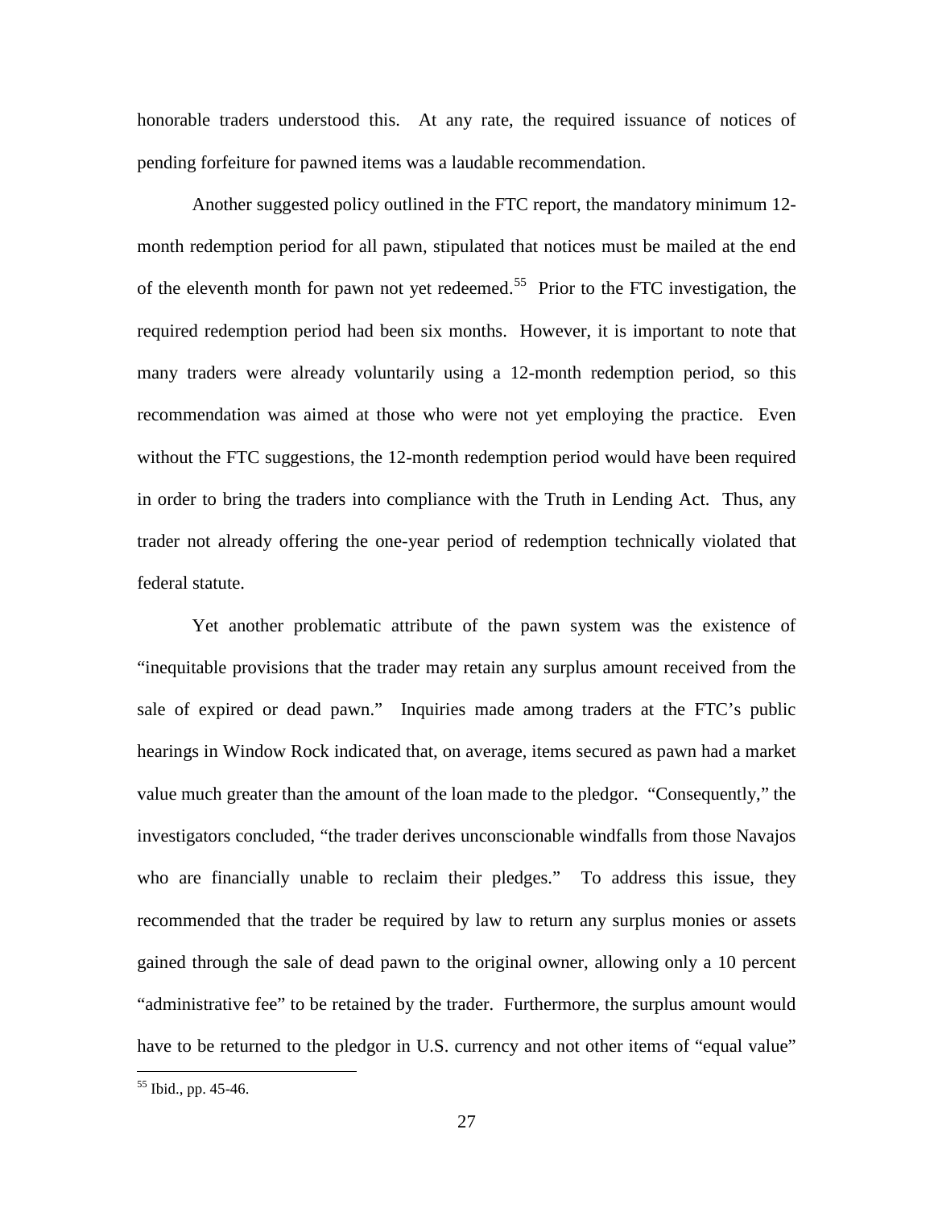honorable traders understood this. At any rate, the required issuance of notices of pending forfeiture for pawned items was a laudable recommendation.

Another suggested policy outlined in the FTC report, the mandatory minimum 12-month redemption period for all pawn, stipulated that notices must be mailed at the end of the eleventh month for pawn not yet redeemed.[55] Prior to the FTC investigation, the required redemption period had been six months. However, it is important to note that many traders were already voluntarily using a 12-month redemption period, so this recommendation was aimed at those who were not yet employing the practice. Even without the FTC suggestions, the 12-month redemption period would have been required in order to bring the traders into compliance with the Truth in Lending Act. Thus, any trader not already offering the one-year period of redemption technically violated that federal statute.

Yet another problematic attribute of the pawn system was the existence of "inequitable provisions that the trader may retain any surplus amount received from the sale of expired or dead pawn." Inquiries made among traders at the FTC's public hearings in Window Rock indicated that, on average, items secured as pawn had a market value much greater than the amount of the loan made to the pledgor. "Consequently," the investigators concluded, "the trader derives unconscionable windfalls from those Navajos who are financially unable to reclaim their pledges." To address this issue, they recommended that the trader be required by law to return any surplus monies or assets gained through the sale of dead pawn to the original owner, allowing only a 10 percent "administrative fee" to be retained by the trader. Furthermore, the surplus amount would have to be returned to the pledgor in U.S. currency and not other items of "equal value"

[55] Ibid., pp. 45-46.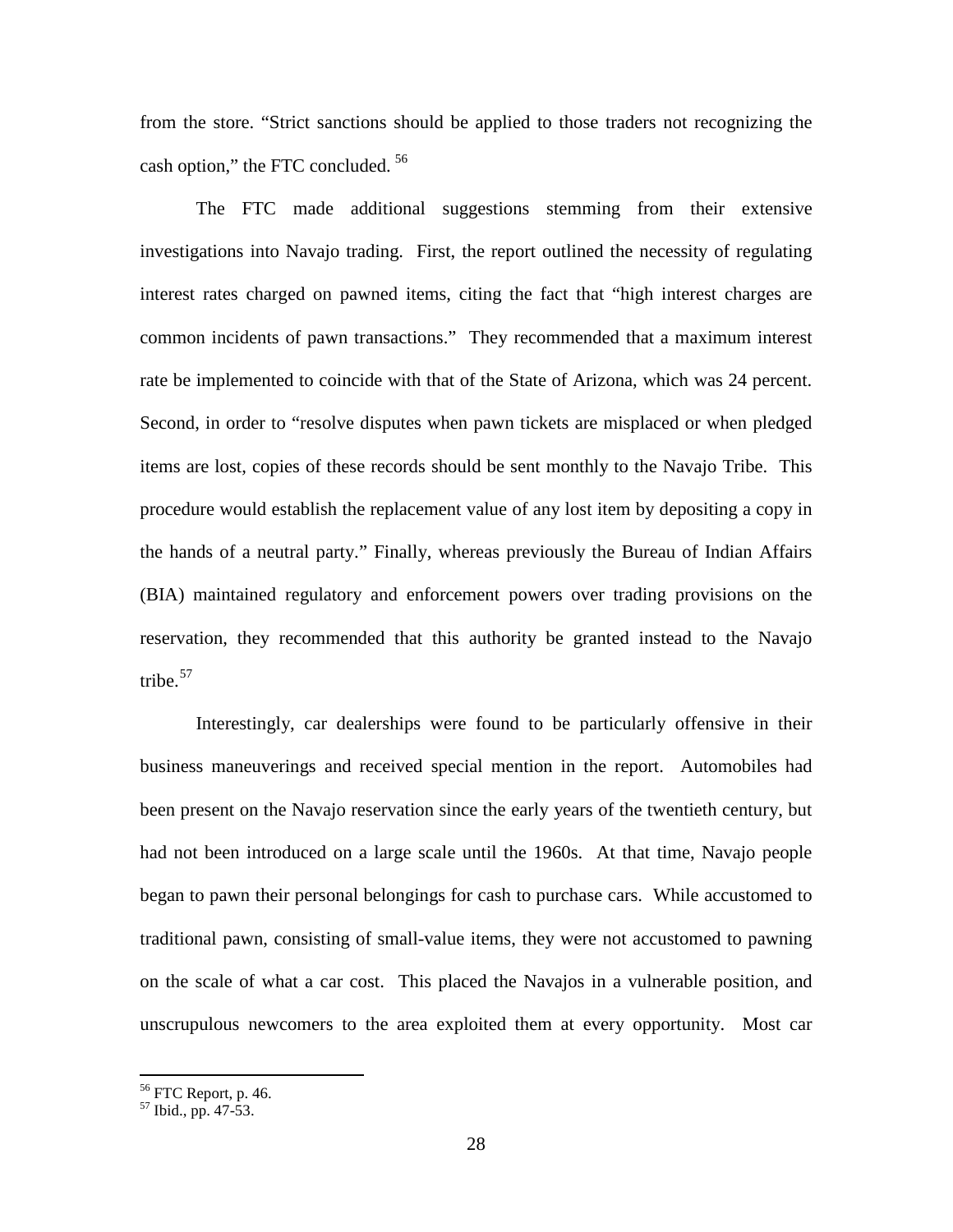from the store. "Strict sanctions should be applied to those traders not recognizing the cash option," the FTC concluded. [56]

The FTC made additional suggestions stemming from their extensive investigations into Navajo trading. First, the report outlined the necessity of regulating interest rates charged on pawned items, citing the fact that "high interest charges are common incidents of pawn transactions." They recommended that a maximum interest rate be implemented to coincide with that of the State of Arizona, which was 24 percent. Second, in order to "resolve disputes when pawn tickets are misplaced or when pledged items are lost, copies of these records should be sent monthly to the Navajo Tribe. This procedure would establish the replacement value of any lost item by depositing a copy in the hands of a neutral party." Finally, whereas previously the Bureau of Indian Affairs (BIA) maintained regulatory and enforcement powers over trading provisions on the reservation, they recommended that this authority be granted instead to the Navajo tribe.[57]

Interestingly, car dealerships were found to be particularly offensive in their business maneuverings and received special mention in the report. Automobiles had been present on the Navajo reservation since the early years of the twentieth century, but had not been introduced on a large scale until the 1960s. At that time, Navajo people began to pawn their personal belongings for cash to purchase cars. While accustomed to traditional pawn, consisting of small-value items, they were not accustomed to pawning on the scale of what a car cost. This placed the Navajos in a vulnerable position, and unscrupulous newcomers to the area exploited them at every opportunity. Most car

---

[56] FTC Report, p. 46.
[57] Ibid., pp. 47-53.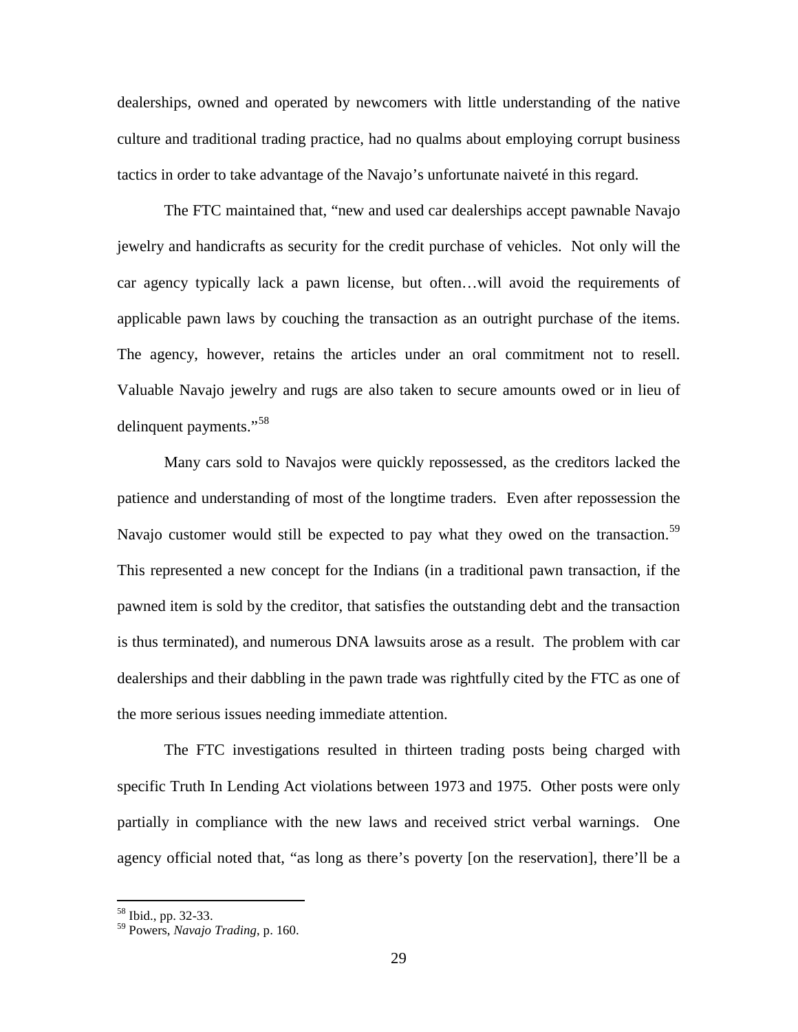dealerships, owned and operated by newcomers with little understanding of the native culture and traditional trading practice, had no qualms about employing corrupt business tactics in order to take advantage of the Navajo's unfortunate naiveté in this regard.

The FTC maintained that, "new and used car dealerships accept pawnable Navajo jewelry and handicrafts as security for the credit purchase of vehicles. Not only will the car agency typically lack a pawn license, but often…will avoid the requirements of applicable pawn laws by couching the transaction as an outright purchase of the items. The agency, however, retains the articles under an oral commitment not to resell. Valuable Navajo jewelry and rugs are also taken to secure amounts owed or in lieu of delinquent payments."[58]

Many cars sold to Navajos were quickly repossessed, as the creditors lacked the patience and understanding of most of the longtime traders. Even after repossession the Navajo customer would still be expected to pay what they owed on the transaction.[59] This represented a new concept for the Indians (in a traditional pawn transaction, if the pawned item is sold by the creditor, that satisfies the outstanding debt and the transaction is thus terminated), and numerous DNA lawsuits arose as a result. The problem with car dealerships and their dabbling in the pawn trade was rightfully cited by the FTC as one of the more serious issues needing immediate attention.

The FTC investigations resulted in thirteen trading posts being charged with specific Truth In Lending Act violations between 1973 and 1975. Other posts were only partially in compliance with the new laws and received strict verbal warnings. One agency official noted that, "as long as there's poverty [on the reservation], there'll be a

[58] Ibid., pp. 32-33.
[59] Powers, *Navajo Trading*, p. 160.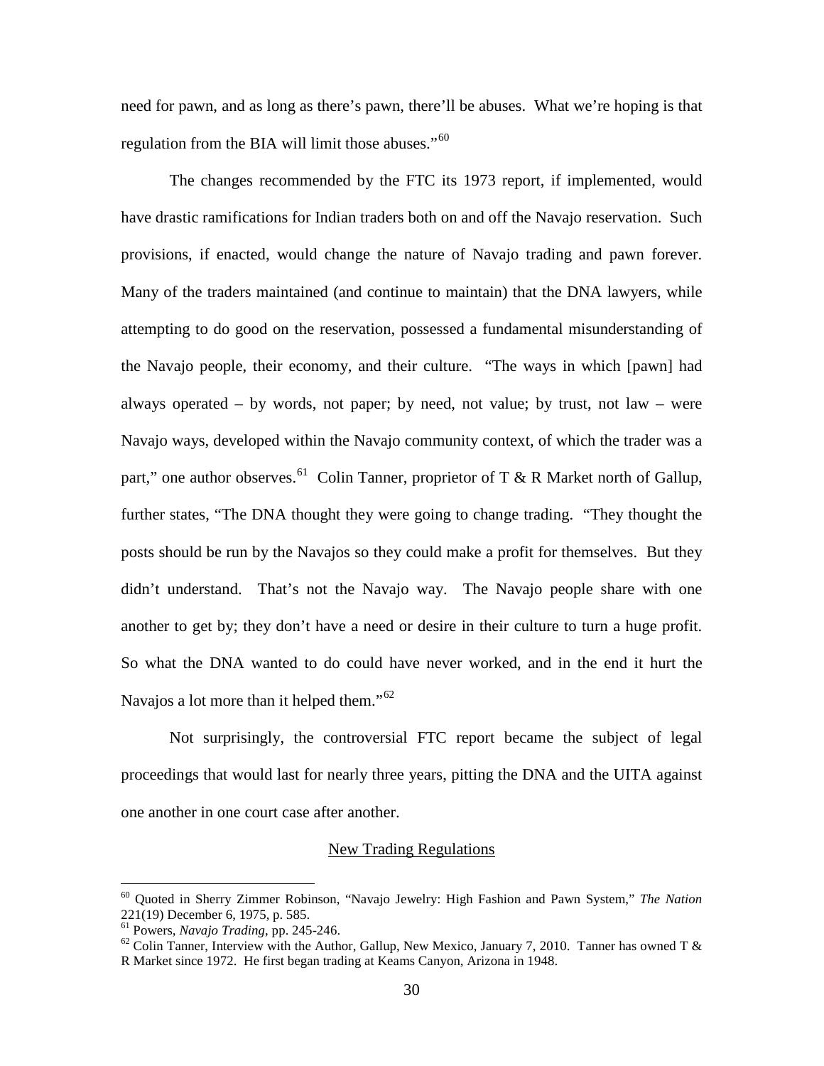need for pawn, and as long as there's pawn, there'll be abuses. What we're hoping is that regulation from the BIA will limit those abuses."[60]

The changes recommended by the FTC its 1973 report, if implemented, would have drastic ramifications for Indian traders both on and off the Navajo reservation. Such provisions, if enacted, would change the nature of Navajo trading and pawn forever. Many of the traders maintained (and continue to maintain) that the DNA lawyers, while attempting to do good on the reservation, possessed a fundamental misunderstanding of the Navajo people, their economy, and their culture. "The ways in which [pawn] had always operated – by words, not paper; by need, not value; by trust, not law – were Navajo ways, developed within the Navajo community context, of which the trader was a part," one author observes.[61] Colin Tanner, proprietor of T & R Market north of Gallup, further states, "The DNA thought they were going to change trading. "They thought the posts should be run by the Navajos so they could make a profit for themselves. But they didn't understand. That's not the Navajo way. The Navajo people share with one another to get by; they don't have a need or desire in their culture to turn a huge profit. So what the DNA wanted to do could have never worked, and in the end it hurt the Navajos a lot more than it helped them."[62]

Not surprisingly, the controversial FTC report became the subject of legal proceedings that would last for nearly three years, pitting the DNA and the UITA against one another in one court case after another.

## New Trading Regulations

---

[60] Quoted in Sherry Zimmer Robinson, "Navajo Jewelry: High Fashion and Pawn System," *The Nation* 221(19) December 6, 1975, p. 585.

[61] Powers, *Navajo Trading*, pp. 245-246.

[62] Colin Tanner, Interview with the Author, Gallup, New Mexico, January 7, 2010. Tanner has owned T & R Market since 1972. He first began trading at Keams Canyon, Arizona in 1948.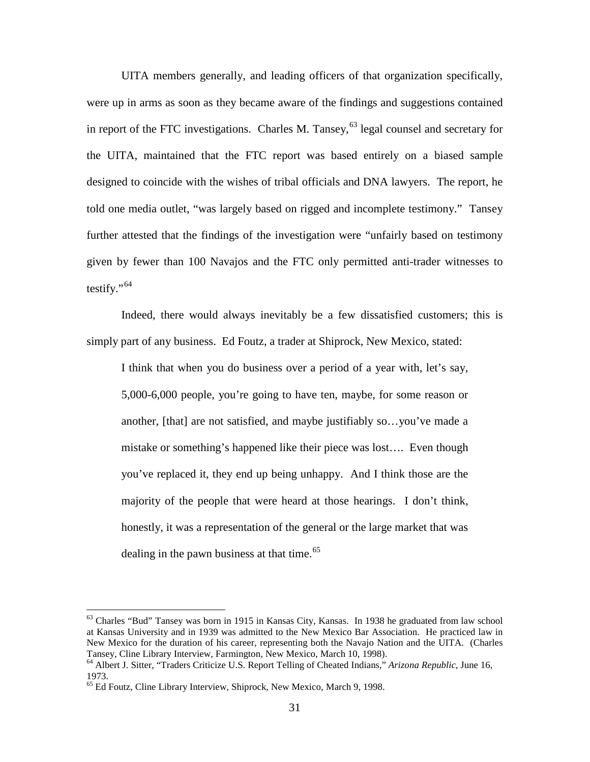UITA members generally, and leading officers of that organization specifically, were up in arms as soon as they became aware of the findings and suggestions contained in report of the FTC investigations. Charles M. Tansey,[63] legal counsel and secretary for the UITA, maintained that the FTC report was based entirely on a biased sample designed to coincide with the wishes of tribal officials and DNA lawyers. The report, he told one media outlet, "was largely based on rigged and incomplete testimony." Tansey further attested that the findings of the investigation were "unfairly based on testimony given by fewer than 100 Navajos and the FTC only permitted anti-trader witnesses to testify."[64]

Indeed, there would always inevitably be a few dissatisfied customers; this is simply part of any business. Ed Foutz, a trader at Shiprock, New Mexico, stated:

> I think that when you do business over a period of a year with, let's say, 5,000-6,000 people, you're going to have ten, maybe, for some reason or another, [that] are not satisfied, and maybe justifiably so…you've made a mistake or something's happened like their piece was lost…. Even though you've replaced it, they end up being unhappy. And I think those are the majority of the people that were heard at those hearings. I don't think, honestly, it was a representation of the general or the large market that was dealing in the pawn business at that time.[65]

---

[63] Charles "Bud" Tansey was born in 1915 in Kansas City, Kansas. In 1938 he graduated from law school at Kansas University and in 1939 was admitted to the New Mexico Bar Association. He practiced law in New Mexico for the duration of his career, representing both the Navajo Nation and the UITA. (Charles Tansey, Cline Library Interview, Farmington, New Mexico, March 10, 1998).

[64] Albert J. Sitter, "Traders Criticize U.S. Report Telling of Cheated Indians," *Arizona Republic*, June 16, 1973.

[65] Ed Foutz, Cline Library Interview, Shiprock, New Mexico, March 9, 1998.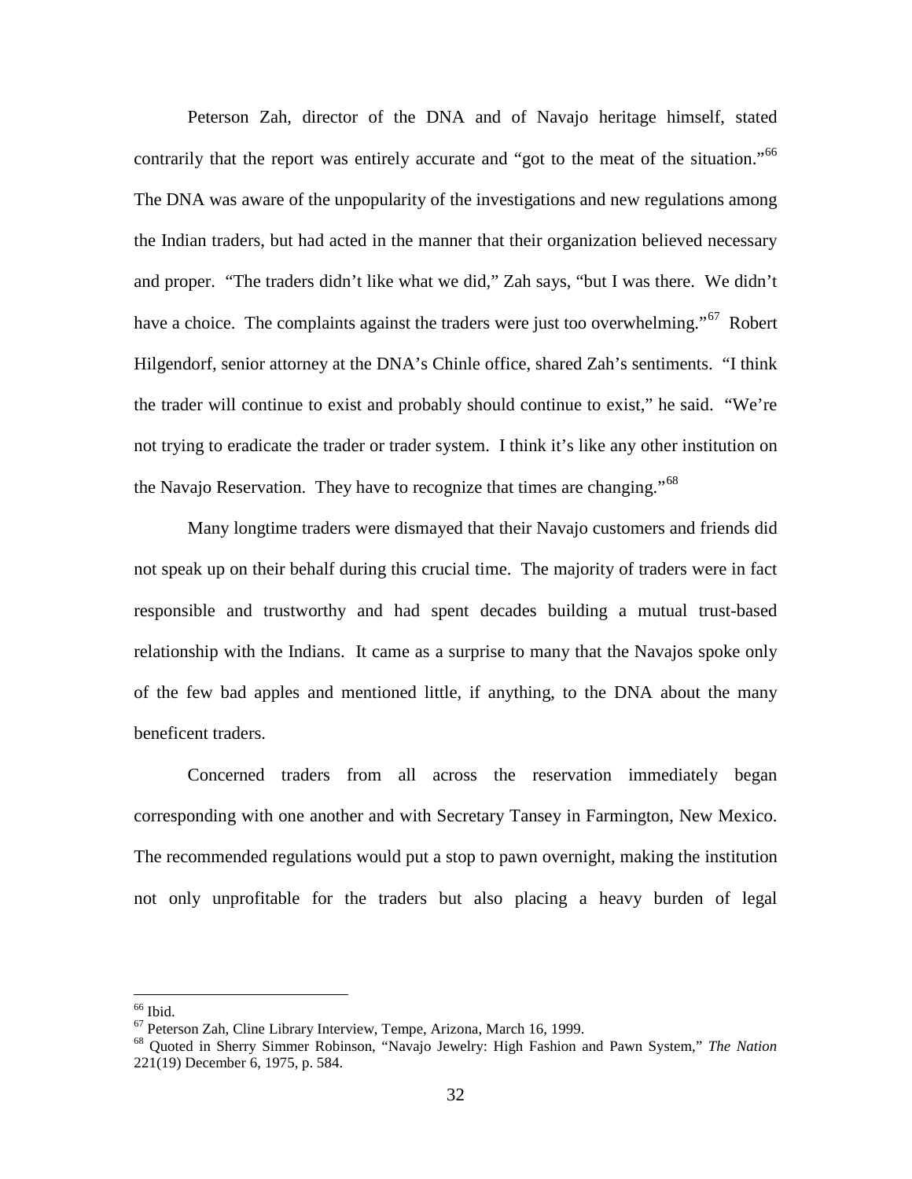Peterson Zah, director of the DNA and of Navajo heritage himself, stated contrarily that the report was entirely accurate and "got to the meat of the situation."[66] The DNA was aware of the unpopularity of the investigations and new regulations among the Indian traders, but had acted in the manner that their organization believed necessary and proper. "The traders didn't like what we did," Zah says, "but I was there. We didn't have a choice. The complaints against the traders were just too overwhelming."[67] Robert Hilgendorf, senior attorney at the DNA's Chinle office, shared Zah's sentiments. "I think the trader will continue to exist and probably should continue to exist," he said. "We're not trying to eradicate the trader or trader system. I think it's like any other institution on the Navajo Reservation. They have to recognize that times are changing."[68]

Many longtime traders were dismayed that their Navajo customers and friends did not speak up on their behalf during this crucial time. The majority of traders were in fact responsible and trustworthy and had spent decades building a mutual trust-based relationship with the Indians. It came as a surprise to many that the Navajos spoke only of the few bad apples and mentioned little, if anything, to the DNA about the many beneficent traders.

Concerned traders from all across the reservation immediately began corresponding with one another and with Secretary Tansey in Farmington, New Mexico. The recommended regulations would put a stop to pawn overnight, making the institution not only unprofitable for the traders but also placing a heavy burden of legal

---

[66] Ibid.

[67] Peterson Zah, Cline Library Interview, Tempe, Arizona, March 16, 1999.

[68] Quoted in Sherry Simmer Robinson, "Navajo Jewelry: High Fashion and Pawn System," *The Nation* 221(19) December 6, 1975, p. 584.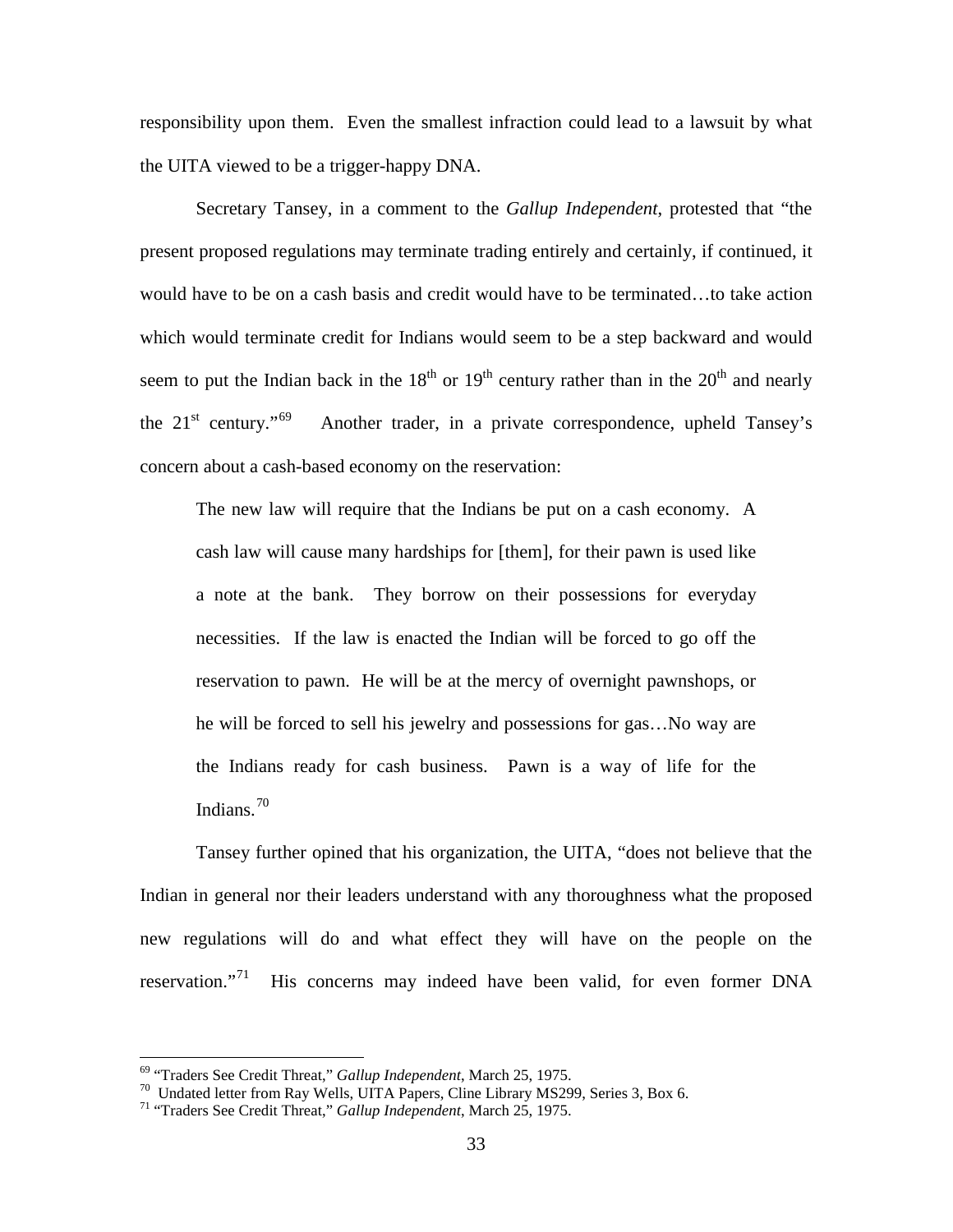responsibility upon them. Even the smallest infraction could lead to a lawsuit by what the UITA viewed to be a trigger-happy DNA.

Secretary Tansey, in a comment to the *Gallup Independent*, protested that "the present proposed regulations may terminate trading entirely and certainly, if continued, it would have to be on a cash basis and credit would have to be terminated…to take action which would terminate credit for Indians would seem to be a step backward and would seem to put the Indian back in the 18th or 19th century rather than in the 20th and nearly the 21st century."[69] Another trader, in a private correspondence, upheld Tansey's concern about a cash-based economy on the reservation:

> The new law will require that the Indians be put on a cash economy. A cash law will cause many hardships for [them], for their pawn is used like a note at the bank. They borrow on their possessions for everyday necessities. If the law is enacted the Indian will be forced to go off the reservation to pawn. He will be at the mercy of overnight pawnshops, or he will be forced to sell his jewelry and possessions for gas…No way are the Indians ready for cash business. Pawn is a way of life for the Indians.[70]

Tansey further opined that his organization, the UITA, "does not believe that the Indian in general nor their leaders understand with any thoroughness what the proposed new regulations will do and what effect they will have on the people on the reservation."[71] His concerns may indeed have been valid, for even former DNA

---

[69] "Traders See Credit Threat," *Gallup Independent*, March 25, 1975.

[70] Undated letter from Ray Wells, UITA Papers, Cline Library MS299, Series 3, Box 6.

[71] "Traders See Credit Threat," *Gallup Independent*, March 25, 1975.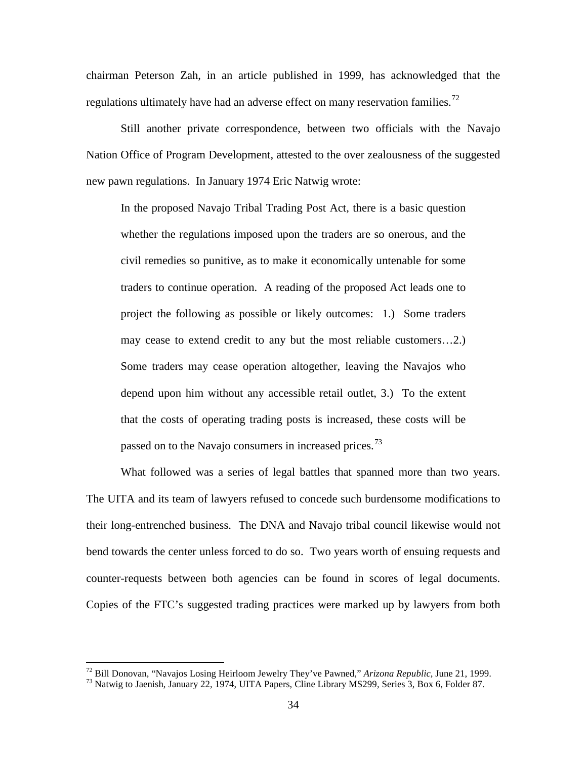chairman Peterson Zah, in an article published in 1999, has acknowledged that the regulations ultimately have had an adverse effect on many reservation families.[72]

Still another private correspondence, between two officials with the Navajo Nation Office of Program Development, attested to the over zealousness of the suggested new pawn regulations. In January 1974 Eric Natwig wrote:

> In the proposed Navajo Tribal Trading Post Act, there is a basic question whether the regulations imposed upon the traders are so onerous, and the civil remedies so punitive, as to make it economically untenable for some traders to continue operation. A reading of the proposed Act leads one to project the following as possible or likely outcomes: 1.) Some traders may cease to extend credit to any but the most reliable customers…2.) Some traders may cease operation altogether, leaving the Navajos who depend upon him without any accessible retail outlet, 3.) To the extent that the costs of operating trading posts is increased, these costs will be passed on to the Navajo consumers in increased prices.[73]

What followed was a series of legal battles that spanned more than two years. The UITA and its team of lawyers refused to concede such burdensome modifications to their long-entrenched business. The DNA and Navajo tribal council likewise would not bend towards the center unless forced to do so. Two years worth of ensuing requests and counter-requests between both agencies can be found in scores of legal documents. Copies of the FTC's suggested trading practices were marked up by lawyers from both

---

[72] Bill Donovan, "Navajos Losing Heirloom Jewelry They've Pawned," *Arizona Republic*, June 21, 1999.

[73] Natwig to Jaenish, January 22, 1974, UITA Papers, Cline Library MS299, Series 3, Box 6, Folder 87.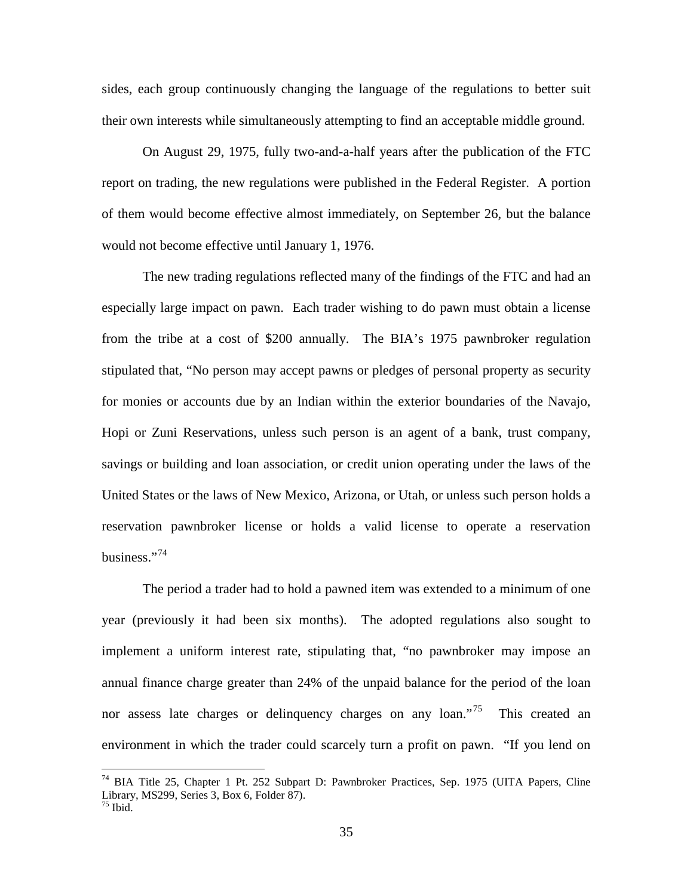sides, each group continuously changing the language of the regulations to better suit their own interests while simultaneously attempting to find an acceptable middle ground.

On August 29, 1975, fully two-and-a-half years after the publication of the FTC report on trading, the new regulations were published in the Federal Register. A portion of them would become effective almost immediately, on September 26, but the balance would not become effective until January 1, 1976.

The new trading regulations reflected many of the findings of the FTC and had an especially large impact on pawn. Each trader wishing to do pawn must obtain a license from the tribe at a cost of $200 annually. The BIA's 1975 pawnbroker regulation stipulated that, "No person may accept pawns or pledges of personal property as security for monies or accounts due by an Indian within the exterior boundaries of the Navajo, Hopi or Zuni Reservations, unless such person is an agent of a bank, trust company, savings or building and loan association, or credit union operating under the laws of the United States or the laws of New Mexico, Arizona, or Utah, or unless such person holds a reservation pawnbroker license or holds a valid license to operate a reservation business."[74]

The period a trader had to hold a pawned item was extended to a minimum of one year (previously it had been six months). The adopted regulations also sought to implement a uniform interest rate, stipulating that, "no pawnbroker may impose an annual finance charge greater than 24% of the unpaid balance for the period of the loan nor assess late charges or delinquency charges on any loan."[75] This created an environment in which the trader could scarcely turn a profit on pawn. "If you lend on

[74] BIA Title 25, Chapter 1 Pt. 252 Subpart D: Pawnbroker Practices, Sep. 1975 (UITA Papers, Cline Library, MS299, Series 3, Box 6, Folder 87).
[75] Ibid.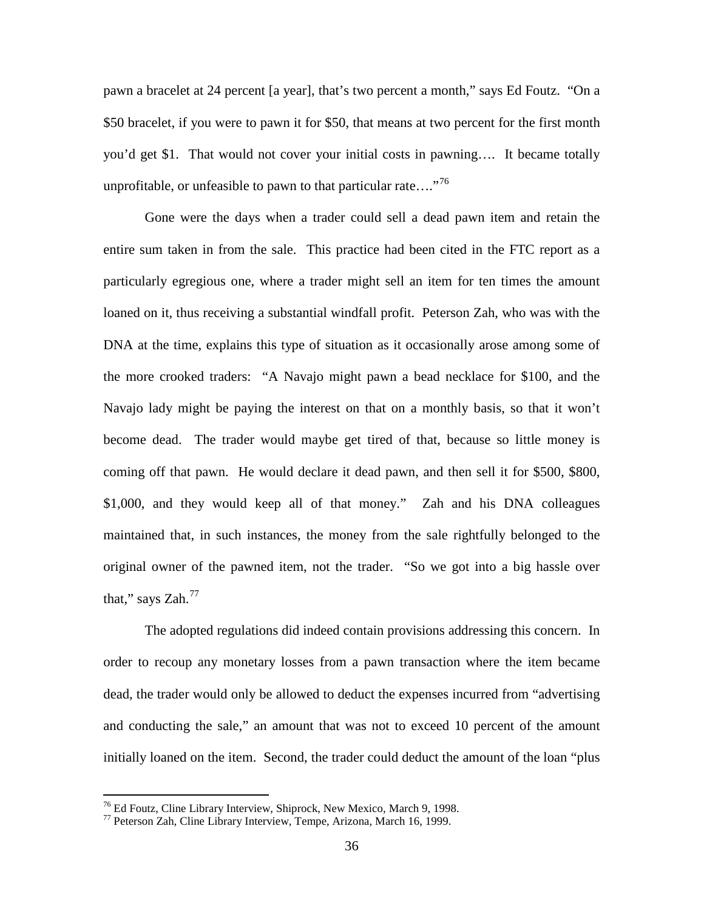pawn a bracelet at 24 percent [a year], that's two percent a month," says Ed Foutz. "On a $50 bracelet, if you were to pawn it for $50, that means at two percent for the first month you'd get $1. That would not cover your initial costs in pawning…. It became totally unprofitable, or unfeasible to pawn to that particular rate…."[76]

Gone were the days when a trader could sell a dead pawn item and retain the entire sum taken in from the sale. This practice had been cited in the FTC report as a particularly egregious one, where a trader might sell an item for ten times the amount loaned on it, thus receiving a substantial windfall profit. Peterson Zah, who was with the DNA at the time, explains this type of situation as it occasionally arose among some of the more crooked traders: "A Navajo might pawn a bead necklace for $100, and the Navajo lady might be paying the interest on that on a monthly basis, so that it won't become dead. The trader would maybe get tired of that, because so little money is coming off that pawn. He would declare it dead pawn, and then sell it for $500, $800, $1,000, and they would keep all of that money." Zah and his DNA colleagues maintained that, in such instances, the money from the sale rightfully belonged to the original owner of the pawned item, not the trader. "So we got into a big hassle over that," says Zah.[77]

The adopted regulations did indeed contain provisions addressing this concern. In order to recoup any monetary losses from a pawn transaction where the item became dead, the trader would only be allowed to deduct the expenses incurred from "advertising and conducting the sale," an amount that was not to exceed 10 percent of the amount initially loaned on the item. Second, the trader could deduct the amount of the loan "plus

[76] Ed Foutz, Cline Library Interview, Shiprock, New Mexico, March 9, 1998.

[77] Peterson Zah, Cline Library Interview, Tempe, Arizona, March 16, 1999.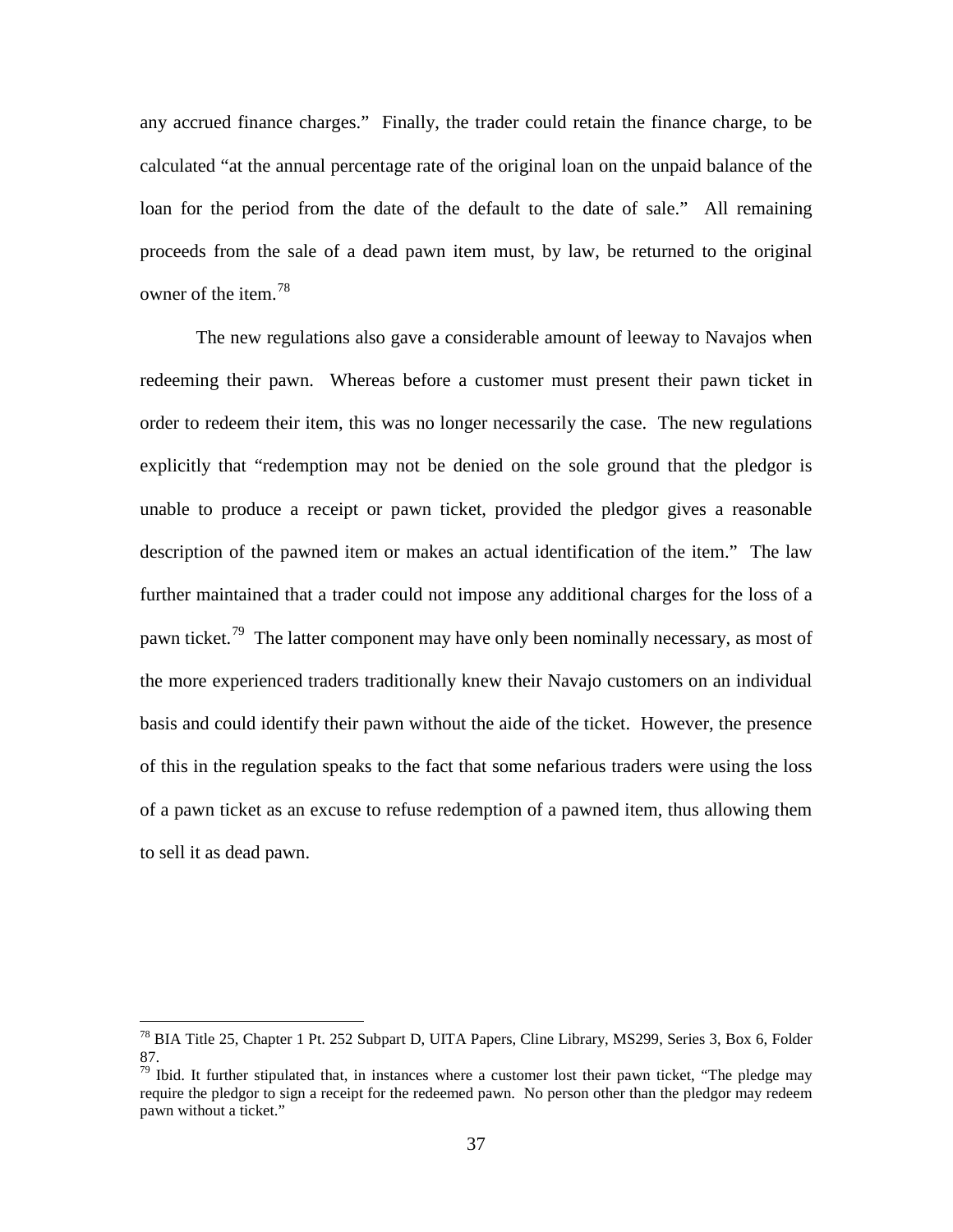any accrued finance charges." Finally, the trader could retain the finance charge, to be calculated "at the annual percentage rate of the original loan on the unpaid balance of the loan for the period from the date of the default to the date of sale." All remaining proceeds from the sale of a dead pawn item must, by law, be returned to the original owner of the item.[78]

The new regulations also gave a considerable amount of leeway to Navajos when redeeming their pawn. Whereas before a customer must present their pawn ticket in order to redeem their item, this was no longer necessarily the case. The new regulations explicitly that "redemption may not be denied on the sole ground that the pledgor is unable to produce a receipt or pawn ticket, provided the pledgor gives a reasonable description of the pawned item or makes an actual identification of the item." The law further maintained that a trader could not impose any additional charges for the loss of a pawn ticket.[79] The latter component may have only been nominally necessary, as most of the more experienced traders traditionally knew their Navajo customers on an individual basis and could identify their pawn without the aide of the ticket. However, the presence of this in the regulation speaks to the fact that some nefarious traders were using the loss of a pawn ticket as an excuse to refuse redemption of a pawned item, thus allowing them to sell it as dead pawn.

---

[78] BIA Title 25, Chapter 1 Pt. 252 Subpart D, UITA Papers, Cline Library, MS299, Series 3, Box 6, Folder 87.

[79] Ibid. It further stipulated that, in instances where a customer lost their pawn ticket, "The pledge may require the pledgor to sign a receipt for the redeemed pawn. No person other than the pledgor may redeem pawn without a ticket."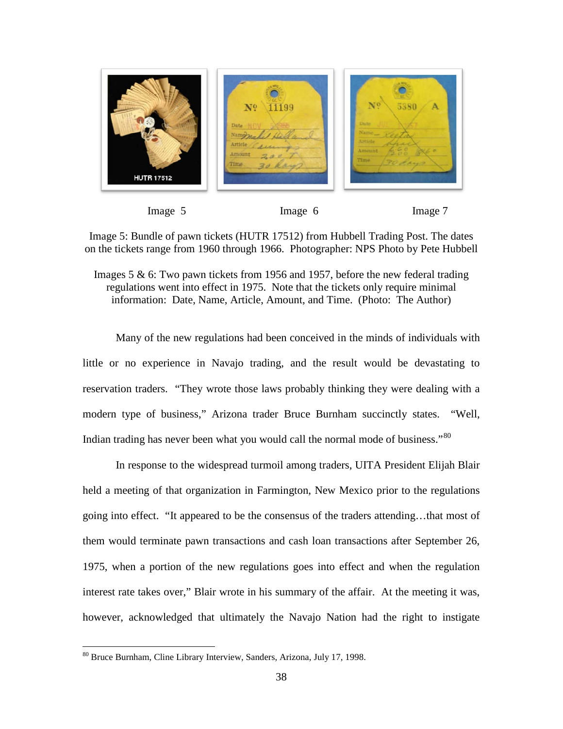Image 5 Image 6 Image 7

Image 5: Bundle of pawn tickets (HUTR 17512) from Hubbell Trading Post. The dates on the tickets range from 1960 through 1966. Photographer: NPS Photo by Pete Hubbell

Images 5 & 6: Two pawn tickets from 1956 and 1957, before the new federal trading regulations went into effect in 1975. Note that the tickets only require minimal information: Date, Name, Article, Amount, and Time. (Photo: The Author)

Many of the new regulations had been conceived in the minds of individuals with little or no experience in Navajo trading, and the result would be devastating to reservation traders. "They wrote those laws probably thinking they were dealing with a modern type of business," Arizona trader Bruce Burnham succinctly states. "Well, Indian trading has never been what you would call the normal mode of business."[80]

In response to the widespread turmoil among traders, UITA President Elijah Blair held a meeting of that organization in Farmington, New Mexico prior to the regulations going into effect. "It appeared to be the consensus of the traders attending…that most of them would terminate pawn transactions and cash loan transactions after September 26, 1975, when a portion of the new regulations goes into effect and when the regulation interest rate takes over," Blair wrote in his summary of the affair. At the meeting it was, however, acknowledged that ultimately the Navajo Nation had the right to instigate

[80] Bruce Burnham, Cline Library Interview, Sanders, Arizona, July 17, 1998.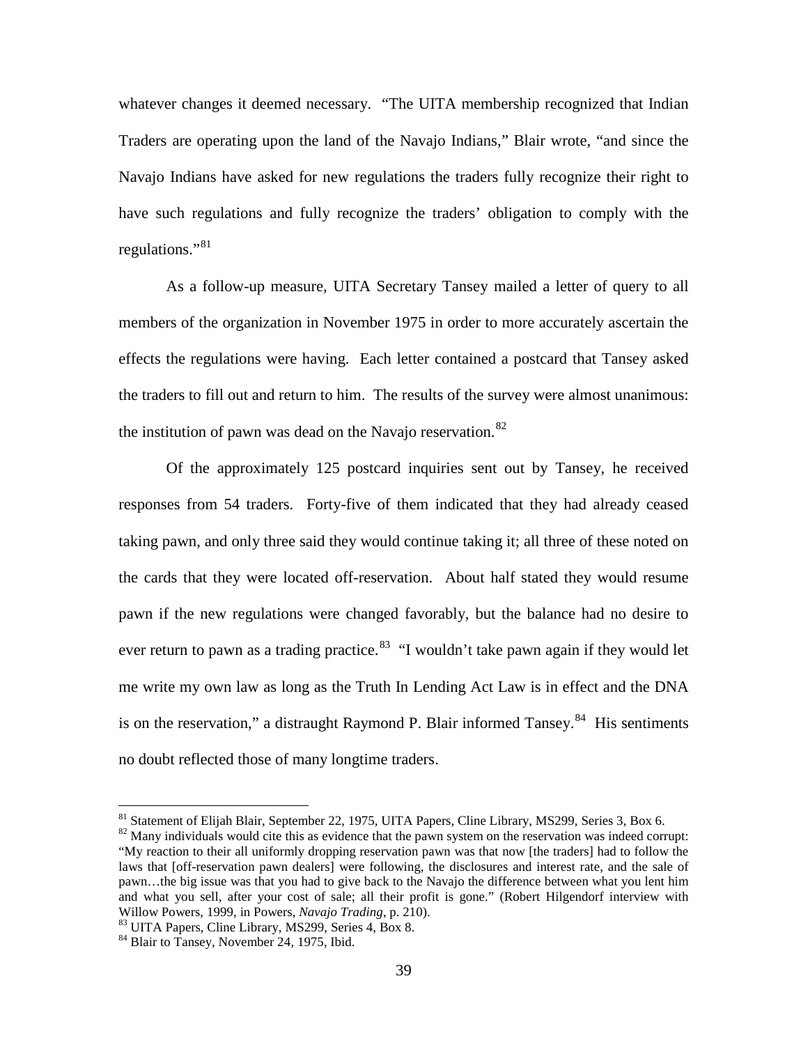whatever changes it deemed necessary. "The UITA membership recognized that Indian Traders are operating upon the land of the Navajo Indians," Blair wrote, "and since the Navajo Indians have asked for new regulations the traders fully recognize their right to have such regulations and fully recognize the traders' obligation to comply with the regulations."[81]

As a follow-up measure, UITA Secretary Tansey mailed a letter of query to all members of the organization in November 1975 in order to more accurately ascertain the effects the regulations were having. Each letter contained a postcard that Tansey asked the traders to fill out and return to him. The results of the survey were almost unanimous: the institution of pawn was dead on the Navajo reservation.[82]

Of the approximately 125 postcard inquiries sent out by Tansey, he received responses from 54 traders. Forty-five of them indicated that they had already ceased taking pawn, and only three said they would continue taking it; all three of these noted on the cards that they were located off-reservation. About half stated they would resume pawn if the new regulations were changed favorably, but the balance had no desire to ever return to pawn as a trading practice.[83] "I wouldn't take pawn again if they would let me write my own law as long as the Truth In Lending Act Law is in effect and the DNA is on the reservation," a distraught Raymond P. Blair informed Tansey.[84] His sentiments no doubt reflected those of many longtime traders.

---

[81] Statement of Elijah Blair, September 22, 1975, UITA Papers, Cline Library, MS299, Series 3, Box 6.

[82] Many individuals would cite this as evidence that the pawn system on the reservation was indeed corrupt: "My reaction to their all uniformly dropping reservation pawn was that now [the traders] had to follow the laws that [off-reservation pawn dealers] were following, the disclosures and interest rate, and the sale of pawn…the big issue was that you had to give back to the Navajo the difference between what you lent him and what you sell, after your cost of sale; all their profit is gone." (Robert Hilgendorf interview with Willow Powers, 1999, in Powers, *Navajo Trading*, p. 210).

[83] UITA Papers, Cline Library, MS299, Series 4, Box 8.

[84] Blair to Tansey, November 24, 1975, Ibid.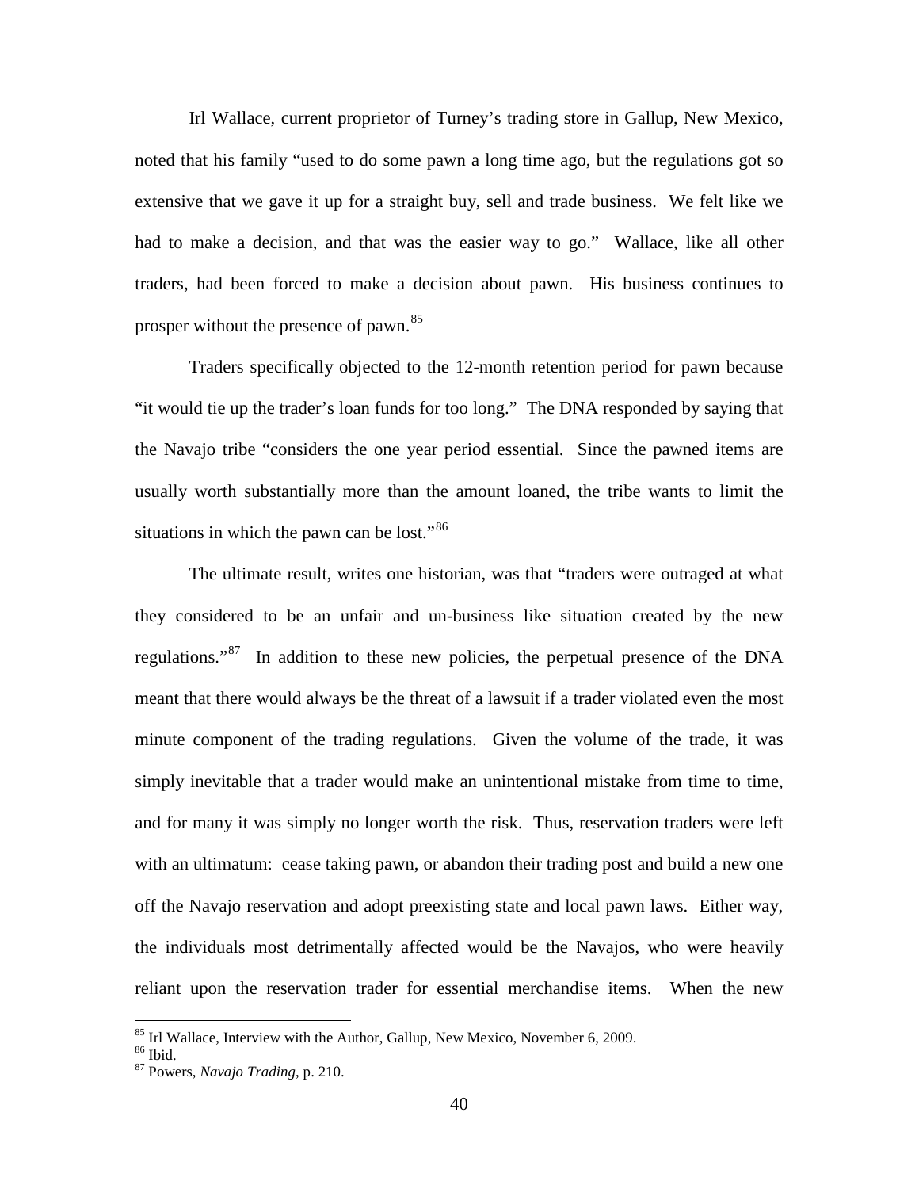Irl Wallace, current proprietor of Turney's trading store in Gallup, New Mexico, noted that his family "used to do some pawn a long time ago, but the regulations got so extensive that we gave it up for a straight buy, sell and trade business. We felt like we had to make a decision, and that was the easier way to go." Wallace, like all other traders, had been forced to make a decision about pawn. His business continues to prosper without the presence of pawn.[85]

Traders specifically objected to the 12-month retention period for pawn because "it would tie up the trader's loan funds for too long." The DNA responded by saying that the Navajo tribe "considers the one year period essential. Since the pawned items are usually worth substantially more than the amount loaned, the tribe wants to limit the situations in which the pawn can be lost."[86]

The ultimate result, writes one historian, was that "traders were outraged at what they considered to be an unfair and un-business like situation created by the new regulations."[87] In addition to these new policies, the perpetual presence of the DNA meant that there would always be the threat of a lawsuit if a trader violated even the most minute component of the trading regulations. Given the volume of the trade, it was simply inevitable that a trader would make an unintentional mistake from time to time, and for many it was simply no longer worth the risk. Thus, reservation traders were left with an ultimatum: cease taking pawn, or abandon their trading post and build a new one off the Navajo reservation and adopt preexisting state and local pawn laws. Either way, the individuals most detrimentally affected would be the Navajos, who were heavily reliant upon the reservation trader for essential merchandise items. When the new

[85] Irl Wallace, Interview with the Author, Gallup, New Mexico, November 6, 2009.
[86] Ibid.
[87] Powers, *Navajo Trading*, p. 210.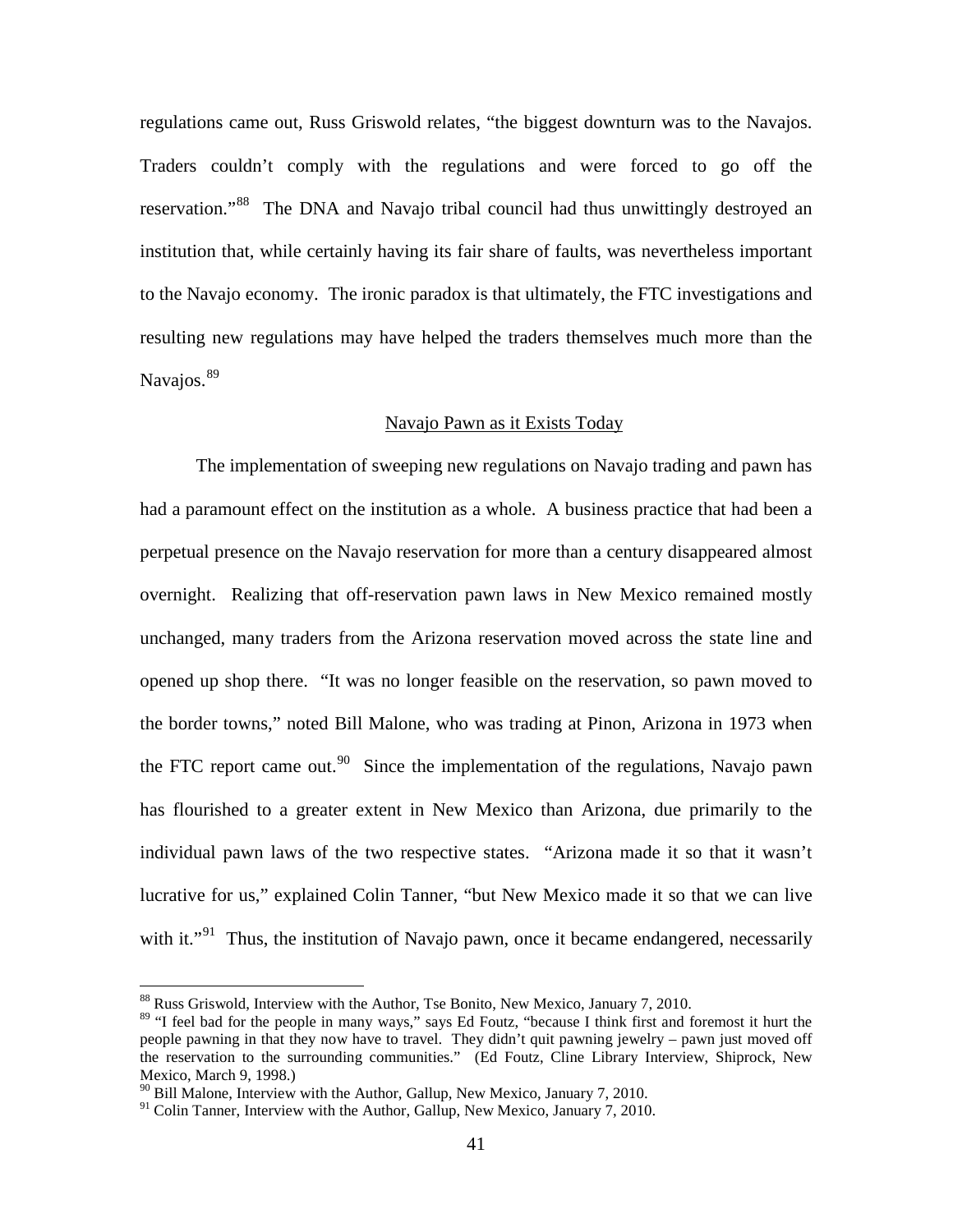regulations came out, Russ Griswold relates, "the biggest downturn was to the Navajos. Traders couldn't comply with the regulations and were forced to go off the reservation."[88] The DNA and Navajo tribal council had thus unwittingly destroyed an institution that, while certainly having its fair share of faults, was nevertheless important to the Navajo economy. The ironic paradox is that ultimately, the FTC investigations and resulting new regulations may have helped the traders themselves much more than the Navajos.[89]

## Navajo Pawn as it Exists Today

The implementation of sweeping new regulations on Navajo trading and pawn has had a paramount effect on the institution as a whole. A business practice that had been a perpetual presence on the Navajo reservation for more than a century disappeared almost overnight. Realizing that off-reservation pawn laws in New Mexico remained mostly unchanged, many traders from the Arizona reservation moved across the state line and opened up shop there. "It was no longer feasible on the reservation, so pawn moved to the border towns," noted Bill Malone, who was trading at Pinon, Arizona in 1973 when the FTC report came out.[90] Since the implementation of the regulations, Navajo pawn has flourished to a greater extent in New Mexico than Arizona, due primarily to the individual pawn laws of the two respective states. "Arizona made it so that it wasn't lucrative for us," explained Colin Tanner, "but New Mexico made it so that we can live with it."[91] Thus, the institution of Navajo pawn, once it became endangered, necessarily

---

[88] Russ Griswold, Interview with the Author, Tse Bonito, New Mexico, January 7, 2010.

[89] "I feel bad for the people in many ways," says Ed Foutz, "because I think first and foremost it hurt the people pawning in that they now have to travel. They didn't quit pawning jewelry – pawn just moved off the reservation to the surrounding communities." (Ed Foutz, Cline Library Interview, Shiprock, New Mexico, March 9, 1998.)

[90] Bill Malone, Interview with the Author, Gallup, New Mexico, January 7, 2010.

[91] Colin Tanner, Interview with the Author, Gallup, New Mexico, January 7, 2010.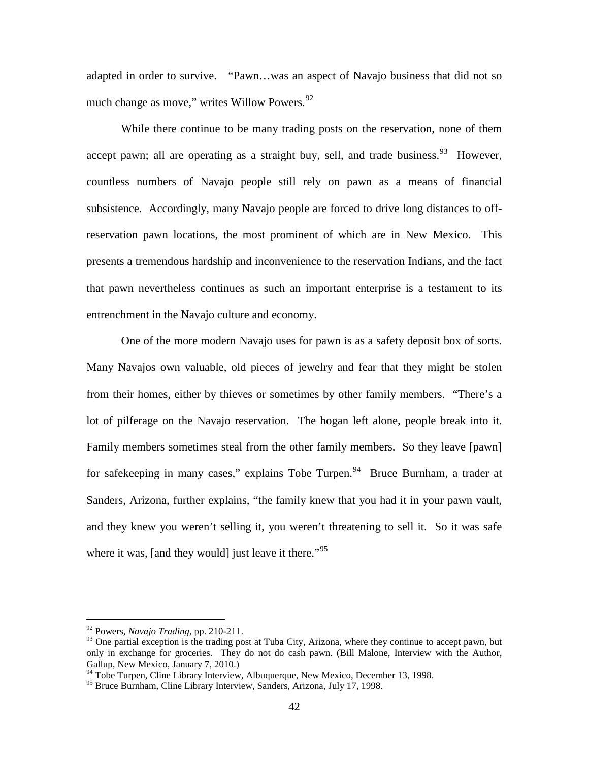adapted in order to survive. "Pawn…was an aspect of Navajo business that did not so much change as move," writes Willow Powers.[92]

While there continue to be many trading posts on the reservation, none of them accept pawn; all are operating as a straight buy, sell, and trade business.[93] However, countless numbers of Navajo people still rely on pawn as a means of financial subsistence. Accordingly, many Navajo people are forced to drive long distances to off-reservation pawn locations, the most prominent of which are in New Mexico. This presents a tremendous hardship and inconvenience to the reservation Indians, and the fact that pawn nevertheless continues as such an important enterprise is a testament to its entrenchment in the Navajo culture and economy.

One of the more modern Navajo uses for pawn is as a safety deposit box of sorts. Many Navajos own valuable, old pieces of jewelry and fear that they might be stolen from their homes, either by thieves or sometimes by other family members. "There's a lot of pilferage on the Navajo reservation. The hogan left alone, people break into it. Family members sometimes steal from the other family members. So they leave [pawn] for safekeeping in many cases," explains Tobe Turpen.[94] Bruce Burnham, a trader at Sanders, Arizona, further explains, "the family knew that you had it in your pawn vault, and they knew you weren't selling it, you weren't threatening to sell it. So it was safe where it was, [and they would] just leave it there."[95]

---

[92] Powers, *Navajo Trading*, pp. 210-211.

[93] One partial exception is the trading post at Tuba City, Arizona, where they continue to accept pawn, but only in exchange for groceries. They do not do cash pawn. (Bill Malone, Interview with the Author, Gallup, New Mexico, January 7, 2010.)

[94] Tobe Turpen, Cline Library Interview, Albuquerque, New Mexico, December 13, 1998.

[95] Bruce Burnham, Cline Library Interview, Sanders, Arizona, July 17, 1998.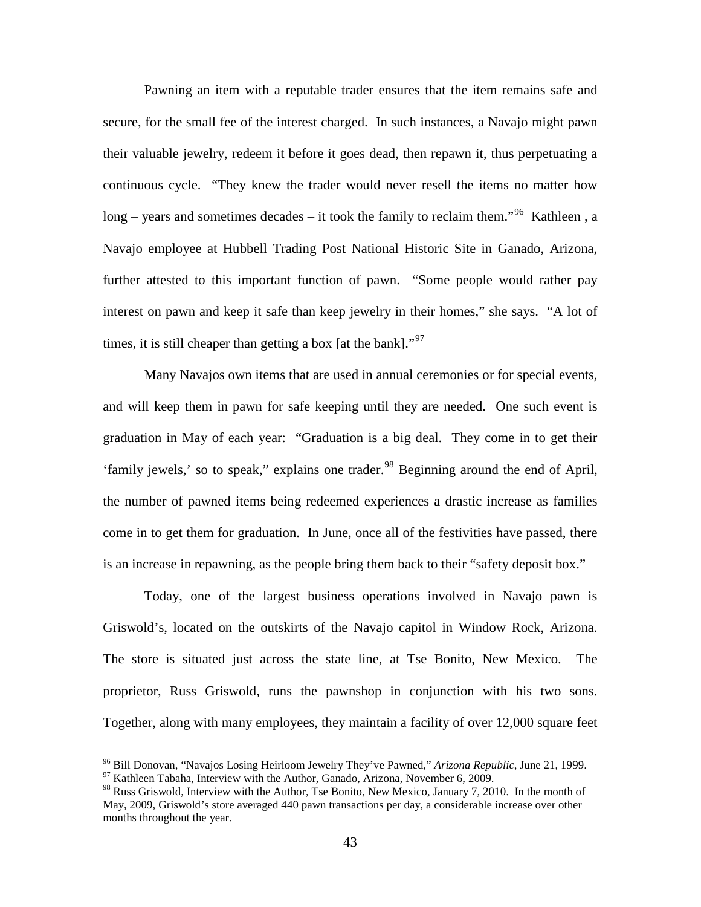Pawning an item with a reputable trader ensures that the item remains safe and secure, for the small fee of the interest charged. In such instances, a Navajo might pawn their valuable jewelry, redeem it before it goes dead, then repawn it, thus perpetuating a continuous cycle. "They knew the trader would never resell the items no matter how long – years and sometimes decades – it took the family to reclaim them."[96] Kathleen , a Navajo employee at Hubbell Trading Post National Historic Site in Ganado, Arizona, further attested to this important function of pawn. "Some people would rather pay interest on pawn and keep it safe than keep jewelry in their homes," she says. "A lot of times, it is still cheaper than getting a box [at the bank]."[97]

Many Navajos own items that are used in annual ceremonies or for special events, and will keep them in pawn for safe keeping until they are needed. One such event is graduation in May of each year: "Graduation is a big deal. They come in to get their 'family jewels,' so to speak," explains one trader.[98] Beginning around the end of April, the number of pawned items being redeemed experiences a drastic increase as families come in to get them for graduation. In June, once all of the festivities have passed, there is an increase in repawning, as the people bring them back to their "safety deposit box."

Today, one of the largest business operations involved in Navajo pawn is Griswold's, located on the outskirts of the Navajo capitol in Window Rock, Arizona. The store is situated just across the state line, at Tse Bonito, New Mexico. The proprietor, Russ Griswold, runs the pawnshop in conjunction with his two sons. Together, along with many employees, they maintain a facility of over 12,000 square feet

---

[96] Bill Donovan, "Navajos Losing Heirloom Jewelry They've Pawned," *Arizona Republic*, June 21, 1999.

[97] Kathleen Tabaha, Interview with the Author, Ganado, Arizona, November 6, 2009.

[98] Russ Griswold, Interview with the Author, Tse Bonito, New Mexico, January 7, 2010. In the month of May, 2009, Griswold's store averaged 440 pawn transactions per day, a considerable increase over other months throughout the year.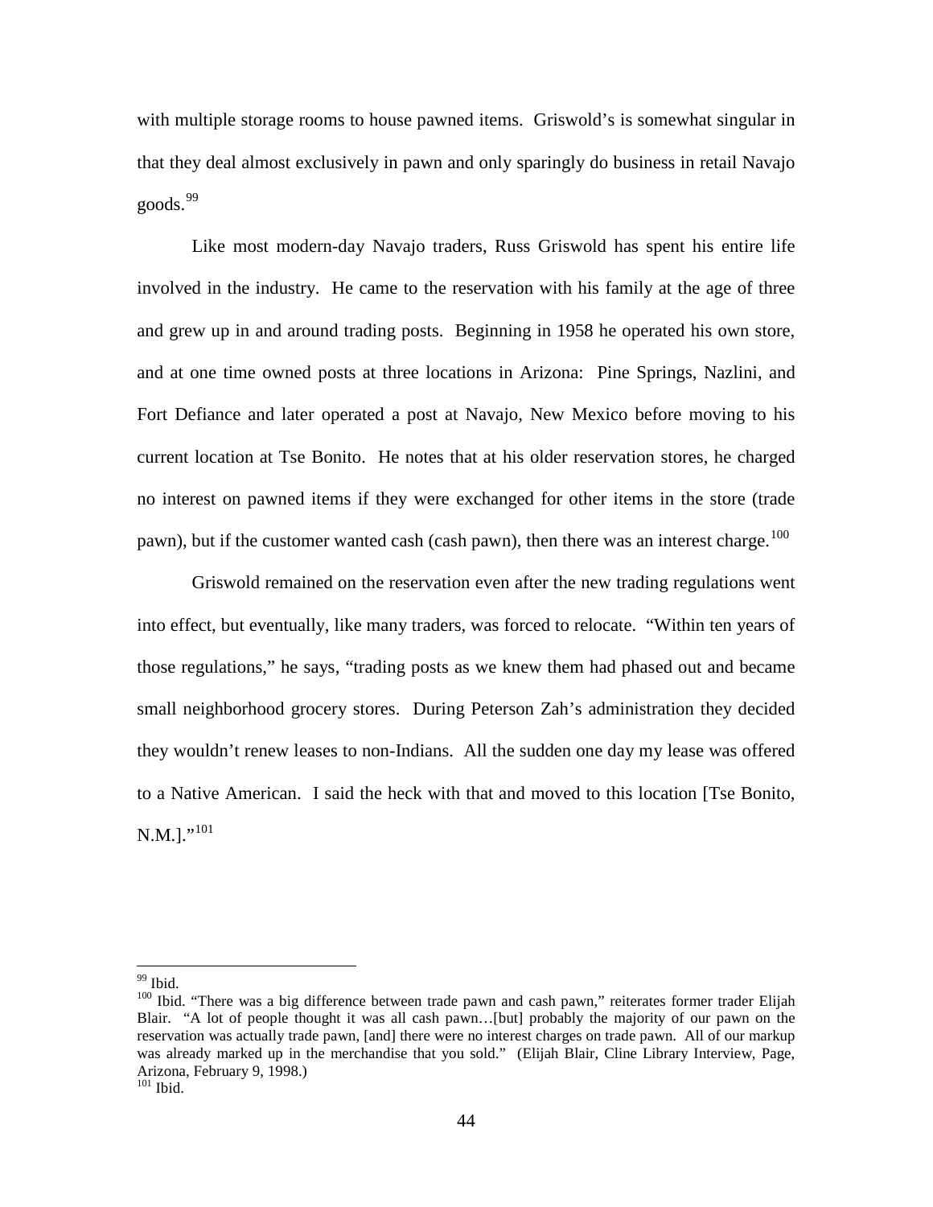with multiple storage rooms to house pawned items. Griswold's is somewhat singular in that they deal almost exclusively in pawn and only sparingly do business in retail Navajo goods.[99]

Like most modern-day Navajo traders, Russ Griswold has spent his entire life involved in the industry. He came to the reservation with his family at the age of three and grew up in and around trading posts. Beginning in 1958 he operated his own store, and at one time owned posts at three locations in Arizona: Pine Springs, Nazlini, and Fort Defiance and later operated a post at Navajo, New Mexico before moving to his current location at Tse Bonito. He notes that at his older reservation stores, he charged no interest on pawned items if they were exchanged for other items in the store (trade pawn), but if the customer wanted cash (cash pawn), then there was an interest charge.[100]

Griswold remained on the reservation even after the new trading regulations went into effect, but eventually, like many traders, was forced to relocate. "Within ten years of those regulations," he says, "trading posts as we knew them had phased out and became small neighborhood grocery stores. During Peterson Zah's administration they decided they wouldn't renew leases to non-Indians. All the sudden one day my lease was offered to a Native American. I said the heck with that and moved to this location [Tse Bonito, N.M.]."[101]

---

[99] Ibid.

[100] Ibid. "There was a big difference between trade pawn and cash pawn," reiterates former trader Elijah Blair. "A lot of people thought it was all cash pawn…[but] probably the majority of our pawn on the reservation was actually trade pawn, [and] there were no interest charges on trade pawn. All of our markup was already marked up in the merchandise that you sold." (Elijah Blair, Cline Library Interview, Page, Arizona, February 9, 1998.)

[101] Ibid.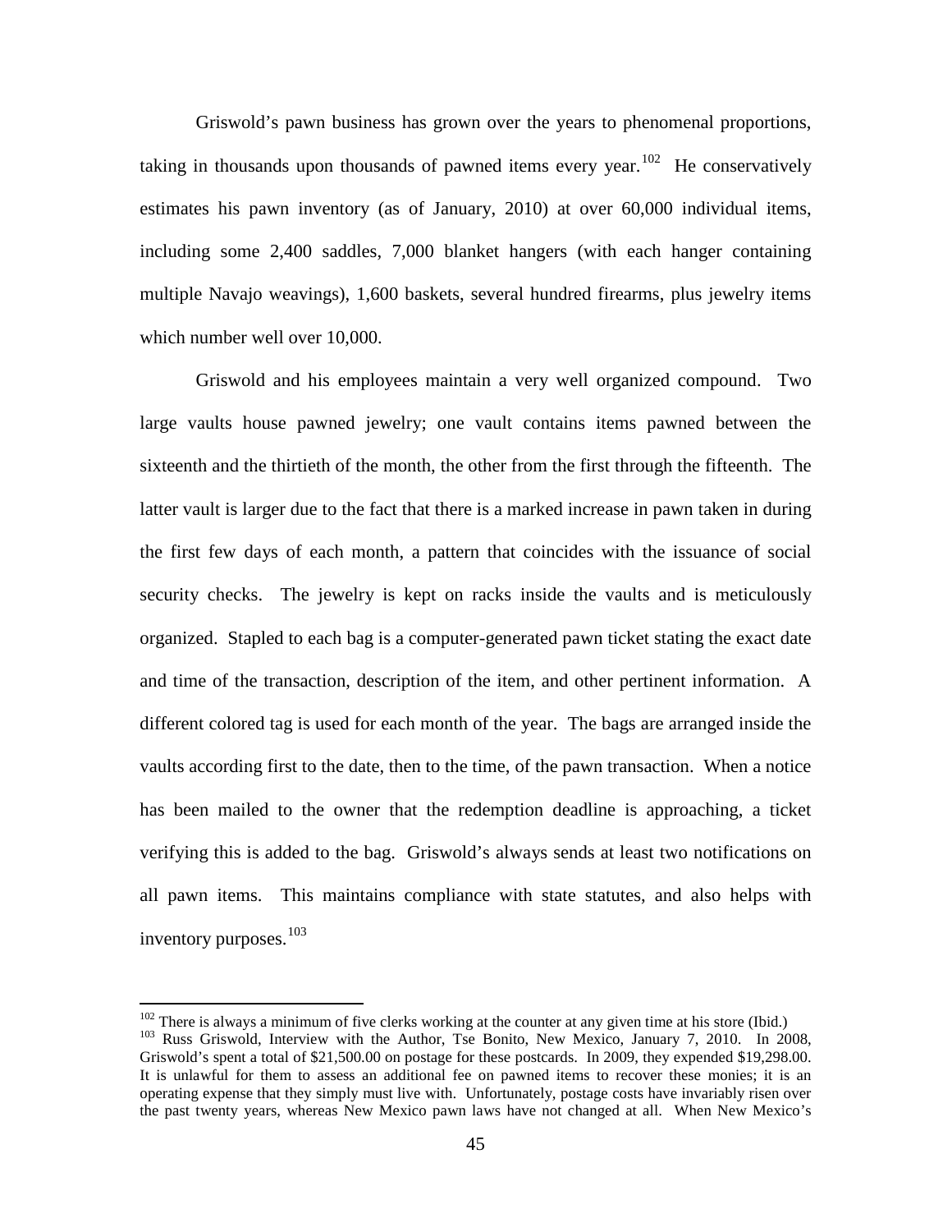Griswold's pawn business has grown over the years to phenomenal proportions, taking in thousands upon thousands of pawned items every year.[102] He conservatively estimates his pawn inventory (as of January, 2010) at over 60,000 individual items, including some 2,400 saddles, 7,000 blanket hangers (with each hanger containing multiple Navajo weavings), 1,600 baskets, several hundred firearms, plus jewelry items which number well over 10,000.

Griswold and his employees maintain a very well organized compound. Two large vaults house pawned jewelry; one vault contains items pawned between the sixteenth and the thirtieth of the month, the other from the first through the fifteenth. The latter vault is larger due to the fact that there is a marked increase in pawn taken in during the first few days of each month, a pattern that coincides with the issuance of social security checks. The jewelry is kept on racks inside the vaults and is meticulously organized. Stapled to each bag is a computer-generated pawn ticket stating the exact date and time of the transaction, description of the item, and other pertinent information. A different colored tag is used for each month of the year. The bags are arranged inside the vaults according first to the date, then to the time, of the pawn transaction. When a notice has been mailed to the owner that the redemption deadline is approaching, a ticket verifying this is added to the bag. Griswold's always sends at least two notifications on all pawn items. This maintains compliance with state statutes, and also helps with inventory purposes.[103]

---

[102] There is always a minimum of five clerks working at the counter at any given time at his store (Ibid.)

[103] Russ Griswold, Interview with the Author, Tse Bonito, New Mexico, January 7, 2010. In 2008, Griswold's spent a total of $21,500.00 on postage for these postcards. In 2009, they expended $19,298.00. It is unlawful for them to assess an additional fee on pawned items to recover these monies; it is an operating expense that they simply must live with. Unfortunately, postage costs have invariably risen over the past twenty years, whereas New Mexico pawn laws have not changed at all. When New Mexico's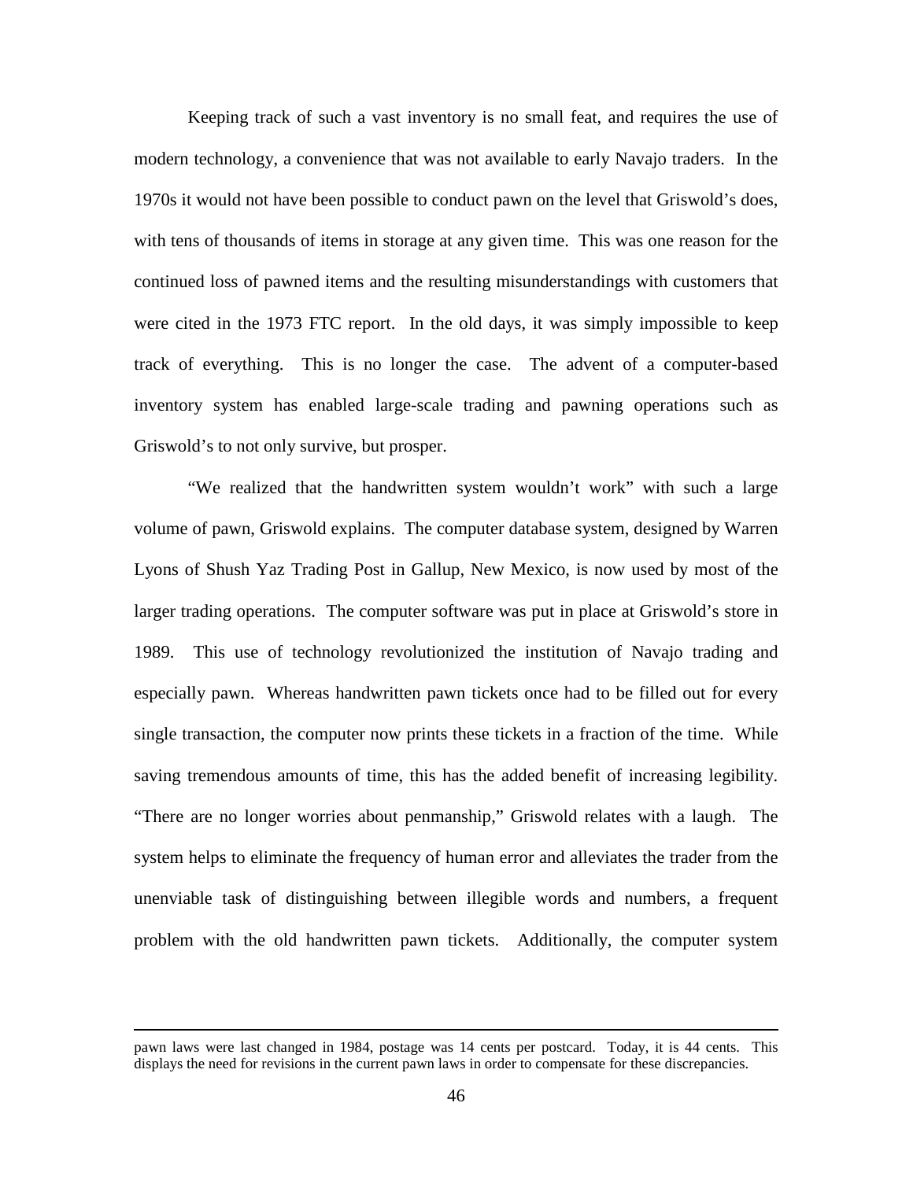Keeping track of such a vast inventory is no small feat, and requires the use of modern technology, a convenience that was not available to early Navajo traders. In the 1970s it would not have been possible to conduct pawn on the level that Griswold's does, with tens of thousands of items in storage at any given time. This was one reason for the continued loss of pawned items and the resulting misunderstandings with customers that were cited in the 1973 FTC report. In the old days, it was simply impossible to keep track of everything. This is no longer the case. The advent of a computer-based inventory system has enabled large-scale trading and pawning operations such as Griswold's to not only survive, but prosper.

"We realized that the handwritten system wouldn't work" with such a large volume of pawn, Griswold explains. The computer database system, designed by Warren Lyons of Shush Yaz Trading Post in Gallup, New Mexico, is now used by most of the larger trading operations. The computer software was put in place at Griswold's store in 1989. This use of technology revolutionized the institution of Navajo trading and especially pawn. Whereas handwritten pawn tickets once had to be filled out for every single transaction, the computer now prints these tickets in a fraction of the time. While saving tremendous amounts of time, this has the added benefit of increasing legibility. "There are no longer worries about penmanship," Griswold relates with a laugh. The system helps to eliminate the frequency of human error and alleviates the trader from the unenviable task of distinguishing between illegible words and numbers, a frequent problem with the old handwritten pawn tickets. Additionally, the computer system

---

pawn laws were last changed in 1984, postage was 14 cents per postcard. Today, it is 44 cents. This displays the need for revisions in the current pawn laws in order to compensate for these discrepancies.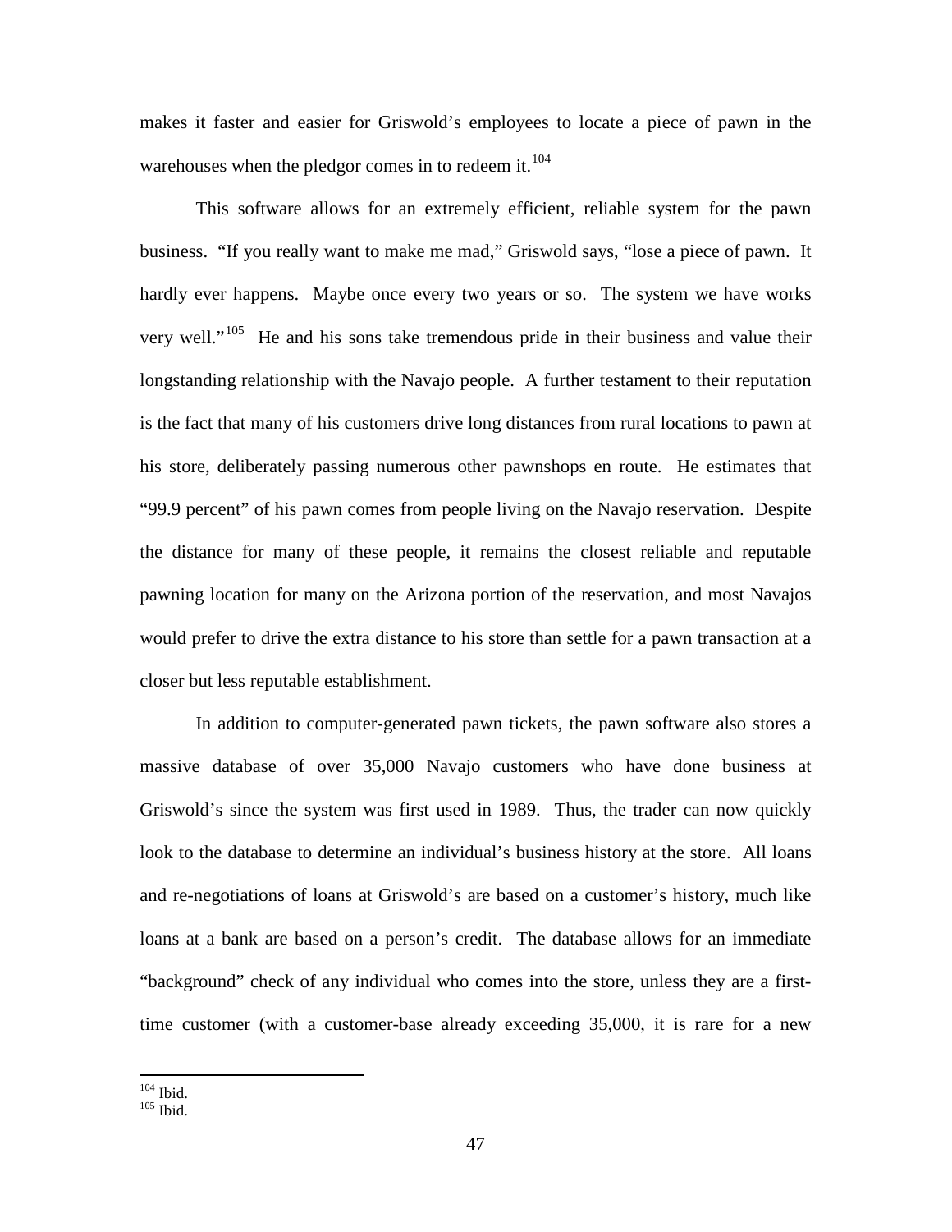makes it faster and easier for Griswold's employees to locate a piece of pawn in the warehouses when the pledgor comes in to redeem it.[104]

This software allows for an extremely efficient, reliable system for the pawn business. "If you really want to make me mad," Griswold says, "lose a piece of pawn. It hardly ever happens. Maybe once every two years or so. The system we have works very well."[105] He and his sons take tremendous pride in their business and value their longstanding relationship with the Navajo people. A further testament to their reputation is the fact that many of his customers drive long distances from rural locations to pawn at his store, deliberately passing numerous other pawnshops en route. He estimates that "99.9 percent" of his pawn comes from people living on the Navajo reservation. Despite the distance for many of these people, it remains the closest reliable and reputable pawning location for many on the Arizona portion of the reservation, and most Navajos would prefer to drive the extra distance to his store than settle for a pawn transaction at a closer but less reputable establishment.

In addition to computer-generated pawn tickets, the pawn software also stores a massive database of over 35,000 Navajo customers who have done business at Griswold's since the system was first used in 1989. Thus, the trader can now quickly look to the database to determine an individual's business history at the store. All loans and re-negotiations of loans at Griswold's are based on a customer's history, much like loans at a bank are based on a person's credit. The database allows for an immediate "background" check of any individual who comes into the store, unless they are a first-time customer (with a customer-base already exceeding 35,000, it is rare for a new

[104] Ibid.
[105] Ibid.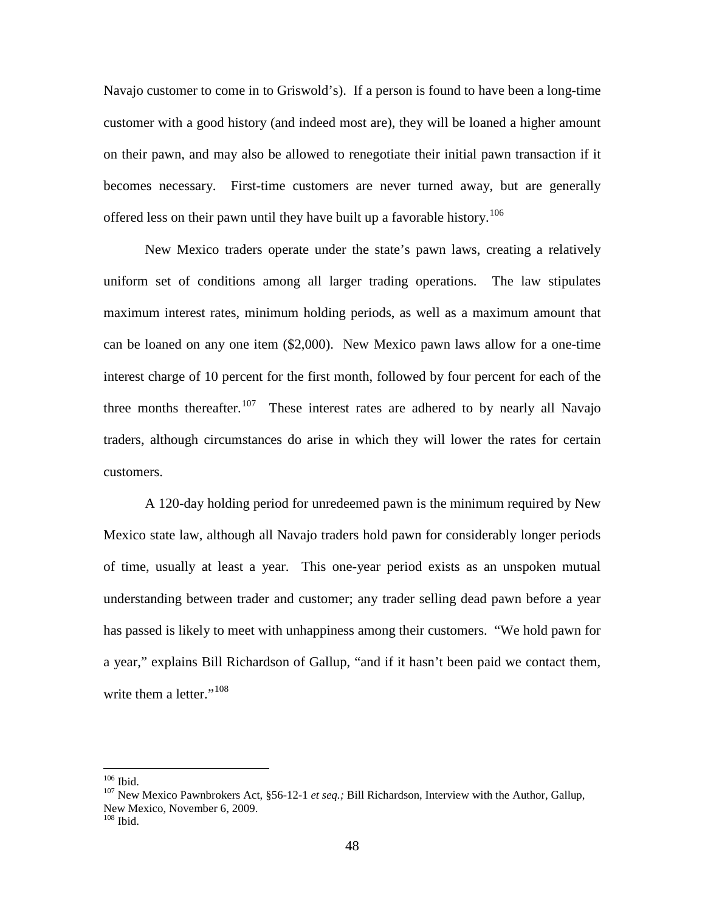Navajo customer to come in to Griswold's). If a person is found to have been a long-time customer with a good history (and indeed most are), they will be loaned a higher amount on their pawn, and may also be allowed to renegotiate their initial pawn transaction if it becomes necessary. First-time customers are never turned away, but are generally offered less on their pawn until they have built up a favorable history.[106]

New Mexico traders operate under the state's pawn laws, creating a relatively uniform set of conditions among all larger trading operations. The law stipulates maximum interest rates, minimum holding periods, as well as a maximum amount that can be loaned on any one item ($2,000). New Mexico pawn laws allow for a one-time interest charge of 10 percent for the first month, followed by four percent for each of the three months thereafter.[107] These interest rates are adhered to by nearly all Navajo traders, although circumstances do arise in which they will lower the rates for certain customers.

A 120-day holding period for unredeemed pawn is the minimum required by New Mexico state law, although all Navajo traders hold pawn for considerably longer periods of time, usually at least a year. This one-year period exists as an unspoken mutual understanding between trader and customer; any trader selling dead pawn before a year has passed is likely to meet with unhappiness among their customers. "We hold pawn for a year," explains Bill Richardson of Gallup, "and if it hasn't been paid we contact them, write them a letter."[108]

---

[106] Ibid.

[107] New Mexico Pawnbrokers Act, §56-12-1 *et seq.;* Bill Richardson, Interview with the Author, Gallup, New Mexico, November 6, 2009.

[108] Ibid.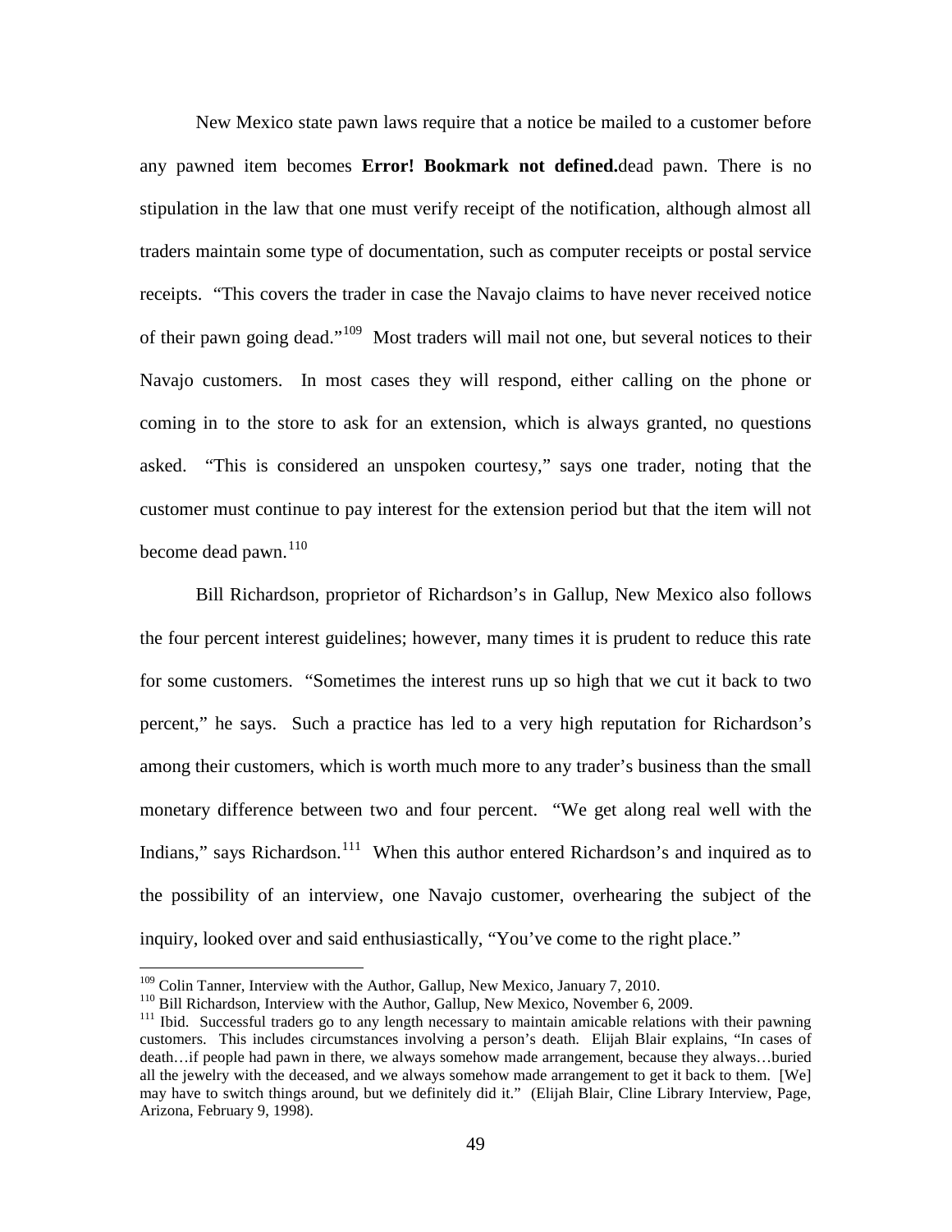New Mexico state pawn laws require that a notice be mailed to a customer before any pawned item becomes **Error! Bookmark not defined.**dead pawn. There is no stipulation in the law that one must verify receipt of the notification, although almost all traders maintain some type of documentation, such as computer receipts or postal service receipts. "This covers the trader in case the Navajo claims to have never received notice of their pawn going dead."[109] Most traders will mail not one, but several notices to their Navajo customers. In most cases they will respond, either calling on the phone or coming in to the store to ask for an extension, which is always granted, no questions asked. "This is considered an unspoken courtesy," says one trader, noting that the customer must continue to pay interest for the extension period but that the item will not become dead pawn.[110]

Bill Richardson, proprietor of Richardson's in Gallup, New Mexico also follows the four percent interest guidelines; however, many times it is prudent to reduce this rate for some customers. "Sometimes the interest runs up so high that we cut it back to two percent," he says. Such a practice has led to a very high reputation for Richardson's among their customers, which is worth much more to any trader's business than the small monetary difference between two and four percent. "We get along real well with the Indians," says Richardson.[111] When this author entered Richardson's and inquired as to the possibility of an interview, one Navajo customer, overhearing the subject of the inquiry, looked over and said enthusiastically, "You've come to the right place."

---

[109] Colin Tanner, Interview with the Author, Gallup, New Mexico, January 7, 2010.

[110] Bill Richardson, Interview with the Author, Gallup, New Mexico, November 6, 2009.

[111] Ibid. Successful traders go to any length necessary to maintain amicable relations with their pawning customers. This includes circumstances involving a person's death. Elijah Blair explains, "In cases of death…if people had pawn in there, we always somehow made arrangement, because they always…buried all the jewelry with the deceased, and we always somehow made arrangement to get it back to them. [We] may have to switch things around, but we definitely did it." (Elijah Blair, Cline Library Interview, Page, Arizona, February 9, 1998).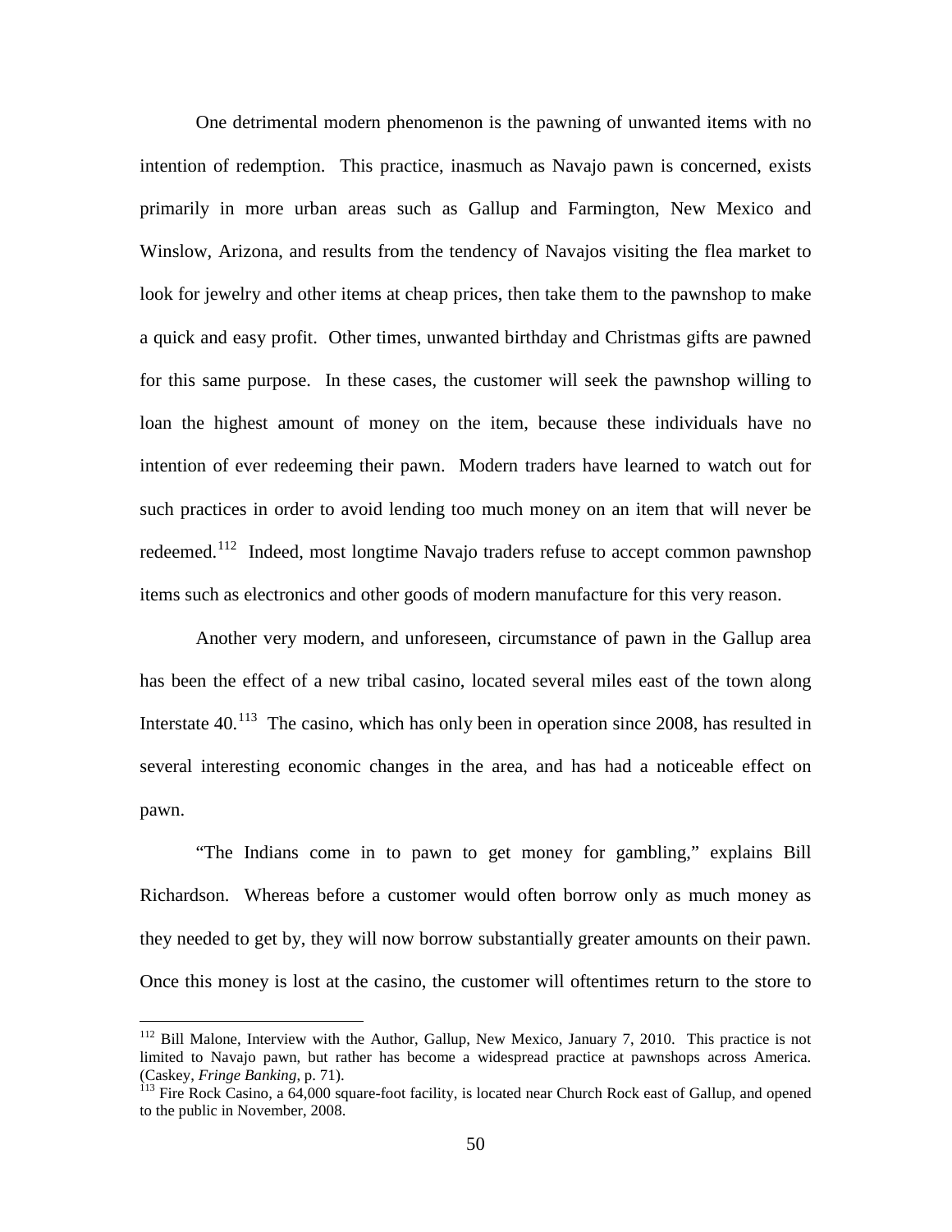One detrimental modern phenomenon is the pawning of unwanted items with no intention of redemption. This practice, inasmuch as Navajo pawn is concerned, exists primarily in more urban areas such as Gallup and Farmington, New Mexico and Winslow, Arizona, and results from the tendency of Navajos visiting the flea market to look for jewelry and other items at cheap prices, then take them to the pawnshop to make a quick and easy profit. Other times, unwanted birthday and Christmas gifts are pawned for this same purpose. In these cases, the customer will seek the pawnshop willing to loan the highest amount of money on the item, because these individuals have no intention of ever redeeming their pawn. Modern traders have learned to watch out for such practices in order to avoid lending too much money on an item that will never be redeemed.[112] Indeed, most longtime Navajo traders refuse to accept common pawnshop items such as electronics and other goods of modern manufacture for this very reason.

Another very modern, and unforeseen, circumstance of pawn in the Gallup area has been the effect of a new tribal casino, located several miles east of the town along Interstate 40.[113] The casino, which has only been in operation since 2008, has resulted in several interesting economic changes in the area, and has had a noticeable effect on pawn.

"The Indians come in to pawn to get money for gambling," explains Bill Richardson. Whereas before a customer would often borrow only as much money as they needed to get by, they will now borrow substantially greater amounts on their pawn. Once this money is lost at the casino, the customer will oftentimes return to the store to

---

[112] Bill Malone, Interview with the Author, Gallup, New Mexico, January 7, 2010. This practice is not limited to Navajo pawn, but rather has become a widespread practice at pawnshops across America. (Caskey, *Fringe Banking*, p. 71).

[113] Fire Rock Casino, a 64,000 square-foot facility, is located near Church Rock east of Gallup, and opened to the public in November, 2008.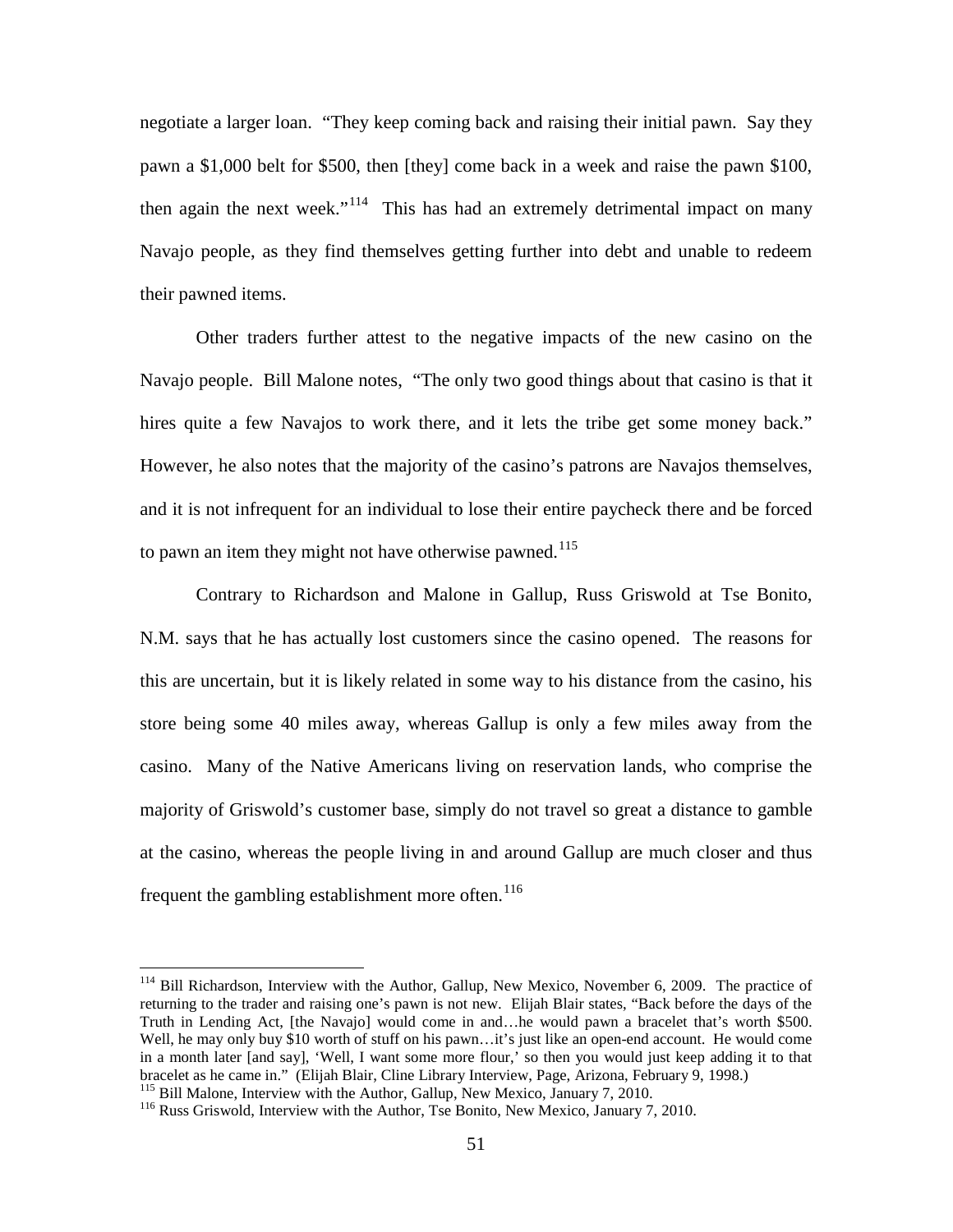negotiate a larger loan. "They keep coming back and raising their initial pawn. Say they pawn a $1,000 belt for $500, then [they] come back in a week and raise the pawn $100, then again the next week."[114] This has had an extremely detrimental impact on many Navajo people, as they find themselves getting further into debt and unable to redeem their pawned items.

Other traders further attest to the negative impacts of the new casino on the Navajo people. Bill Malone notes, "The only two good things about that casino is that it hires quite a few Navajos to work there, and it lets the tribe get some money back." However, he also notes that the majority of the casino's patrons are Navajos themselves, and it is not infrequent for an individual to lose their entire paycheck there and be forced to pawn an item they might not have otherwise pawned.[115]

Contrary to Richardson and Malone in Gallup, Russ Griswold at Tse Bonito, N.M. says that he has actually lost customers since the casino opened. The reasons for this are uncertain, but it is likely related in some way to his distance from the casino, his store being some 40 miles away, whereas Gallup is only a few miles away from the casino. Many of the Native Americans living on reservation lands, who comprise the majority of Griswold's customer base, simply do not travel so great a distance to gamble at the casino, whereas the people living in and around Gallup are much closer and thus frequent the gambling establishment more often.[116]

---

[114] Bill Richardson, Interview with the Author, Gallup, New Mexico, November 6, 2009. The practice of returning to the trader and raising one's pawn is not new. Elijah Blair states, "Back before the days of the Truth in Lending Act, [the Navajo] would come in and…he would pawn a bracelet that's worth $500. Well, he may only buy $10 worth of stuff on his pawn…it's just like an open-end account. He would come in a month later [and say], 'Well, I want some more flour,' so then you would just keep adding it to that bracelet as he came in." (Elijah Blair, Cline Library Interview, Page, Arizona, February 9, 1998.)

[115] Bill Malone, Interview with the Author, Gallup, New Mexico, January 7, 2010.

[116] Russ Griswold, Interview with the Author, Tse Bonito, New Mexico, January 7, 2010.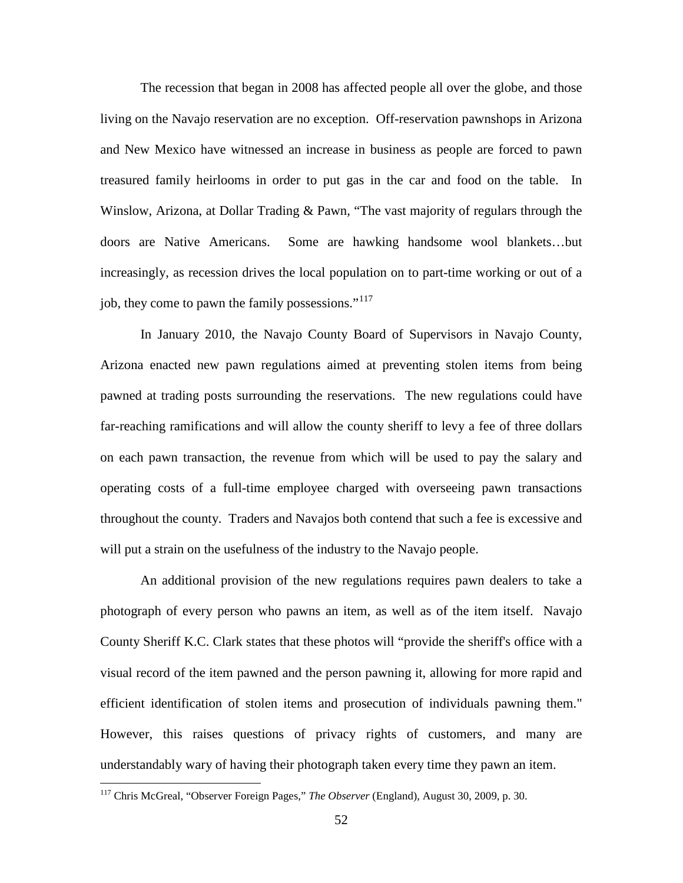The recession that began in 2008 has affected people all over the globe, and those living on the Navajo reservation are no exception. Off-reservation pawnshops in Arizona and New Mexico have witnessed an increase in business as people are forced to pawn treasured family heirlooms in order to put gas in the car and food on the table. In Winslow, Arizona, at Dollar Trading & Pawn, "The vast majority of regulars through the doors are Native Americans. Some are hawking handsome wool blankets…but increasingly, as recession drives the local population on to part-time working or out of a job, they come to pawn the family possessions."[117]

In January 2010, the Navajo County Board of Supervisors in Navajo County, Arizona enacted new pawn regulations aimed at preventing stolen items from being pawned at trading posts surrounding the reservations. The new regulations could have far-reaching ramifications and will allow the county sheriff to levy a fee of three dollars on each pawn transaction, the revenue from which will be used to pay the salary and operating costs of a full-time employee charged with overseeing pawn transactions throughout the county. Traders and Navajos both contend that such a fee is excessive and will put a strain on the usefulness of the industry to the Navajo people.

An additional provision of the new regulations requires pawn dealers to take a photograph of every person who pawns an item, as well as of the item itself. Navajo County Sheriff K.C. Clark states that these photos will "provide the sheriff's office with a visual record of the item pawned and the person pawning it, allowing for more rapid and efficient identification of stolen items and prosecution of individuals pawning them." However, this raises questions of privacy rights of customers, and many are understandably wary of having their photograph taken every time they pawn an item.

---

[117] Chris McGreal, "Observer Foreign Pages," *The Observer* (England), August 30, 2009, p. 30.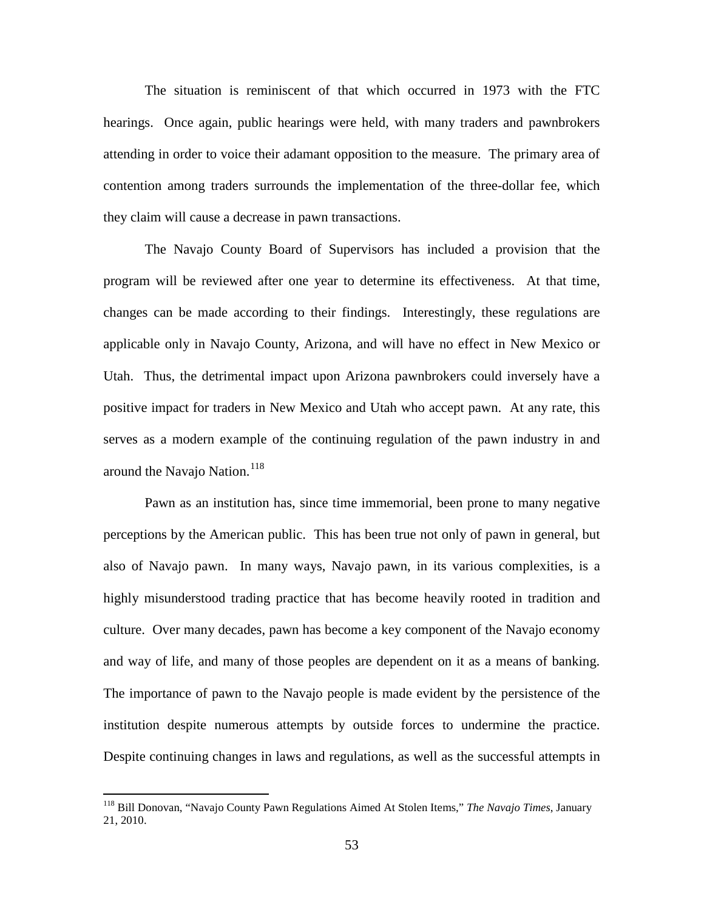The situation is reminiscent of that which occurred in 1973 with the FTC hearings. Once again, public hearings were held, with many traders and pawnbrokers attending in order to voice their adamant opposition to the measure. The primary area of contention among traders surrounds the implementation of the three-dollar fee, which they claim will cause a decrease in pawn transactions.

The Navajo County Board of Supervisors has included a provision that the program will be reviewed after one year to determine its effectiveness. At that time, changes can be made according to their findings. Interestingly, these regulations are applicable only in Navajo County, Arizona, and will have no effect in New Mexico or Utah. Thus, the detrimental impact upon Arizona pawnbrokers could inversely have a positive impact for traders in New Mexico and Utah who accept pawn. At any rate, this serves as a modern example of the continuing regulation of the pawn industry in and around the Navajo Nation.[118]

Pawn as an institution has, since time immemorial, been prone to many negative perceptions by the American public. This has been true not only of pawn in general, but also of Navajo pawn. In many ways, Navajo pawn, in its various complexities, is a highly misunderstood trading practice that has become heavily rooted in tradition and culture. Over many decades, pawn has become a key component of the Navajo economy and way of life, and many of those peoples are dependent on it as a means of banking. The importance of pawn to the Navajo people is made evident by the persistence of the institution despite numerous attempts by outside forces to undermine the practice. Despite continuing changes in laws and regulations, as well as the successful attempts in

[118] Bill Donovan, "Navajo County Pawn Regulations Aimed At Stolen Items," *The Navajo Times*, January 21, 2010.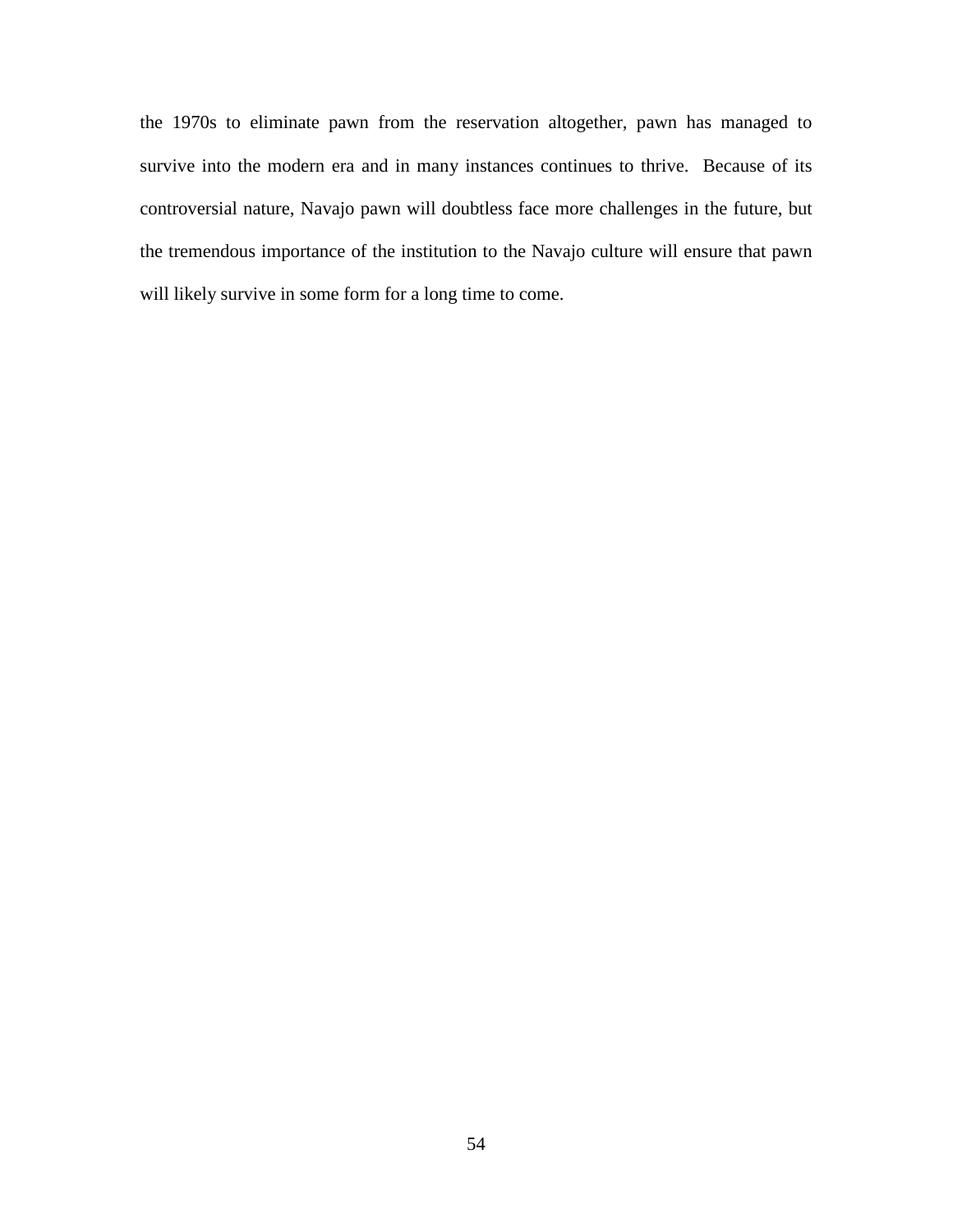the 1970s to eliminate pawn from the reservation altogether, pawn has managed to survive into the modern era and in many instances continues to thrive. Because of its controversial nature, Navajo pawn will doubtless face more challenges in the future, but the tremendous importance of the institution to the Navajo culture will ensure that pawn will likely survive in some form for a long time to come.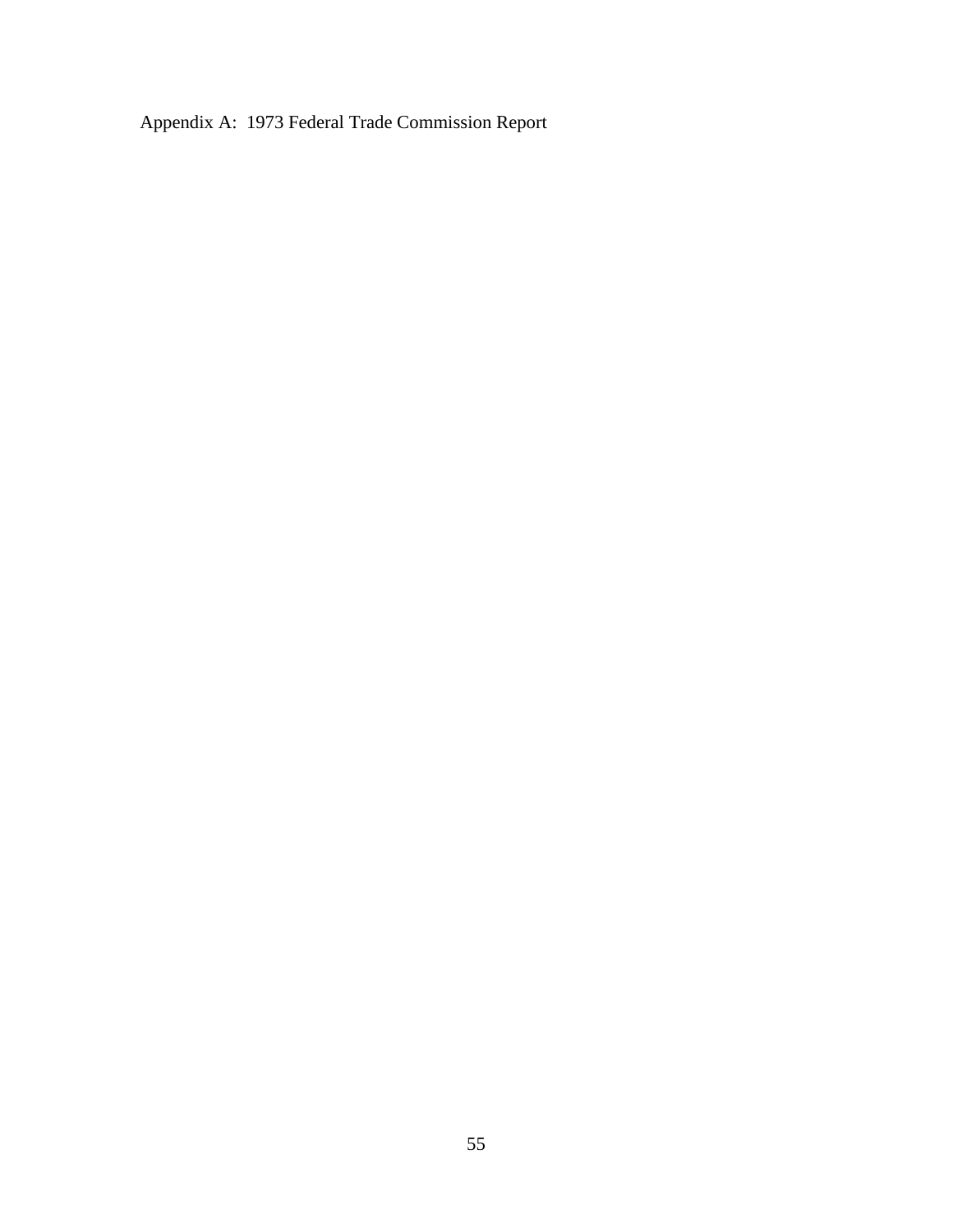Appendix A: 1973 Federal Trade Commission Report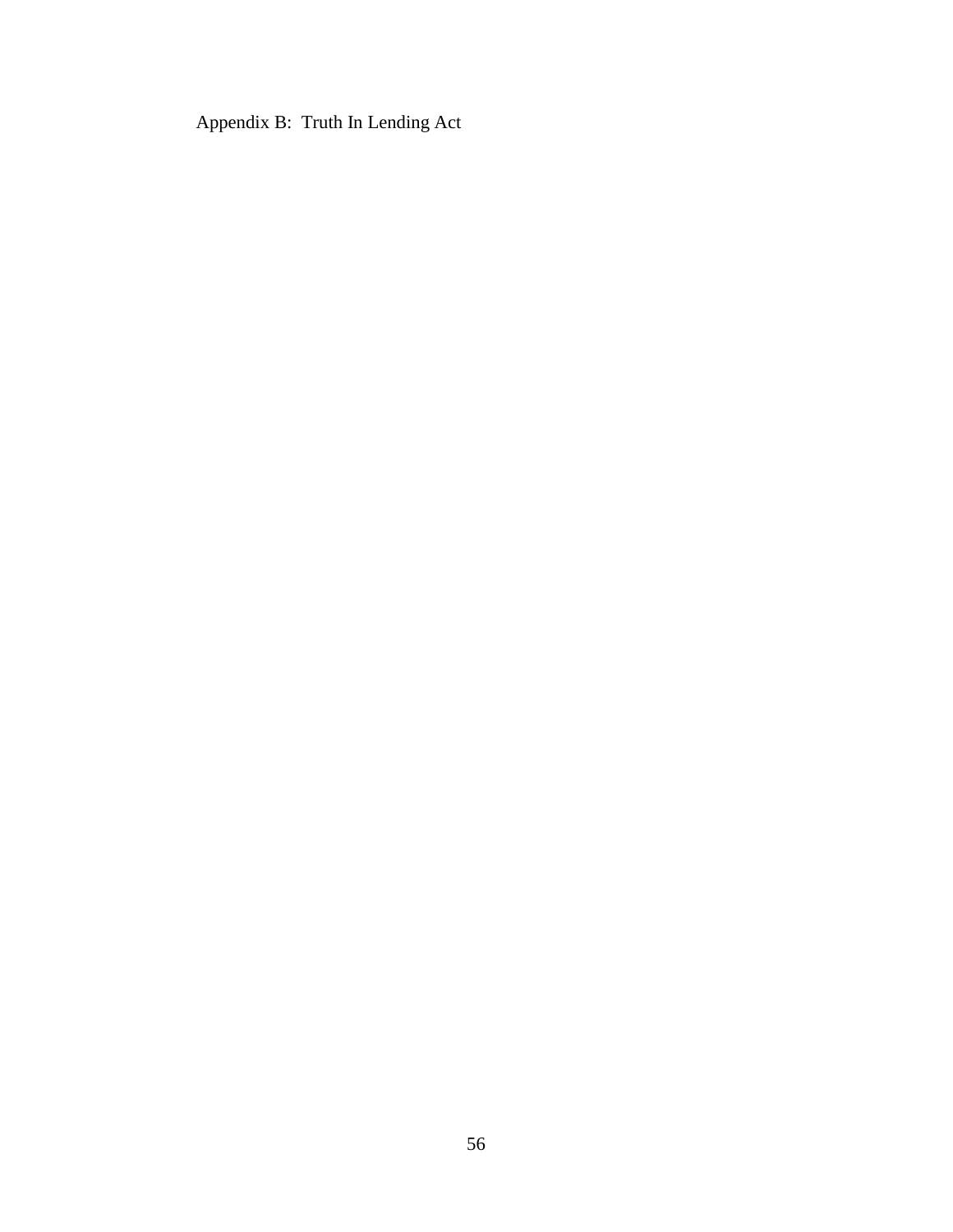Appendix B: Truth In Lending Act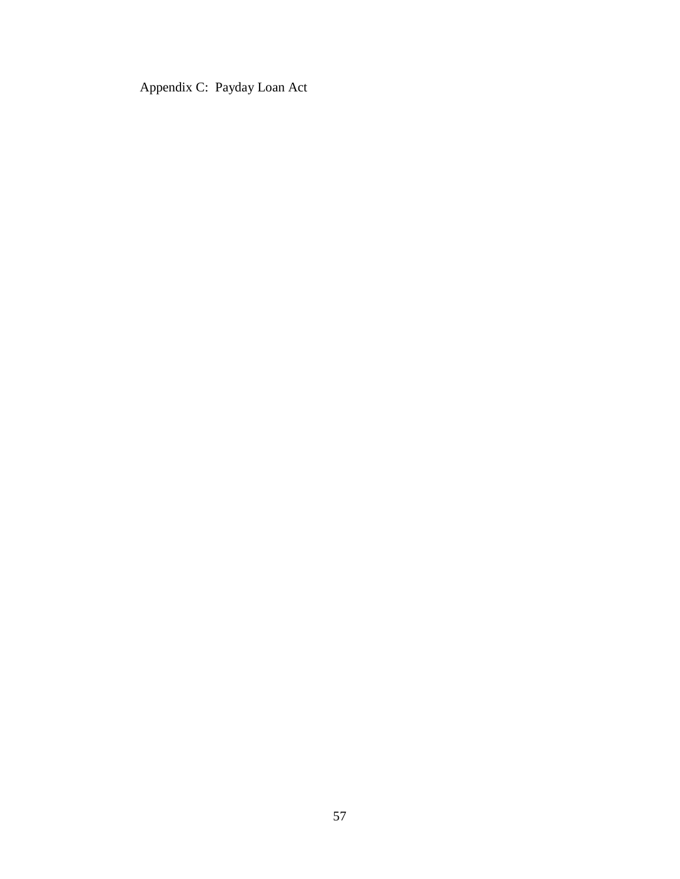Appendix C: Payday Loan Act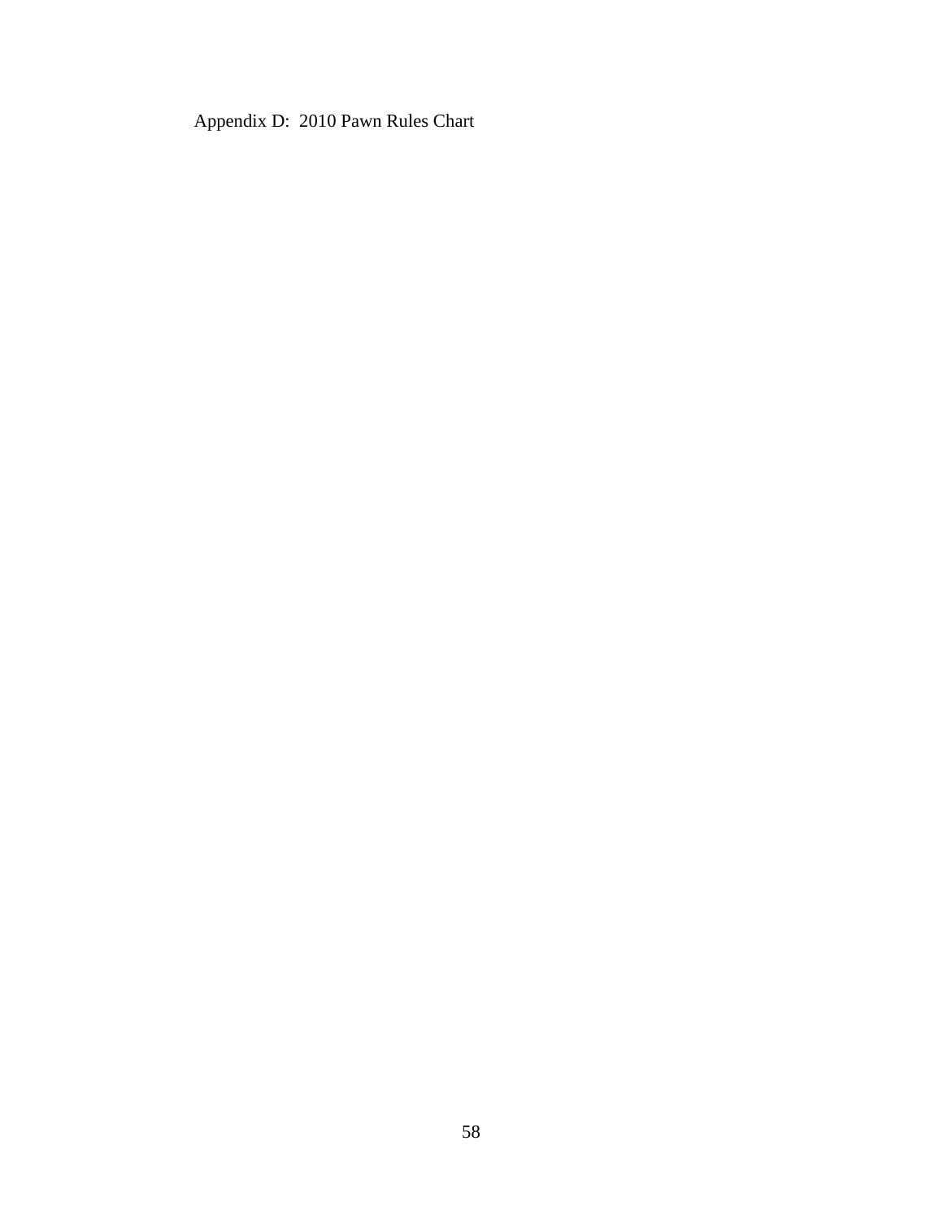Appendix D: 2010 Pawn Rules Chart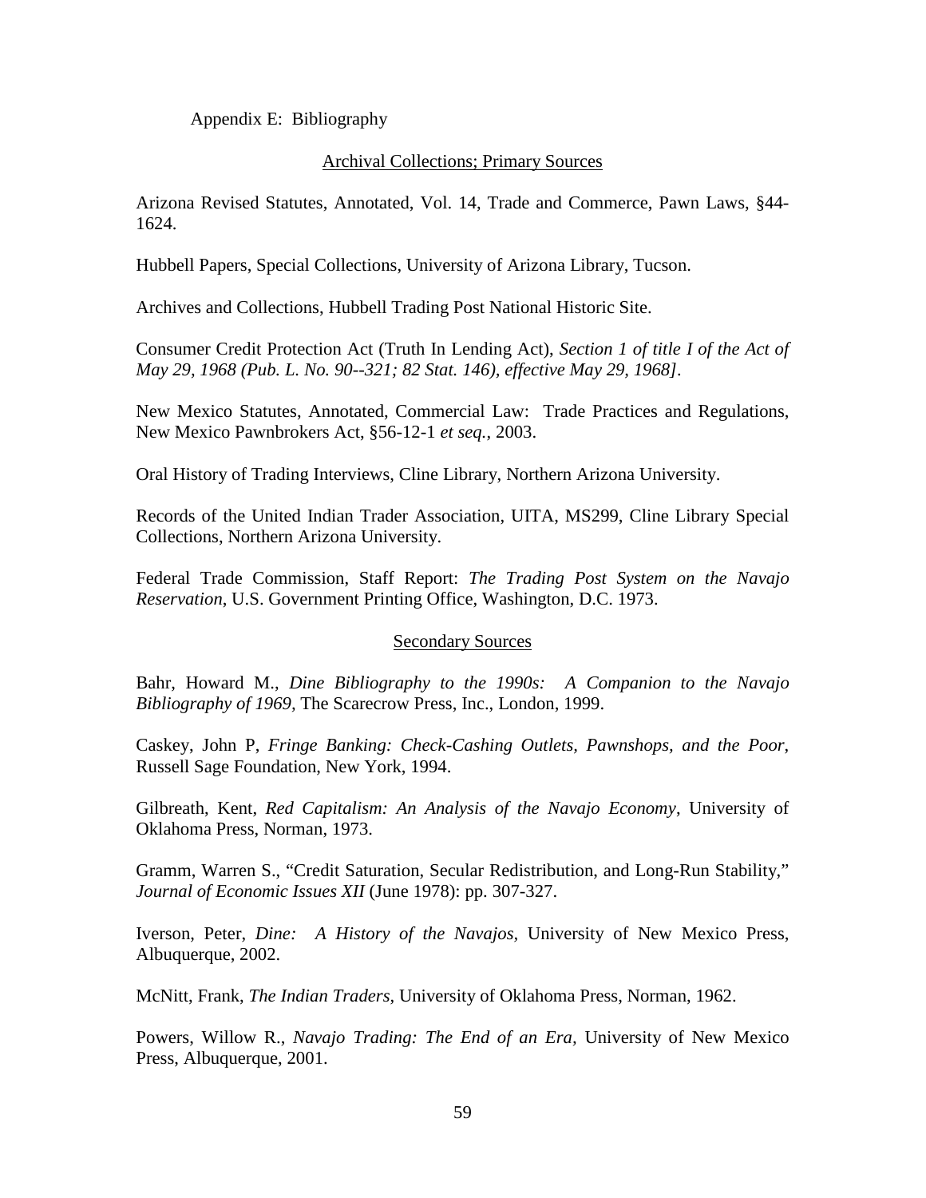# Appendix E: Bibliography

## Archival Collections; Primary Sources

Arizona Revised Statutes, Annotated, Vol. 14, Trade and Commerce, Pawn Laws, §44-1624.

Hubbell Papers, Special Collections, University of Arizona Library, Tucson.

Archives and Collections, Hubbell Trading Post National Historic Site.

Consumer Credit Protection Act (Truth In Lending Act), *Section 1 of title I of the Act of May 29, 1968 (Pub. L. No. 90--321; 82 Stat. 146), effective May 29, 1968]*.

New Mexico Statutes, Annotated, Commercial Law: Trade Practices and Regulations, New Mexico Pawnbrokers Act, §56-12-1 *et seq.*, 2003.

Oral History of Trading Interviews, Cline Library, Northern Arizona University.

Records of the United Indian Trader Association, UITA, MS299, Cline Library Special Collections, Northern Arizona University.

Federal Trade Commission, Staff Report: *The Trading Post System on the Navajo Reservation*, U.S. Government Printing Office, Washington, D.C. 1973.

## Secondary Sources

Bahr, Howard M., *Dine Bibliography to the 1990s: A Companion to the Navajo Bibliography of 1969,* The Scarecrow Press, Inc., London, 1999.

Caskey, John P, *Fringe Banking: Check-Cashing Outlets, Pawnshops, and the Poor*, Russell Sage Foundation, New York, 1994.

Gilbreath, Kent, *Red Capitalism: An Analysis of the Navajo Economy*, University of Oklahoma Press, Norman, 1973.

Gramm, Warren S., "Credit Saturation, Secular Redistribution, and Long-Run Stability," *Journal of Economic Issues XII* (June 1978): pp. 307-327.

Iverson, Peter, *Dine: A History of the Navajos*, University of New Mexico Press, Albuquerque, 2002.

McNitt, Frank, *The Indian Traders*, University of Oklahoma Press, Norman, 1962.

Powers, Willow R., *Navajo Trading: The End of an Era,* University of New Mexico Press, Albuquerque, 2001.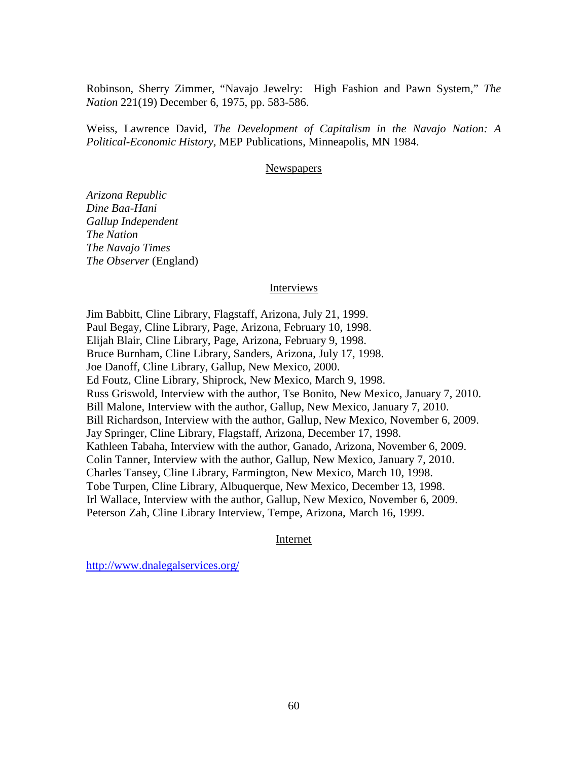Robinson, Sherry Zimmer, "Navajo Jewelry: High Fashion and Pawn System," *The Nation* 221(19) December 6, 1975, pp. 583-586.

Weiss, Lawrence David, *The Development of Capitalism in the Navajo Nation: A Political-Economic History,* MEP Publications, Minneapolis, MN 1984.

## Newspapers

*Arizona Republic*
*Dine Baa-Hani*
*Gallup Independent*
*The Nation*
*The Navajo Times*
*The Observer* (England)

## Interviews

Jim Babbitt, Cline Library, Flagstaff, Arizona, July 21, 1999.
Paul Begay, Cline Library, Page, Arizona, February 10, 1998.
Elijah Blair, Cline Library, Page, Arizona, February 9, 1998.
Bruce Burnham, Cline Library, Sanders, Arizona, July 17, 1998.
Joe Danoff, Cline Library, Gallup, New Mexico, 2000.
Ed Foutz, Cline Library, Shiprock, New Mexico, March 9, 1998.
Russ Griswold, Interview with the author, Tse Bonito, New Mexico, January 7, 2010.
Bill Malone, Interview with the author, Gallup, New Mexico, January 7, 2010.
Bill Richardson, Interview with the author, Gallup, New Mexico, November 6, 2009.
Jay Springer, Cline Library, Flagstaff, Arizona, December 17, 1998.
Kathleen Tabaha, Interview with the author, Ganado, Arizona, November 6, 2009.
Colin Tanner, Interview with the author, Gallup, New Mexico, January 7, 2010.
Charles Tansey, Cline Library, Farmington, New Mexico, March 10, 1998.
Tobe Turpen, Cline Library, Albuquerque, New Mexico, December 13, 1998.
Irl Wallace, Interview with the author, Gallup, New Mexico, November 6, 2009.
Peterson Zah, Cline Library Interview, Tempe, Arizona, March 16, 1999.

## Internet

http://www.dnalegalservices.org/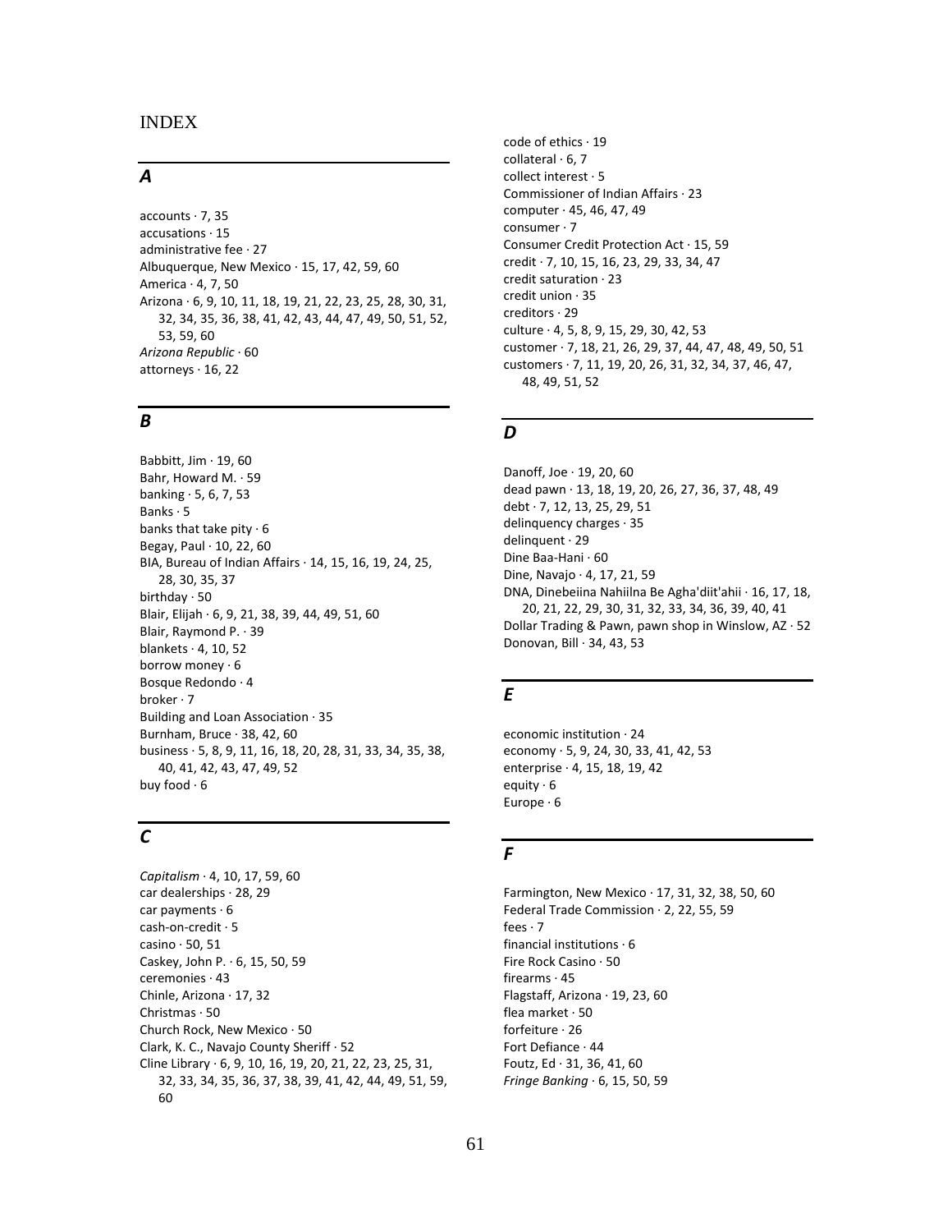# INDEX

## *A*

accounts · 7, 35
accusations · 15
administrative fee · 27
Albuquerque, New Mexico · 15, 17, 42, 59, 60
America · 4, 7, 50
Arizona · 6, 9, 10, 11, 18, 19, 21, 22, 23, 25, 28, 30, 31, 32, 34, 35, 36, 38, 41, 42, 43, 44, 47, 49, 50, 51, 52, 53, 59, 60
*Arizona Republic* · 60
attorneys · 16, 22

## *B*

Babbitt, Jim · 19, 60
Bahr, Howard M. · 59
banking · 5, 6, 7, 53
Banks · 5
banks that take pity · 6
Begay, Paul · 10, 22, 60
BIA, Bureau of Indian Affairs · 14, 15, 16, 19, 24, 25, 28, 30, 35, 37
birthday · 50
Blair, Elijah · 6, 9, 21, 38, 39, 44, 49, 51, 60
Blair, Raymond P. · 39
blankets · 4, 10, 52
borrow money · 6
Bosque Redondo · 4
broker · 7
Building and Loan Association · 35
Burnham, Bruce · 38, 42, 60
business · 5, 8, 9, 11, 16, 18, 20, 28, 31, 33, 34, 35, 38, 40, 41, 42, 43, 47, 49, 52
buy food · 6

## *C*

*Capitalism* · 4, 10, 17, 59, 60
car dealerships · 28, 29
car payments · 6
cash-on-credit · 5
casino · 50, 51
Caskey, John P. · 6, 15, 50, 59
ceremonies · 43
Chinle, Arizona · 17, 32
Christmas · 50
Church Rock, New Mexico · 50
Clark, K. C., Navajo County Sheriff · 52
Cline Library · 6, 9, 10, 16, 19, 20, 21, 22, 23, 25, 31, 32, 33, 34, 35, 36, 37, 38, 39, 41, 42, 44, 49, 51, 59, 60
code of ethics · 19
collateral · 6, 7
collect interest · 5
Commissioner of Indian Affairs · 23
computer · 45, 46, 47, 49
consumer · 7
Consumer Credit Protection Act · 15, 59
credit · 7, 10, 15, 16, 23, 29, 33, 34, 47
credit saturation · 23
credit union · 35
creditors · 29
culture · 4, 5, 8, 9, 15, 29, 30, 42, 53
customer · 7, 18, 21, 26, 29, 37, 44, 47, 48, 49, 50, 51
customers · 7, 11, 19, 20, 26, 31, 32, 34, 37, 46, 47, 48, 49, 51, 52

## *D*

Danoff, Joe · 19, 20, 60
dead pawn · 13, 18, 19, 20, 26, 27, 36, 37, 48, 49
debt · 7, 12, 13, 25, 29, 51
delinquency charges · 35
delinquent · 29
Dine Baa-Hani · 60
Dine, Navajo · 4, 17, 21, 59
DNA, Dinebeiina Nahiilna Be Agha'diit'ahii · 16, 17, 18, 20, 21, 22, 29, 30, 31, 32, 33, 34, 36, 39, 40, 41
Dollar Trading & Pawn, pawn shop in Winslow, AZ · 52
Donovan, Bill · 34, 43, 53

## *E*

economic institution · 24
economy · 5, 9, 24, 30, 33, 41, 42, 53
enterprise · 4, 15, 18, 19, 42
equity · 6
Europe · 6

## *F*

Farmington, New Mexico · 17, 31, 32, 38, 50, 60
Federal Trade Commission · 2, 22, 55, 59
fees · 7
financial institutions · 6
Fire Rock Casino · 50
firearms · 45
Flagstaff, Arizona · 19, 23, 60
flea market · 50
forfeiture · 26
Fort Defiance · 44
Foutz, Ed · 31, 36, 41, 60
*Fringe Banking* · 6, 15, 50, 59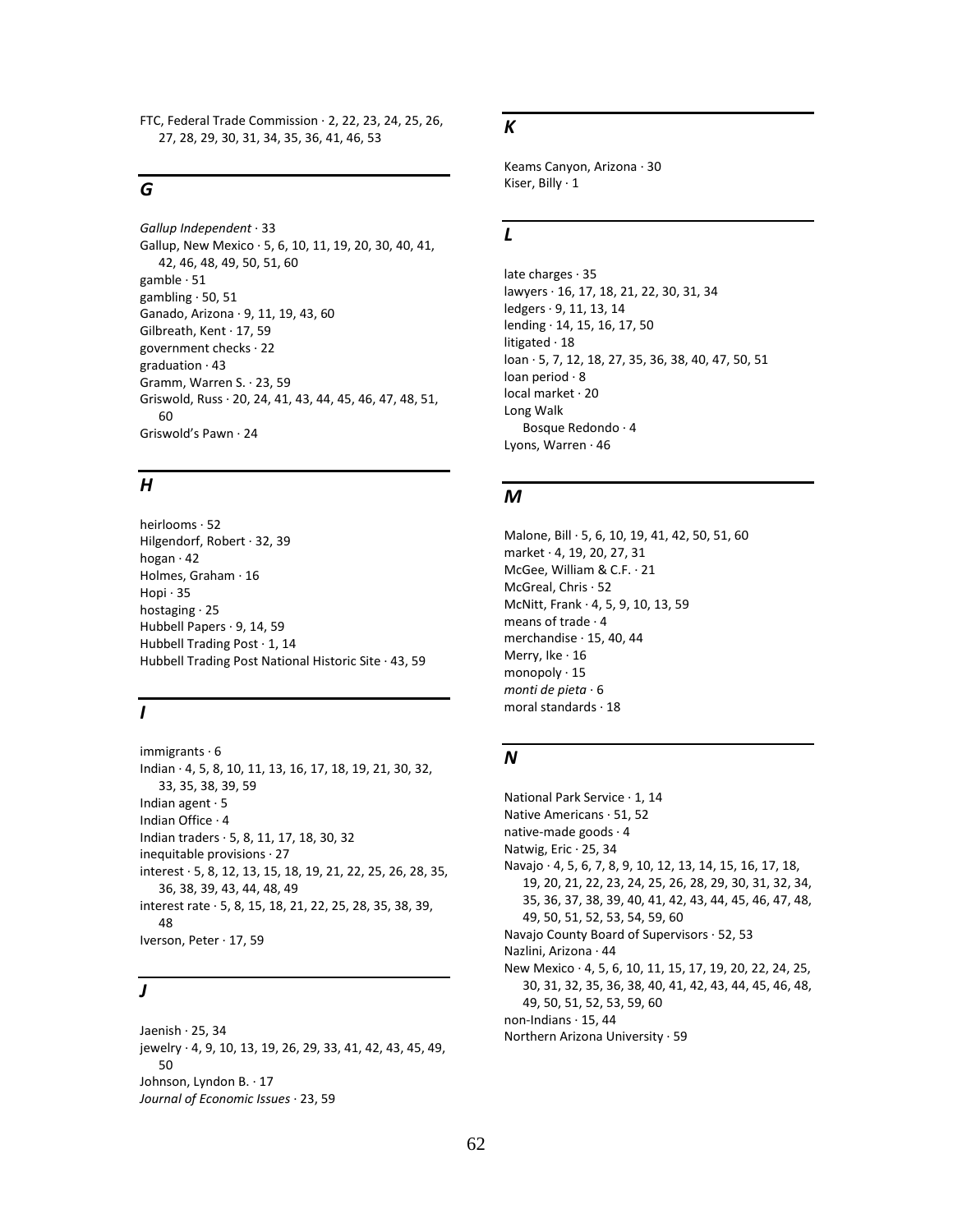FTC, Federal Trade Commission · 2, 22, 23, 24, 25, 26, 27, 28, 29, 30, 31, 34, 35, 36, 41, 46, 53

## *G*

*Gallup Independent* · 33
Gallup, New Mexico · 5, 6, 10, 11, 19, 20, 30, 40, 41, 42, 46, 48, 49, 50, 51, 60
gamble · 51
gambling · 50, 51
Ganado, Arizona · 9, 11, 19, 43, 60
Gilbreath, Kent · 17, 59
government checks · 22
graduation · 43
Gramm, Warren S. · 23, 59
Griswold, Russ · 20, 24, 41, 43, 44, 45, 46, 47, 48, 51, 60
Griswold's Pawn · 24

## *H*

heirlooms · 52
Hilgendorf, Robert · 32, 39
hogan · 42
Holmes, Graham · 16
Hopi · 35
hostaging · 25
Hubbell Papers · 9, 14, 59
Hubbell Trading Post · 1, 14
Hubbell Trading Post National Historic Site · 43, 59

## *I*

immigrants · 6
Indian · 4, 5, 8, 10, 11, 13, 16, 17, 18, 19, 21, 30, 32, 33, 35, 38, 39, 59
Indian agent · 5
Indian Office · 4
Indian traders · 5, 8, 11, 17, 18, 30, 32
inequitable provisions · 27
interest · 5, 8, 12, 13, 15, 18, 19, 21, 22, 25, 26, 28, 35, 36, 38, 39, 43, 44, 48, 49
interest rate · 5, 8, 15, 18, 21, 22, 25, 28, 35, 38, 39, 48
Iverson, Peter · 17, 59

## *J*

Jaenish · 25, 34
jewelry · 4, 9, 10, 13, 19, 26, 29, 33, 41, 42, 43, 45, 49, 50
Johnson, Lyndon B. · 17
*Journal of Economic Issues* · 23, 59

## *K*

Keams Canyon, Arizona · 30
Kiser, Billy · 1

## *L*

late charges · 35
lawyers · 16, 17, 18, 21, 22, 30, 31, 34
ledgers · 9, 11, 13, 14
lending · 14, 15, 16, 17, 50
litigated · 18
loan · 5, 7, 12, 18, 27, 35, 36, 38, 40, 47, 50, 51
loan period · 8
local market · 20
Long Walk
  Bosque Redondo · 4
Lyons, Warren · 46

## *M*

Malone, Bill · 5, 6, 10, 19, 41, 42, 50, 51, 60
market · 4, 19, 20, 27, 31
McGee, William & C.F. · 21
McGreal, Chris · 52
McNitt, Frank · 4, 5, 9, 10, 13, 59
means of trade · 4
merchandise · 15, 40, 44
Merry, Ike · 16
monopoly · 15
*monti de pieta* · 6
moral standards · 18

## *N*

National Park Service · 1, 14
Native Americans · 51, 52
native-made goods · 4
Natwig, Eric · 25, 34
Navajo · 4, 5, 6, 7, 8, 9, 10, 12, 13, 14, 15, 16, 17, 18, 19, 20, 21, 22, 23, 24, 25, 26, 28, 29, 30, 31, 32, 34, 35, 36, 37, 38, 39, 40, 41, 42, 43, 44, 45, 46, 47, 48, 49, 50, 51, 52, 53, 54, 59, 60
Navajo County Board of Supervisors · 52, 53
Nazlini, Arizona · 44
New Mexico · 4, 5, 6, 10, 11, 15, 17, 19, 20, 22, 24, 25, 30, 31, 32, 35, 36, 38, 40, 41, 42, 43, 44, 45, 46, 48, 49, 50, 51, 52, 53, 59, 60
non-Indians · 15, 44
Northern Arizona University · 59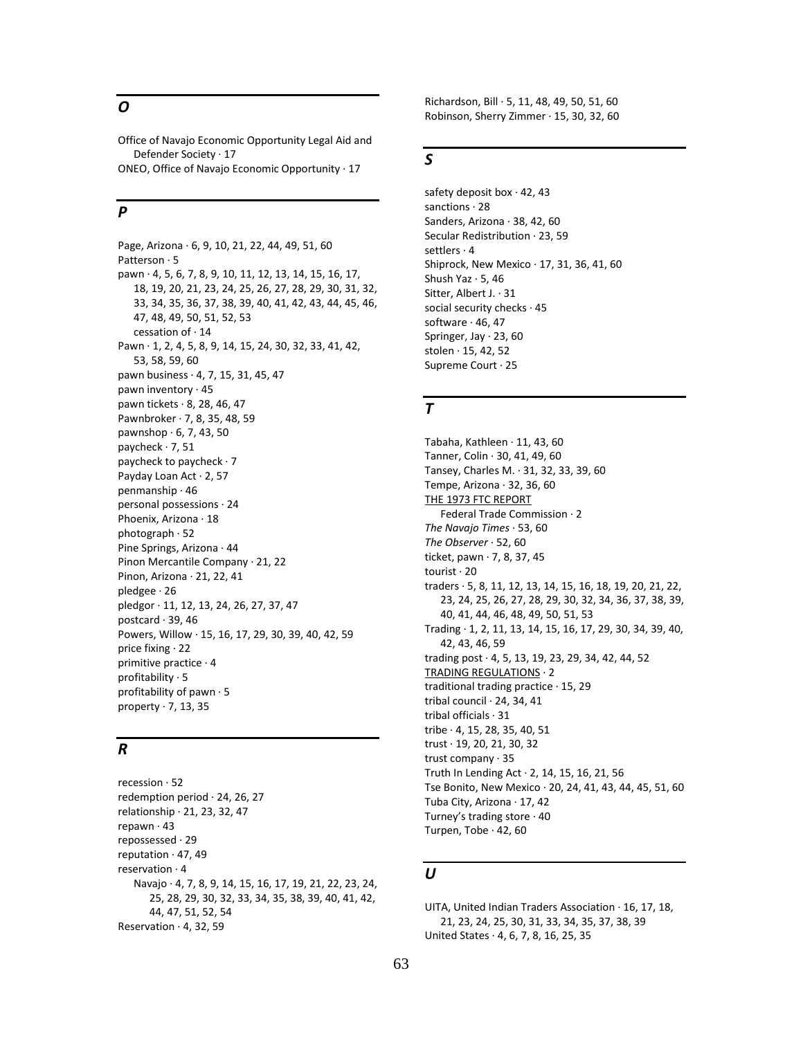## *O*

Office of Navajo Economic Opportunity Legal Aid and Defender Society · 17
ONEO, Office of Navajo Economic Opportunity · 17

## *P*

Page, Arizona · 6, 9, 10, 21, 22, 44, 49, 51, 60
Patterson · 5
pawn · 4, 5, 6, 7, 8, 9, 10, 11, 12, 13, 14, 15, 16, 17, 18, 19, 20, 21, 23, 24, 25, 26, 27, 28, 29, 30, 31, 32, 33, 34, 35, 36, 37, 38, 39, 40, 41, 42, 43, 44, 45, 46, 47, 48, 49, 50, 51, 52, 53
- cessation of · 14

Pawn · 1, 2, 4, 5, 8, 9, 14, 15, 24, 30, 32, 33, 41, 42, 53, 58, 59, 60
pawn business · 4, 7, 15, 31, 45, 47
pawn inventory · 45
pawn tickets · 8, 28, 46, 47
Pawnbroker · 7, 8, 35, 48, 59
pawnshop · 6, 7, 43, 50
paycheck · 7, 51
paycheck to paycheck · 7
Payday Loan Act · 2, 57
penmanship · 46
personal possessions · 24
Phoenix, Arizona · 18
photograph · 52
Pine Springs, Arizona · 44
Pinon Mercantile Company · 21, 22
Pinon, Arizona · 21, 22, 41
pledgee · 26
pledgor · 11, 12, 13, 24, 26, 27, 37, 47
postcard · 39, 46
Powers, Willow · 15, 16, 17, 29, 30, 39, 40, 42, 59
price fixing · 22
primitive practice · 4
profitability · 5
profitability of pawn · 5
property · 7, 13, 35

## *R*

recession · 52
redemption period · 24, 26, 27
relationship · 21, 23, 32, 47
repawn · 43
repossessed · 29
reputation · 47, 49
reservation · 4
- Navajo · 4, 7, 8, 9, 14, 15, 16, 17, 19, 21, 22, 23, 24, 25, 28, 29, 30, 32, 33, 34, 35, 38, 39, 40, 41, 42, 44, 47, 51, 52, 54

Reservation · 4, 32, 59
Richardson, Bill · 5, 11, 48, 49, 50, 51, 60
Robinson, Sherry Zimmer · 15, 30, 32, 60

## *S*

safety deposit box · 42, 43
sanctions · 28
Sanders, Arizona · 38, 42, 60
Secular Redistribution · 23, 59
settlers · 4
Shiprock, New Mexico · 17, 31, 36, 41, 60
Shush Yaz · 5, 46
Sitter, Albert J. · 31
social security checks · 45
software · 46, 47
Springer, Jay · 23, 60
stolen · 15, 42, 52
Supreme Court · 25

## *T*

Tabaha, Kathleen · 11, 43, 60
Tanner, Colin · 30, 41, 49, 60
Tansey, Charles M. · 31, 32, 33, 39, 60
Tempe, Arizona · 32, 36, 60
THE 1973 FTC REPORT
- Federal Trade Commission · 2

*The Navajo Times* · 53, 60
*The Observer* · 52, 60
ticket, pawn · 7, 8, 37, 45
tourist · 20
traders · 5, 8, 11, 12, 13, 14, 15, 16, 18, 19, 20, 21, 22, 23, 24, 25, 26, 27, 28, 29, 30, 32, 34, 36, 37, 38, 39, 40, 41, 44, 46, 48, 49, 50, 51, 53
Trading · 1, 2, 11, 13, 14, 15, 16, 17, 29, 30, 34, 39, 40, 42, 43, 46, 59
trading post · 4, 5, 13, 19, 23, 29, 34, 42, 44, 52
TRADING REGULATIONS · 2
traditional trading practice · 15, 29
tribal council · 24, 34, 41
tribal officials · 31
tribe · 4, 15, 28, 35, 40, 51
trust · 19, 20, 21, 30, 32
trust company · 35
Truth In Lending Act · 2, 14, 15, 16, 21, 56
Tse Bonito, New Mexico · 20, 24, 41, 43, 44, 45, 51, 60
Tuba City, Arizona · 17, 42
Turney's trading store · 40
Turpen, Tobe · 42, 60

## *U*

UITA, United Indian Traders Association · 16, 17, 18, 21, 23, 24, 25, 30, 31, 33, 34, 35, 37, 38, 39
United States · 4, 6, 7, 8, 16, 25, 35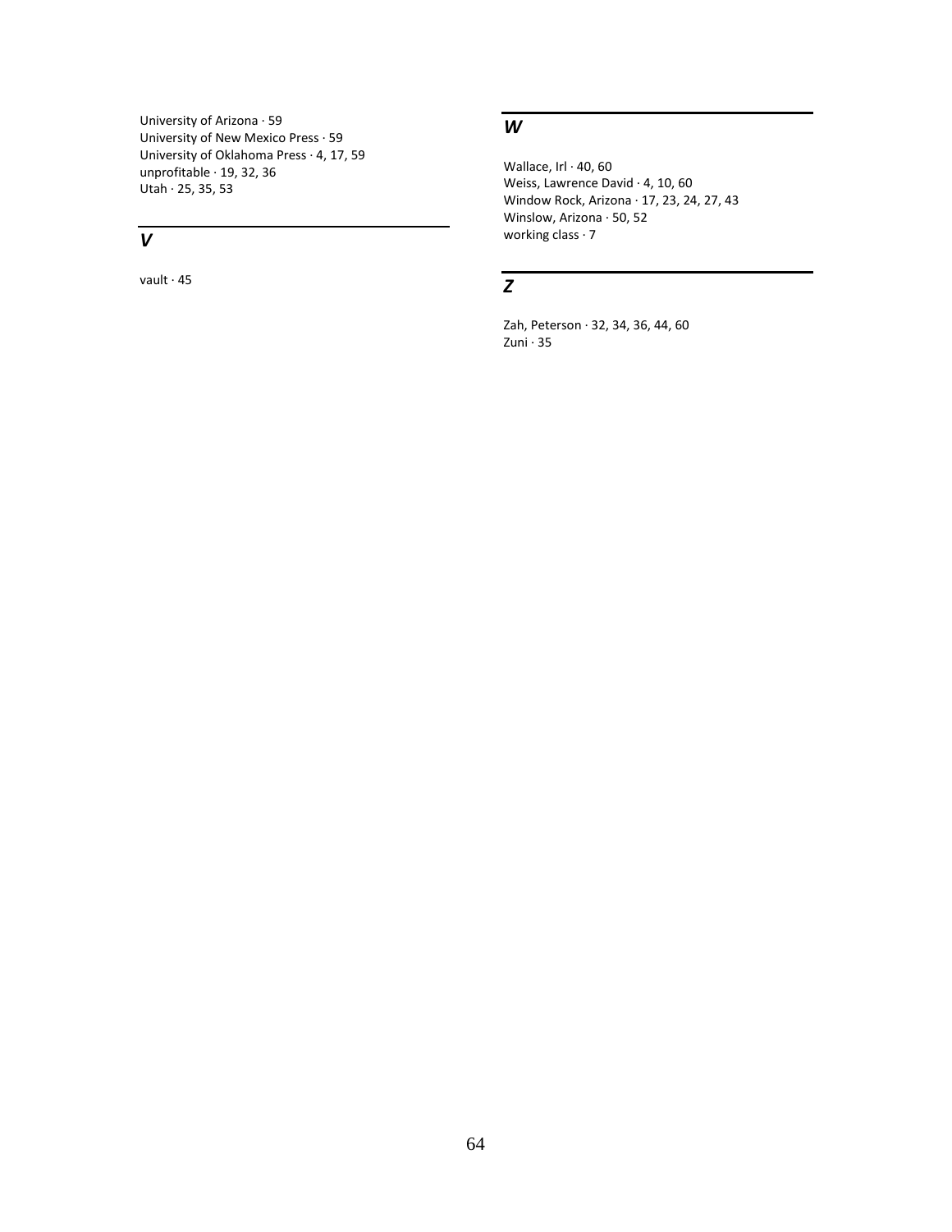University of Arizona · 59
University of New Mexico Press · 59
University of Oklahoma Press · 4, 17, 59
unprofitable · 19, 32, 36
Utah · 25, 35, 53

### *V*

vault · 45

### *W*

Wallace, Irl · 40, 60
Weiss, Lawrence David · 4, 10, 60
Window Rock, Arizona · 17, 23, 24, 27, 43
Winslow, Arizona · 50, 52
working class · 7

### *Z*

Zah, Peterson · 32, 34, 36, 44, 60
Zuni · 35